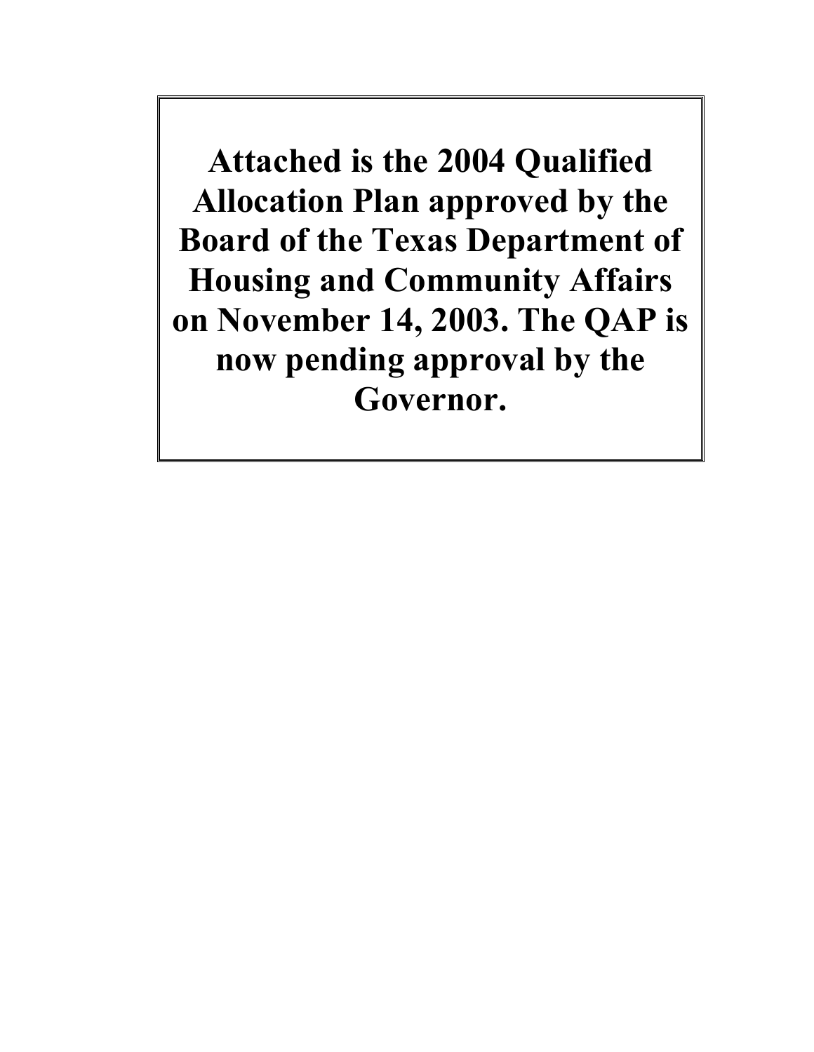**Attached is the 2004 Qualified Allocation Plan approved by the Board of the Texas Department of Housing and Community Affairs on November 14, 2003. The QAP is now pending approval by the Governor.**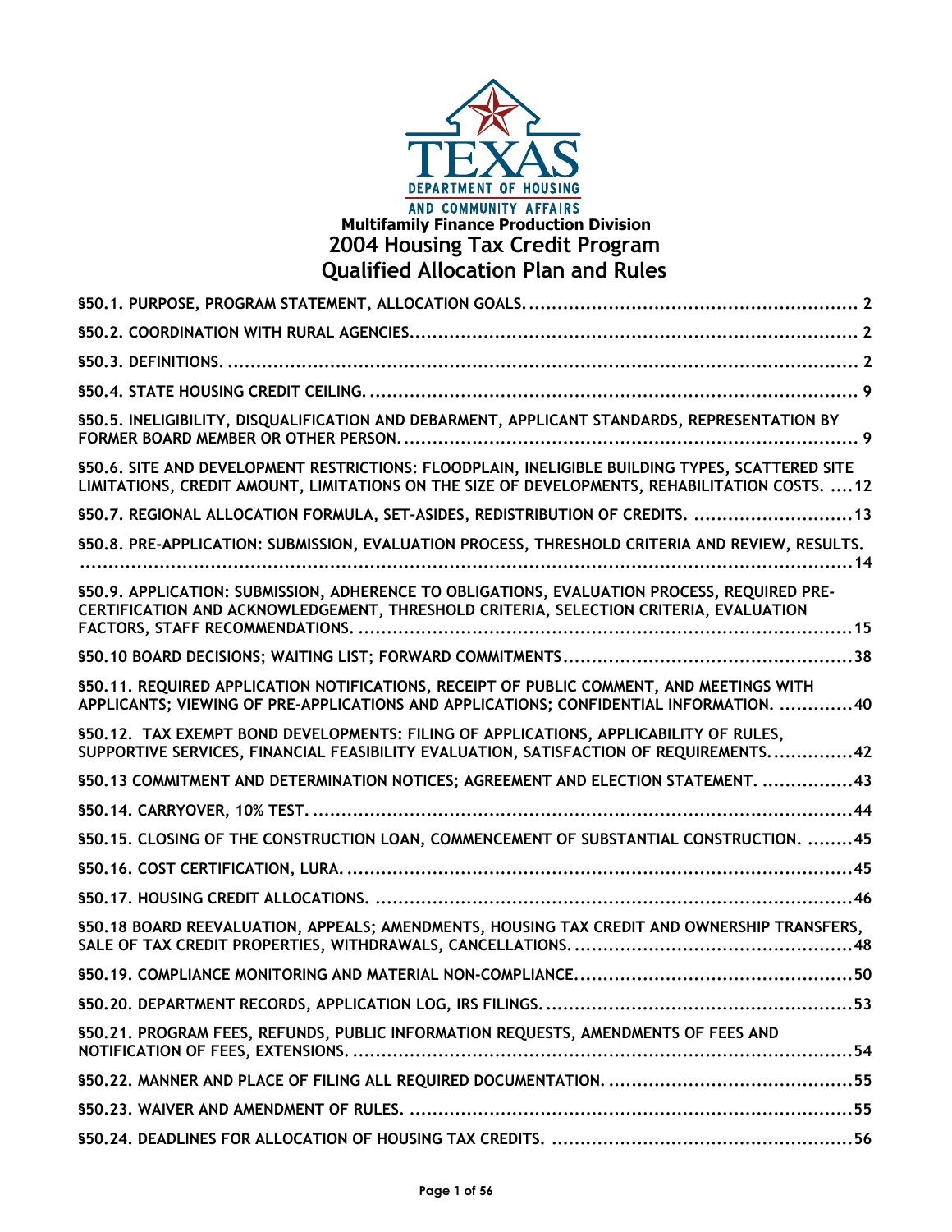**Multifamily Finance Production Division**

# 2004 Housing Tax Credit Program Qualified Allocation Plan and Rules

| Section | Page |
|---|---|
| §50.1. PURPOSE, PROGRAM STATEMENT, ALLOCATION GOALS. | 2 |
| §50.2. COORDINATION WITH RURAL AGENCIES. | 2 |
| §50.3. DEFINITIONS. | 2 |
| §50.4. STATE HOUSING CREDIT CEILING. | 9 |
| §50.5. INELIGIBILITY, DISQUALIFICATION AND DEBARMENT, APPLICANT STANDARDS, REPRESENTATION BY FORMER BOARD MEMBER OR OTHER PERSON. | 9 |
| §50.6. SITE AND DEVELOPMENT RESTRICTIONS: FLOODPLAIN, INELIGIBLE BUILDING TYPES, SCATTERED SITE LIMITATIONS, CREDIT AMOUNT, LIMITATIONS ON THE SIZE OF DEVELOPMENTS, REHABILITATION COSTS. | 12 |
| §50.7. REGIONAL ALLOCATION FORMULA, SET-ASIDES, REDISTRIBUTION OF CREDITS. | 13 |
| §50.8. PRE-APPLICATION: SUBMISSION, EVALUATION PROCESS, THRESHOLD CRITERIA AND REVIEW, RESULTS. | 14 |
| §50.9. APPLICATION: SUBMISSION, ADHERENCE TO OBLIGATIONS, EVALUATION PROCESS, REQUIRED PRE-CERTIFICATION AND ACKNOWLEDGEMENT, THRESHOLD CRITERIA, SELECTION CRITERIA, EVALUATION FACTORS, STAFF RECOMMENDATIONS. | 15 |
| §50.10 BOARD DECISIONS; WAITING LIST; FORWARD COMMITMENTS | 38 |
| §50.11. REQUIRED APPLICATION NOTIFICATIONS, RECEIPT OF PUBLIC COMMENT, AND MEETINGS WITH APPLICANTS; VIEWING OF PRE-APPLICATIONS AND APPLICATIONS; CONFIDENTIAL INFORMATION. | 40 |
| §50.12. TAX EXEMPT BOND DEVELOPMENTS: FILING OF APPLICATIONS, APPLICABILITY OF RULES, SUPPORTIVE SERVICES, FINANCIAL FEASIBILITY EVALUATION, SATISFACTION OF REQUIREMENTS. | 42 |
| §50.13 COMMITMENT AND DETERMINATION NOTICES; AGREEMENT AND ELECTION STATEMENT. | 43 |
| §50.14. CARRYOVER, 10% TEST. | 44 |
| §50.15. CLOSING OF THE CONSTRUCTION LOAN, COMMENCEMENT OF SUBSTANTIAL CONSTRUCTION. | 45 |
| §50.16. COST CERTIFICATION, LURA. | 45 |
| §50.17. HOUSING CREDIT ALLOCATIONS. | 46 |
| §50.18 BOARD REEVALUATION, APPEALS; AMENDMENTS, HOUSING TAX CREDIT AND OWNERSHIP TRANSFERS, SALE OF TAX CREDIT PROPERTIES, WITHDRAWALS, CANCELLATIONS. | 48 |
| §50.19. COMPLIANCE MONITORING AND MATERIAL NON-COMPLIANCE. | 50 |
| §50.20. DEPARTMENT RECORDS, APPLICATION LOG, IRS FILINGS. | 53 |
| §50.21. PROGRAM FEES, REFUNDS, PUBLIC INFORMATION REQUESTS, AMENDMENTS OF FEES AND NOTIFICATION OF FEES, EXTENSIONS. | 54 |
| §50.22. MANNER AND PLACE OF FILING ALL REQUIRED DOCUMENTATION. | 55 |
| §50.23. WAIVER AND AMENDMENT OF RULES. | 55 |
| §50.24. DEADLINES FOR ALLOCATION OF HOUSING TAX CREDITS. | 56 |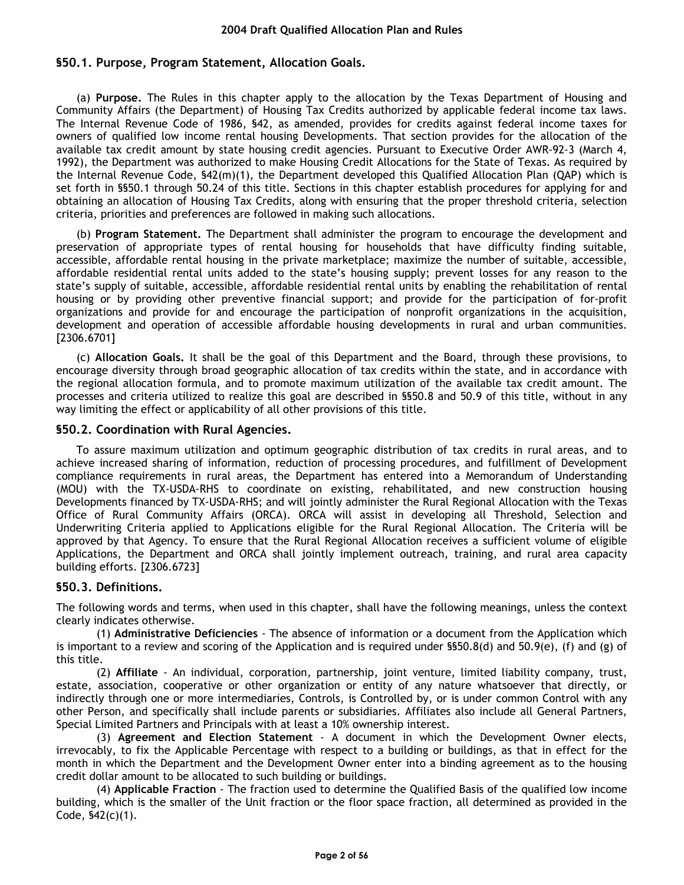## §50.1. Purpose, Program Statement, Allocation Goals.

(a) **Purpose.** The Rules in this chapter apply to the allocation by the Texas Department of Housing and Community Affairs (the Department) of Housing Tax Credits authorized by applicable federal income tax laws. The Internal Revenue Code of 1986, §42, as amended, provides for credits against federal income taxes for owners of qualified low income rental housing Developments. That section provides for the allocation of the available tax credit amount by state housing credit agencies. Pursuant to Executive Order AWR-92-3 (March 4, 1992), the Department was authorized to make Housing Credit Allocations for the State of Texas. As required by the Internal Revenue Code, §42(m)(1), the Department developed this Qualified Allocation Plan (QAP) which is set forth in §§50.1 through 50.24 of this title. Sections in this chapter establish procedures for applying for and obtaining an allocation of Housing Tax Credits, along with ensuring that the proper threshold criteria, selection criteria, priorities and preferences are followed in making such allocations.

(b) **Program Statement.** The Department shall administer the program to encourage the development and preservation of appropriate types of rental housing for households that have difficulty finding suitable, accessible, affordable rental housing in the private marketplace; maximize the number of suitable, accessible, affordable residential rental units added to the state's housing supply; prevent losses for any reason to the state's supply of suitable, accessible, affordable residential rental units by enabling the rehabilitation of rental housing or by providing other preventive financial support; and provide for the participation of for-profit organizations and provide for and encourage the participation of nonprofit organizations in the acquisition, development and operation of accessible affordable housing developments in rural and urban communities. [2306.6701]

(c) **Allocation Goals.** It shall be the goal of this Department and the Board, through these provisions, to encourage diversity through broad geographic allocation of tax credits within the state, and in accordance with the regional allocation formula, and to promote maximum utilization of the available tax credit amount. The processes and criteria utilized to realize this goal are described in §§50.8 and 50.9 of this title, without in any way limiting the effect or applicability of all other provisions of this title.

## §50.2. Coordination with Rural Agencies.

To assure maximum utilization and optimum geographic distribution of tax credits in rural areas, and to achieve increased sharing of information, reduction of processing procedures, and fulfillment of Development compliance requirements in rural areas, the Department has entered into a Memorandum of Understanding (MOU) with the TX-USDA-RHS to coordinate on existing, rehabilitated, and new construction housing Developments financed by TX-USDA-RHS; and will jointly administer the Rural Regional Allocation with the Texas Office of Rural Community Affairs (ORCA). ORCA will assist in developing all Threshold, Selection and Underwriting Criteria applied to Applications eligible for the Rural Regional Allocation. The Criteria will be approved by that Agency. To ensure that the Rural Regional Allocation receives a sufficient volume of eligible Applications, the Department and ORCA shall jointly implement outreach, training, and rural area capacity building efforts. [2306.6723]

## §50.3. Definitions.

The following words and terms, when used in this chapter, shall have the following meanings, unless the context clearly indicates otherwise.

(1) **Administrative Deficiencies** - The absence of information or a document from the Application which is important to a review and scoring of the Application and is required under §§50.8(d) and 50.9(e), (f) and (g) of this title.

(2) **Affiliate** - An individual, corporation, partnership, joint venture, limited liability company, trust, estate, association, cooperative or other organization or entity of any nature whatsoever that directly, or indirectly through one or more intermediaries, Controls, is Controlled by, or is under common Control with any other Person, and specifically shall include parents or subsidiaries. Affiliates also include all General Partners, Special Limited Partners and Principals with at least a 10% ownership interest.

(3) **Agreement and Election Statement** - A document in which the Development Owner elects, irrevocably, to fix the Applicable Percentage with respect to a building or buildings, as that in effect for the month in which the Department and the Development Owner enter into a binding agreement as to the housing credit dollar amount to be allocated to such building or buildings.

(4) **Applicable Fraction** - The fraction used to determine the Qualified Basis of the qualified low income building, which is the smaller of the Unit fraction or the floor space fraction, all determined as provided in the Code, §42(c)(1).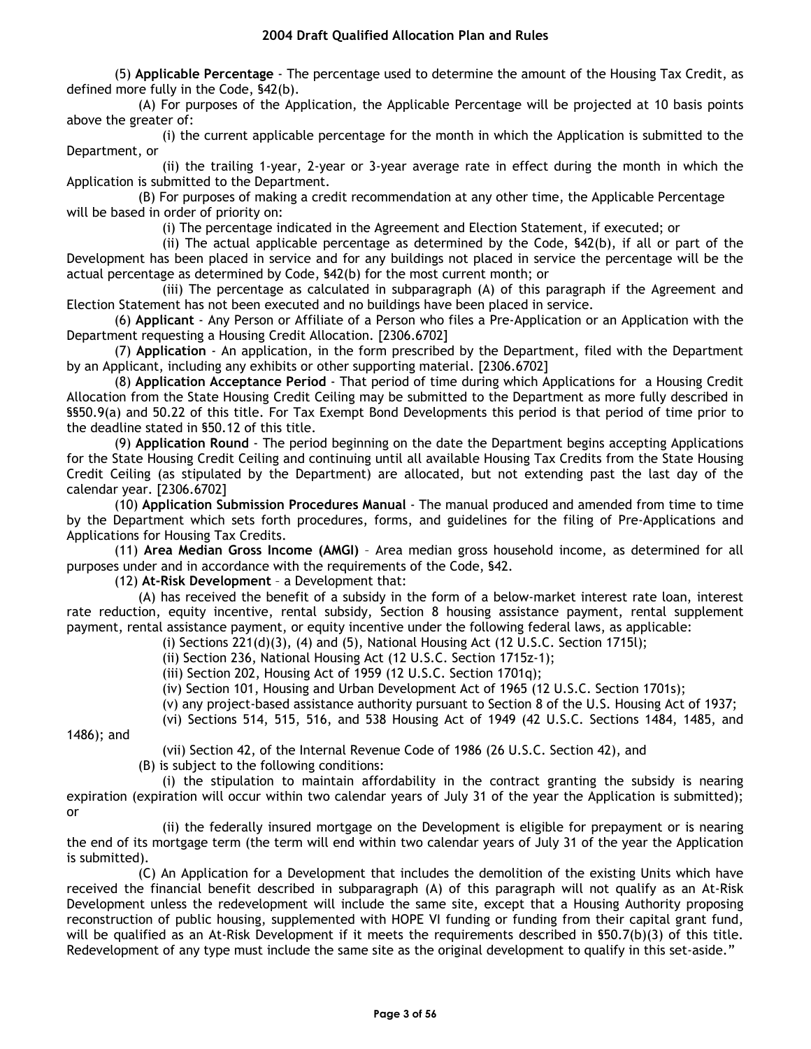(5) **Applicable Percentage** - The percentage used to determine the amount of the Housing Tax Credit, as defined more fully in the Code, §42(b).

(A) For purposes of the Application, the Applicable Percentage will be projected at 10 basis points above the greater of:

(i) the current applicable percentage for the month in which the Application is submitted to the Department, or

(ii) the trailing 1-year, 2-year or 3-year average rate in effect during the month in which the Application is submitted to the Department.

(B) For purposes of making a credit recommendation at any other time, the Applicable Percentage will be based in order of priority on:

(i) The percentage indicated in the Agreement and Election Statement, if executed; or

(ii) The actual applicable percentage as determined by the Code, §42(b), if all or part of the Development has been placed in service and for any buildings not placed in service the percentage will be the actual percentage as determined by Code, §42(b) for the most current month; or

(iii) The percentage as calculated in subparagraph (A) of this paragraph if the Agreement and Election Statement has not been executed and no buildings have been placed in service.

(6) **Applicant** - Any Person or Affiliate of a Person who files a Pre-Application or an Application with the Department requesting a Housing Credit Allocation. [2306.6702]

(7) **Application** - An application, in the form prescribed by the Department, filed with the Department by an Applicant, including any exhibits or other supporting material. [2306.6702]

(8) **Application Acceptance Period** - That period of time during which Applications for a Housing Credit Allocation from the State Housing Credit Ceiling may be submitted to the Department as more fully described in §§50.9(a) and 50.22 of this title. For Tax Exempt Bond Developments this period is that period of time prior to the deadline stated in §50.12 of this title.

(9) **Application Round** - The period beginning on the date the Department begins accepting Applications for the State Housing Credit Ceiling and continuing until all available Housing Tax Credits from the State Housing Credit Ceiling (as stipulated by the Department) are allocated, but not extending past the last day of the calendar year. [2306.6702]

(10) **Application Submission Procedures Manual** - The manual produced and amended from time to time by the Department which sets forth procedures, forms, and guidelines for the filing of Pre-Applications and Applications for Housing Tax Credits.

(11) **Area Median Gross Income (AMGI)** – Area median gross household income, as determined for all purposes under and in accordance with the requirements of the Code, §42.

(12) **At-Risk Development** – a Development that:

(A) has received the benefit of a subsidy in the form of a below-market interest rate loan, interest rate reduction, equity incentive, rental subsidy, Section 8 housing assistance payment, rental supplement payment, rental assistance payment, or equity incentive under the following federal laws, as applicable:

(i) Sections 221(d)(3), (4) and (5), National Housing Act (12 U.S.C. Section 1715l);

(ii) Section 236, National Housing Act (12 U.S.C. Section 1715z-1);

(iii) Section 202, Housing Act of 1959 (12 U.S.C. Section 1701q);

(iv) Section 101, Housing and Urban Development Act of 1965 (12 U.S.C. Section 1701s);

(v) any project-based assistance authority pursuant to Section 8 of the U.S. Housing Act of 1937;

(vi) Sections 514, 515, 516, and 538 Housing Act of 1949 (42 U.S.C. Sections 1484, 1485, and 1486); and

(vii) Section 42, of the Internal Revenue Code of 1986 (26 U.S.C. Section 42), and

(B) is subject to the following conditions:

(i) the stipulation to maintain affordability in the contract granting the subsidy is nearing expiration (expiration will occur within two calendar years of July 31 of the year the Application is submitted); or

(ii) the federally insured mortgage on the Development is eligible for prepayment or is nearing the end of its mortgage term (the term will end within two calendar years of July 31 of the year the Application is submitted).

(C) An Application for a Development that includes the demolition of the existing Units which have received the financial benefit described in subparagraph (A) of this paragraph will not qualify as an At-Risk Development unless the redevelopment will include the same site, except that a Housing Authority proposing reconstruction of public housing, supplemented with HOPE VI funding or funding from their capital grant fund, will be qualified as an At-Risk Development if it meets the requirements described in §50.7(b)(3) of this title. Redevelopment of any type must include the same site as the original development to qualify in this set-aside."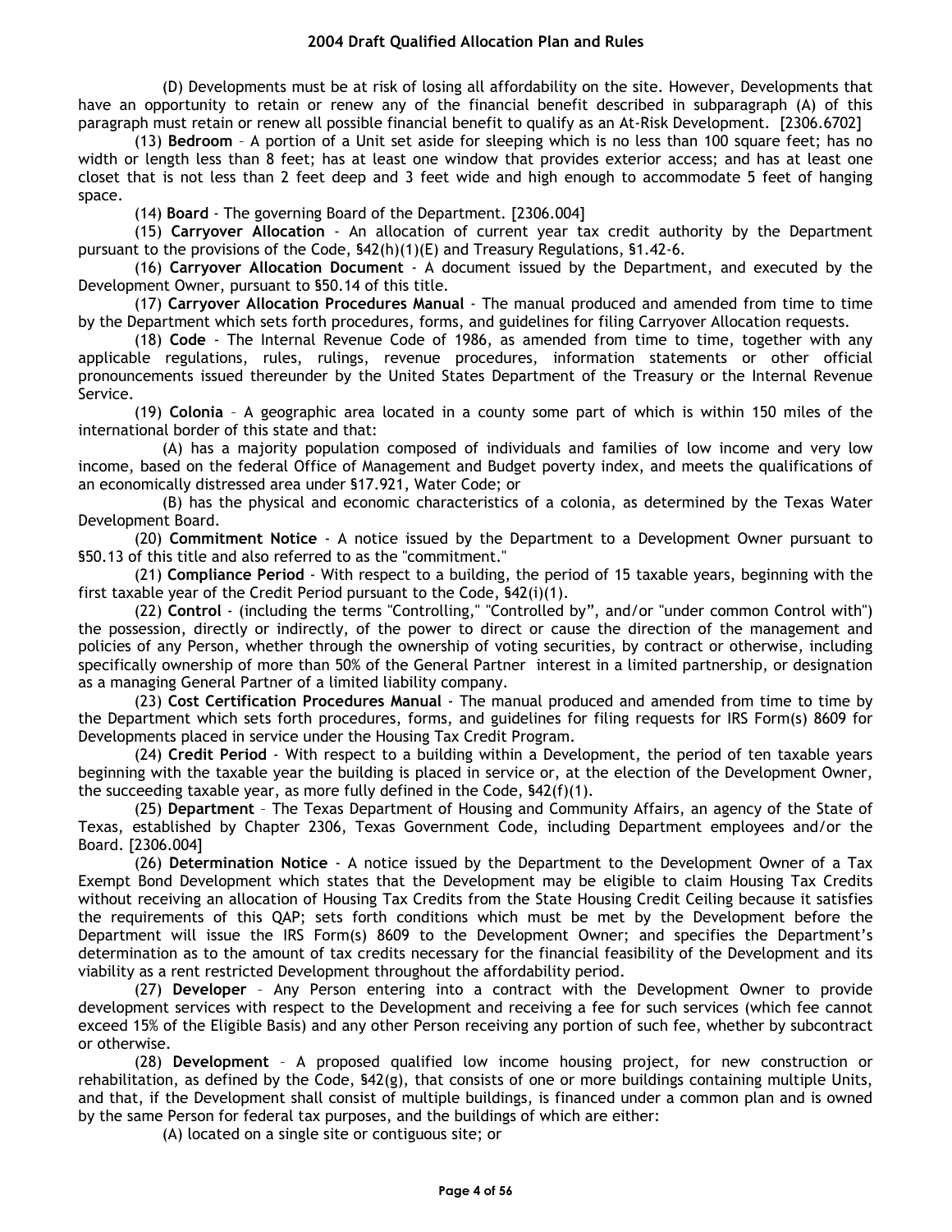(D) Developments must be at risk of losing all affordability on the site. However, Developments that have an opportunity to retain or renew any of the financial benefit described in subparagraph (A) of this paragraph must retain or renew all possible financial benefit to qualify as an At-Risk Development. [2306.6702]

(13) **Bedroom** – A portion of a Unit set aside for sleeping which is no less than 100 square feet; has no width or length less than 8 feet; has at least one window that provides exterior access; and has at least one closet that is not less than 2 feet deep and 3 feet wide and high enough to accommodate 5 feet of hanging space.

(14) **Board** - The governing Board of the Department. [2306.004]

(15) **Carryover Allocation** - An allocation of current year tax credit authority by the Department pursuant to the provisions of the Code, §42(h)(1)(E) and Treasury Regulations, §1.42-6.

(16) **Carryover Allocation Document** - A document issued by the Department, and executed by the Development Owner, pursuant to §50.14 of this title.

(17) **Carryover Allocation Procedures Manual** - The manual produced and amended from time to time by the Department which sets forth procedures, forms, and guidelines for filing Carryover Allocation requests.

(18) **Code** - The Internal Revenue Code of 1986, as amended from time to time, together with any applicable regulations, rules, rulings, revenue procedures, information statements or other official pronouncements issued thereunder by the United States Department of the Treasury or the Internal Revenue Service.

(19) **Colonia** – A geographic area located in a county some part of which is within 150 miles of the international border of this state and that:

(A) has a majority population composed of individuals and families of low income and very low income, based on the federal Office of Management and Budget poverty index, and meets the qualifications of an economically distressed area under §17.921, Water Code; or

(B) has the physical and economic characteristics of a colonia, as determined by the Texas Water Development Board.

(20) **Commitment Notice** - A notice issued by the Department to a Development Owner pursuant to §50.13 of this title and also referred to as the "commitment."

(21) **Compliance Period** - With respect to a building, the period of 15 taxable years, beginning with the first taxable year of the Credit Period pursuant to the Code, §42(i)(1).

(22) **Control** - (including the terms "Controlling," "Controlled by", and/or "under common Control with") the possession, directly or indirectly, of the power to direct or cause the direction of the management and policies of any Person, whether through the ownership of voting securities, by contract or otherwise, including specifically ownership of more than 50% of the General Partner interest in a limited partnership, or designation as a managing General Partner of a limited liability company.

(23) **Cost Certification Procedures Manual** - The manual produced and amended from time to time by the Department which sets forth procedures, forms, and guidelines for filing requests for IRS Form(s) 8609 for Developments placed in service under the Housing Tax Credit Program.

(24) **Credit Period** - With respect to a building within a Development, the period of ten taxable years beginning with the taxable year the building is placed in service or, at the election of the Development Owner, the succeeding taxable year, as more fully defined in the Code, §42(f)(1).

(25) **Department** – The Texas Department of Housing and Community Affairs, an agency of the State of Texas, established by Chapter 2306, Texas Government Code, including Department employees and/or the Board. [2306.004]

(26) **Determination Notice** - A notice issued by the Department to the Development Owner of a Tax Exempt Bond Development which states that the Development may be eligible to claim Housing Tax Credits without receiving an allocation of Housing Tax Credits from the State Housing Credit Ceiling because it satisfies the requirements of this QAP; sets forth conditions which must be met by the Development before the Department will issue the IRS Form(s) 8609 to the Development Owner; and specifies the Department's determination as to the amount of tax credits necessary for the financial feasibility of the Development and its viability as a rent restricted Development throughout the affordability period.

(27) **Developer** – Any Person entering into a contract with the Development Owner to provide development services with respect to the Development and receiving a fee for such services (which fee cannot exceed 15% of the Eligible Basis) and any other Person receiving any portion of such fee, whether by subcontract or otherwise.

(28) **Development** – A proposed qualified low income housing project, for new construction or rehabilitation, as defined by the Code, §42(g), that consists of one or more buildings containing multiple Units, and that, if the Development shall consist of multiple buildings, is financed under a common plan and is owned by the same Person for federal tax purposes, and the buildings of which are either:

(A) located on a single site or contiguous site; or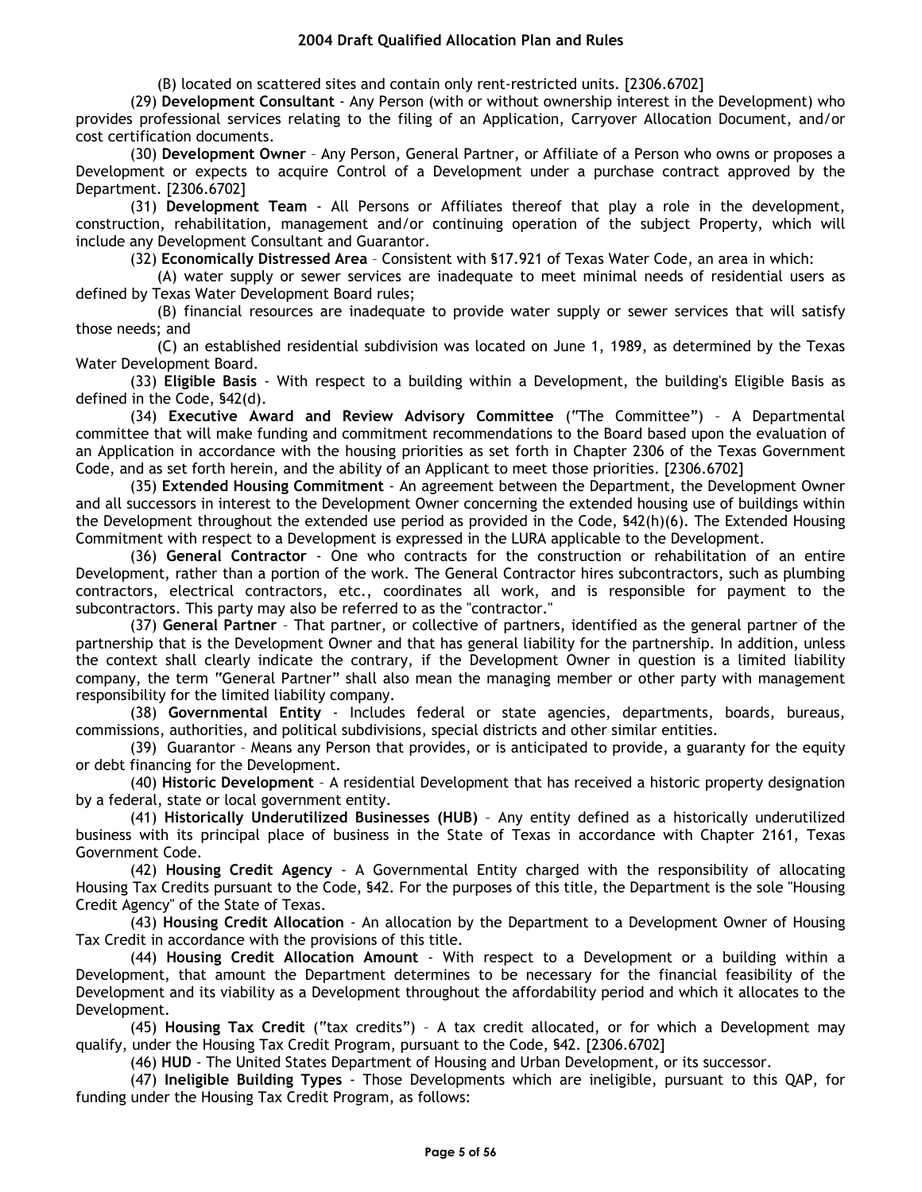(B) located on scattered sites and contain only rent-restricted units. [2306.6702]

(29) **Development Consultant** - Any Person (with or without ownership interest in the Development) who provides professional services relating to the filing of an Application, Carryover Allocation Document, and/or cost certification documents.

(30) **Development Owner** – Any Person, General Partner, or Affiliate of a Person who owns or proposes a Development or expects to acquire Control of a Development under a purchase contract approved by the Department. [2306.6702]

(31) **Development Team** - All Persons or Affiliates thereof that play a role in the development, construction, rehabilitation, management and/or continuing operation of the subject Property, which will include any Development Consultant and Guarantor.

(32) **Economically Distressed Area** – Consistent with §17.921 of Texas Water Code, an area in which:

(A) water supply or sewer services are inadequate to meet minimal needs of residential users as defined by Texas Water Development Board rules;

(B) financial resources are inadequate to provide water supply or sewer services that will satisfy those needs; and

(C) an established residential subdivision was located on June 1, 1989, as determined by the Texas Water Development Board.

(33) **Eligible Basis** - With respect to a building within a Development, the building's Eligible Basis as defined in the Code, §42(d).

(34) **Executive Award and Review Advisory Committee** ("The Committee") – A Departmental committee that will make funding and commitment recommendations to the Board based upon the evaluation of an Application in accordance with the housing priorities as set forth in Chapter 2306 of the Texas Government Code, and as set forth herein, and the ability of an Applicant to meet those priorities. [2306.6702]

(35) **Extended Housing Commitment** - An agreement between the Department, the Development Owner and all successors in interest to the Development Owner concerning the extended housing use of buildings within the Development throughout the extended use period as provided in the Code, §42(h)(6). The Extended Housing Commitment with respect to a Development is expressed in the LURA applicable to the Development.

(36) **General Contractor** - One who contracts for the construction or rehabilitation of an entire Development, rather than a portion of the work. The General Contractor hires subcontractors, such as plumbing contractors, electrical contractors, etc., coordinates all work, and is responsible for payment to the subcontractors. This party may also be referred to as the "contractor."

(37) **General Partner** – That partner, or collective of partners, identified as the general partner of the partnership that is the Development Owner and that has general liability for the partnership. In addition, unless the context shall clearly indicate the contrary, if the Development Owner in question is a limited liability company, the term "General Partner" shall also mean the managing member or other party with management responsibility for the limited liability company.

(38) **Governmental Entity** - Includes federal or state agencies, departments, boards, bureaus, commissions, authorities, and political subdivisions, special districts and other similar entities.

(39) Guarantor – Means any Person that provides, or is anticipated to provide, a guaranty for the equity or debt financing for the Development.

(40) **Historic Development** – A residential Development that has received a historic property designation by a federal, state or local government entity.

(41) **Historically Underutilized Businesses (HUB)** – Any entity defined as a historically underutilized business with its principal place of business in the State of Texas in accordance with Chapter 2161, Texas Government Code.

(42) **Housing Credit Agency** - A Governmental Entity charged with the responsibility of allocating Housing Tax Credits pursuant to the Code, §42. For the purposes of this title, the Department is the sole "Housing Credit Agency" of the State of Texas.

(43) **Housing Credit Allocation** - An allocation by the Department to a Development Owner of Housing Tax Credit in accordance with the provisions of this title.

(44) **Housing Credit Allocation Amount** - With respect to a Development or a building within a Development, that amount the Department determines to be necessary for the financial feasibility of the Development and its viability as a Development throughout the affordability period and which it allocates to the Development.

(45) **Housing Tax Credit** ("tax credits") – A tax credit allocated, or for which a Development may qualify, under the Housing Tax Credit Program, pursuant to the Code, §42. [2306.6702]

(46) **HUD** - The United States Department of Housing and Urban Development, or its successor.

(47) **Ineligible Building Types** - Those Developments which are ineligible, pursuant to this QAP, for funding under the Housing Tax Credit Program, as follows: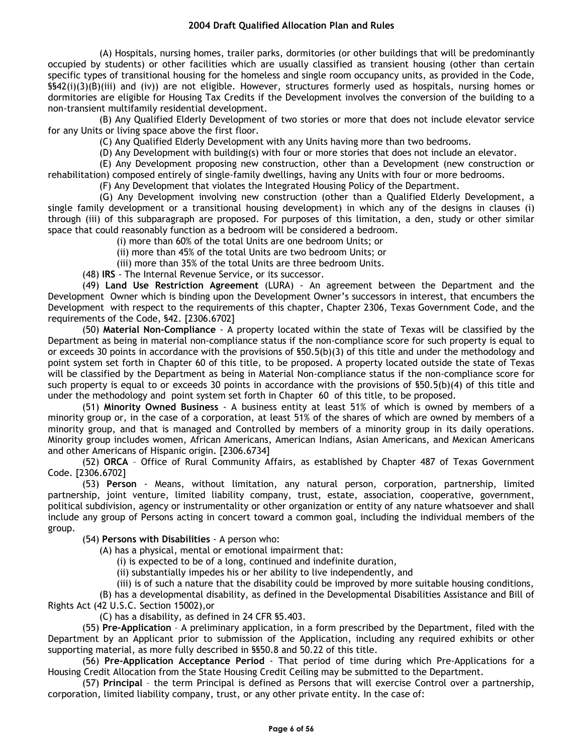(A) Hospitals, nursing homes, trailer parks, dormitories (or other buildings that will be predominantly occupied by students) or other facilities which are usually classified as transient housing (other than certain specific types of transitional housing for the homeless and single room occupancy units, as provided in the Code, §§42(i)(3)(B)(iii) and (iv)) are not eligible. However, structures formerly used as hospitals, nursing homes or dormitories are eligible for Housing Tax Credits if the Development involves the conversion of the building to a non-transient multifamily residential development.

(B) Any Qualified Elderly Development of two stories or more that does not include elevator service for any Units or living space above the first floor.

(C) Any Qualified Elderly Development with any Units having more than two bedrooms.

(D) Any Development with building(s) with four or more stories that does not include an elevator.

(E) Any Development proposing new construction, other than a Development (new construction or rehabilitation) composed entirely of single-family dwellings, having any Units with four or more bedrooms.

(F) Any Development that violates the Integrated Housing Policy of the Department.

(G) Any Development involving new construction (other than a Qualified Elderly Development, a single family development or a transitional housing development) in which any of the designs in clauses (i) through (iii) of this subparagraph are proposed. For purposes of this limitation, a den, study or other similar space that could reasonably function as a bedroom will be considered a bedroom.

(i) more than 60% of the total Units are one bedroom Units; or

(ii) more than 45% of the total Units are two bedroom Units; or

(iii) more than 35% of the total Units are three bedroom Units.

(48) **IRS** - The Internal Revenue Service, or its successor.

(49) **Land Use Restriction Agreement** (LURA) - An agreement between the Department and the Development Owner which is binding upon the Development Owner's successors in interest, that encumbers the Development with respect to the requirements of this chapter, Chapter 2306, Texas Government Code, and the requirements of the Code, §42. [2306.6702]

(50) **Material Non-Compliance** - A property located within the state of Texas will be classified by the Department as being in material non-compliance status if the non-compliance score for such property is equal to or exceeds 30 points in accordance with the provisions of §50.5(b)(3) of this title and under the methodology and point system set forth in Chapter 60 of this title, to be proposed. A property located outside the state of Texas will be classified by the Department as being in Material Non-compliance status if the non-compliance score for such property is equal to or exceeds 30 points in accordance with the provisions of §50.5(b)(4) of this title and under the methodology and point system set forth in Chapter 60 of this title, to be proposed.

(51) **Minority Owned Business** - A business entity at least 51% of which is owned by members of a minority group or, in the case of a corporation, at least 51% of the shares of which are owned by members of a minority group, and that is managed and Controlled by members of a minority group in its daily operations. Minority group includes women, African Americans, American Indians, Asian Americans, and Mexican Americans and other Americans of Hispanic origin. [2306.6734]

(52) **ORCA** – Office of Rural Community Affairs, as established by Chapter 487 of Texas Government Code. [2306.6702]

(53) **Person** - Means, without limitation, any natural person, corporation, partnership, limited partnership, joint venture, limited liability company, trust, estate, association, cooperative, government, political subdivision, agency or instrumentality or other organization or entity of any nature whatsoever and shall include any group of Persons acting in concert toward a common goal, including the individual members of the group.

(54) **Persons with Disabilities** - A person who:

(A) has a physical, mental or emotional impairment that:

(i) is expected to be of a long, continued and indefinite duration,

(ii) substantially impedes his or her ability to live independently, and

(iii) is of such a nature that the disability could be improved by more suitable housing conditions,

(B) has a developmental disability, as defined in the Developmental Disabilities Assistance and Bill of Rights Act (42 U.S.C. Section 15002),or

(C) has a disability, as defined in 24 CFR §5.403.

(55) **Pre-Application** – A preliminary application, in a form prescribed by the Department, filed with the Department by an Applicant prior to submission of the Application, including any required exhibits or other supporting material, as more fully described in §§50.8 and 50.22 of this title.

(56) **Pre-Application Acceptance Period** - That period of time during which Pre-Applications for a Housing Credit Allocation from the State Housing Credit Ceiling may be submitted to the Department.

(57) **Principal** – the term Principal is defined as Persons that will exercise Control over a partnership, corporation, limited liability company, trust, or any other private entity. In the case of: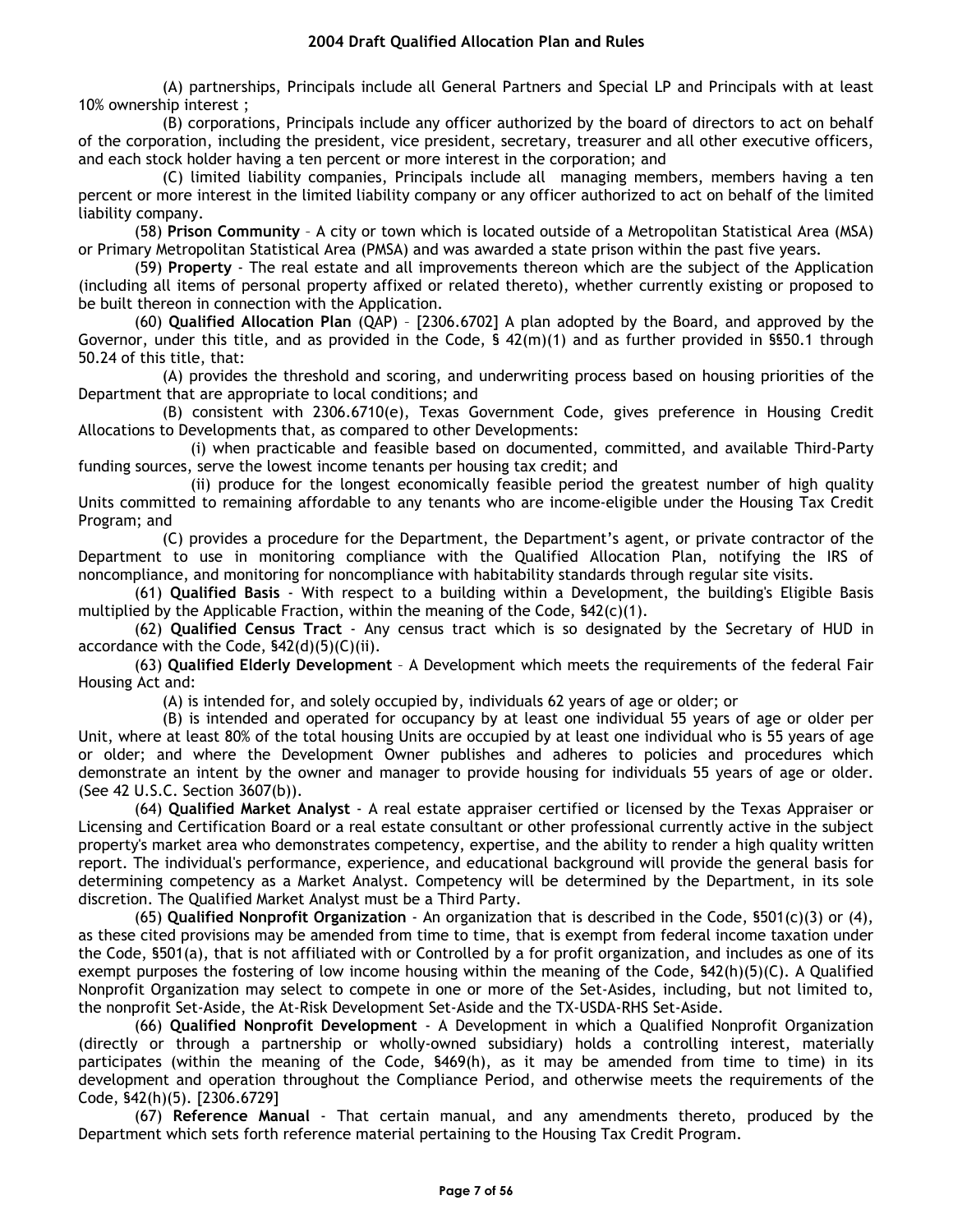(A) partnerships, Principals include all General Partners and Special LP and Principals with at least 10% ownership interest ;

(B) corporations, Principals include any officer authorized by the board of directors to act on behalf of the corporation, including the president, vice president, secretary, treasurer and all other executive officers, and each stock holder having a ten percent or more interest in the corporation; and

(C) limited liability companies, Principals include all managing members, members having a ten percent or more interest in the limited liability company or any officer authorized to act on behalf of the limited liability company.

(58) **Prison Community** – A city or town which is located outside of a Metropolitan Statistical Area (MSA) or Primary Metropolitan Statistical Area (PMSA) and was awarded a state prison within the past five years.

(59) **Property** - The real estate and all improvements thereon which are the subject of the Application (including all items of personal property affixed or related thereto), whether currently existing or proposed to be built thereon in connection with the Application.

(60) **Qualified Allocation Plan** (QAP) – [2306.6702] A plan adopted by the Board, and approved by the Governor, under this title, and as provided in the Code, § 42(m)(1) and as further provided in §§50.1 through 50.24 of this title, that:

(A) provides the threshold and scoring, and underwriting process based on housing priorities of the Department that are appropriate to local conditions; and

(B) consistent with 2306.6710(e), Texas Government Code, gives preference in Housing Credit Allocations to Developments that, as compared to other Developments:

(i) when practicable and feasible based on documented, committed, and available Third-Party funding sources, serve the lowest income tenants per housing tax credit; and

(ii) produce for the longest economically feasible period the greatest number of high quality Units committed to remaining affordable to any tenants who are income-eligible under the Housing Tax Credit Program; and

(C) provides a procedure for the Department, the Department's agent, or private contractor of the Department to use in monitoring compliance with the Qualified Allocation Plan, notifying the IRS of noncompliance, and monitoring for noncompliance with habitability standards through regular site visits.

(61) **Qualified Basis** - With respect to a building within a Development, the building's Eligible Basis multiplied by the Applicable Fraction, within the meaning of the Code, §42(c)(1).

(62) **Qualified Census Tract** - Any census tract which is so designated by the Secretary of HUD in accordance with the Code, §42(d)(5)(C)(ii).

(63) **Qualified Elderly Development** – A Development which meets the requirements of the federal Fair Housing Act and:

(A) is intended for, and solely occupied by, individuals 62 years of age or older; or

(B) is intended and operated for occupancy by at least one individual 55 years of age or older per Unit, where at least 80% of the total housing Units are occupied by at least one individual who is 55 years of age or older; and where the Development Owner publishes and adheres to policies and procedures which demonstrate an intent by the owner and manager to provide housing for individuals 55 years of age or older. (See 42 U.S.C. Section 3607(b)).

(64) **Qualified Market Analyst** - A real estate appraiser certified or licensed by the Texas Appraiser or Licensing and Certification Board or a real estate consultant or other professional currently active in the subject property's market area who demonstrates competency, expertise, and the ability to render a high quality written report. The individual's performance, experience, and educational background will provide the general basis for determining competency as a Market Analyst. Competency will be determined by the Department, in its sole discretion. The Qualified Market Analyst must be a Third Party.

(65) **Qualified Nonprofit Organization** - An organization that is described in the Code, §501(c)(3) or (4), as these cited provisions may be amended from time to time, that is exempt from federal income taxation under the Code, §501(a), that is not affiliated with or Controlled by a for profit organization, and includes as one of its exempt purposes the fostering of low income housing within the meaning of the Code, §42(h)(5)(C). A Qualified Nonprofit Organization may select to compete in one or more of the Set-Asides, including, but not limited to, the nonprofit Set-Aside, the At-Risk Development Set-Aside and the TX-USDA-RHS Set-Aside.

(66) **Qualified Nonprofit Development** - A Development in which a Qualified Nonprofit Organization (directly or through a partnership or wholly-owned subsidiary) holds a controlling interest, materially participates (within the meaning of the Code, §469(h), as it may be amended from time to time) in its development and operation throughout the Compliance Period, and otherwise meets the requirements of the Code, §42(h)(5). [2306.6729]

(67) **Reference Manual** - That certain manual, and any amendments thereto, produced by the Department which sets forth reference material pertaining to the Housing Tax Credit Program.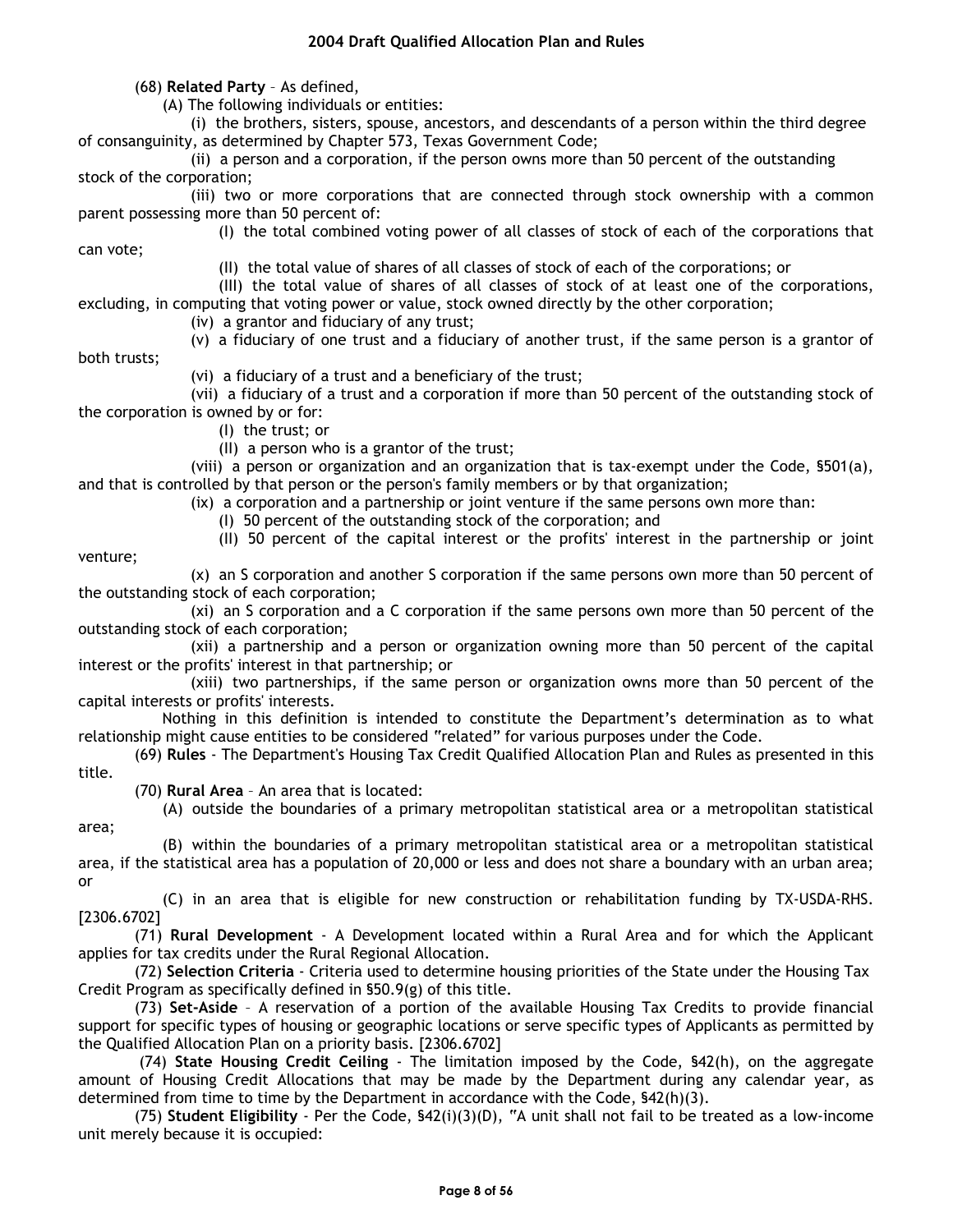(68) **Related Party** – As defined,

(A) The following individuals or entities:

(i) the brothers, sisters, spouse, ancestors, and descendants of a person within the third degree of consanguinity, as determined by Chapter 573, Texas Government Code;

(ii) a person and a corporation, if the person owns more than 50 percent of the outstanding stock of the corporation;

(iii) two or more corporations that are connected through stock ownership with a common parent possessing more than 50 percent of:

(I) the total combined voting power of all classes of stock of each of the corporations that can vote;

(II) the total value of shares of all classes of stock of each of the corporations; or

(III) the total value of shares of all classes of stock of at least one of the corporations, excluding, in computing that voting power or value, stock owned directly by the other corporation;

(iv) a grantor and fiduciary of any trust;

(v) a fiduciary of one trust and a fiduciary of another trust, if the same person is a grantor of both trusts;

(vi) a fiduciary of a trust and a beneficiary of the trust;

(vii) a fiduciary of a trust and a corporation if more than 50 percent of the outstanding stock of the corporation is owned by or for:

(I) the trust; or

(II) a person who is a grantor of the trust;

(viii) a person or organization and an organization that is tax-exempt under the Code, §501(a), and that is controlled by that person or the person's family members or by that organization;

(ix) a corporation and a partnership or joint venture if the same persons own more than:

(I) 50 percent of the outstanding stock of the corporation; and

(II) 50 percent of the capital interest or the profits' interest in the partnership or joint venture;

(x) an S corporation and another S corporation if the same persons own more than 50 percent of the outstanding stock of each corporation;

(xi) an S corporation and a C corporation if the same persons own more than 50 percent of the outstanding stock of each corporation;

(xii) a partnership and a person or organization owning more than 50 percent of the capital interest or the profits' interest in that partnership; or

(xiii) two partnerships, if the same person or organization owns more than 50 percent of the capital interests or profits' interests.

Nothing in this definition is intended to constitute the Department's determination as to what relationship might cause entities to be considered "related" for various purposes under the Code.

(69) **Rules** - The Department's Housing Tax Credit Qualified Allocation Plan and Rules as presented in this title.

(70) **Rural Area** – An area that is located:

(A) outside the boundaries of a primary metropolitan statistical area or a metropolitan statistical area;

(B) within the boundaries of a primary metropolitan statistical area or a metropolitan statistical area, if the statistical area has a population of 20,000 or less and does not share a boundary with an urban area; or

(C) in an area that is eligible for new construction or rehabilitation funding by TX-USDA-RHS. [2306.6702]

(71) **Rural Development** - A Development located within a Rural Area and for which the Applicant applies for tax credits under the Rural Regional Allocation.

(72) **Selection Criteria** - Criteria used to determine housing priorities of the State under the Housing Tax Credit Program as specifically defined in §50.9(g) of this title.

(73) **Set-Aside** – A reservation of a portion of the available Housing Tax Credits to provide financial support for specific types of housing or geographic locations or serve specific types of Applicants as permitted by the Qualified Allocation Plan on a priority basis. [2306.6702]

(74) **State Housing Credit Ceiling** - The limitation imposed by the Code, §42(h), on the aggregate amount of Housing Credit Allocations that may be made by the Department during any calendar year, as determined from time to time by the Department in accordance with the Code, §42(h)(3).

(75) **Student Eligibility** - Per the Code, §42(i)(3)(D), "A unit shall not fail to be treated as a low-income unit merely because it is occupied: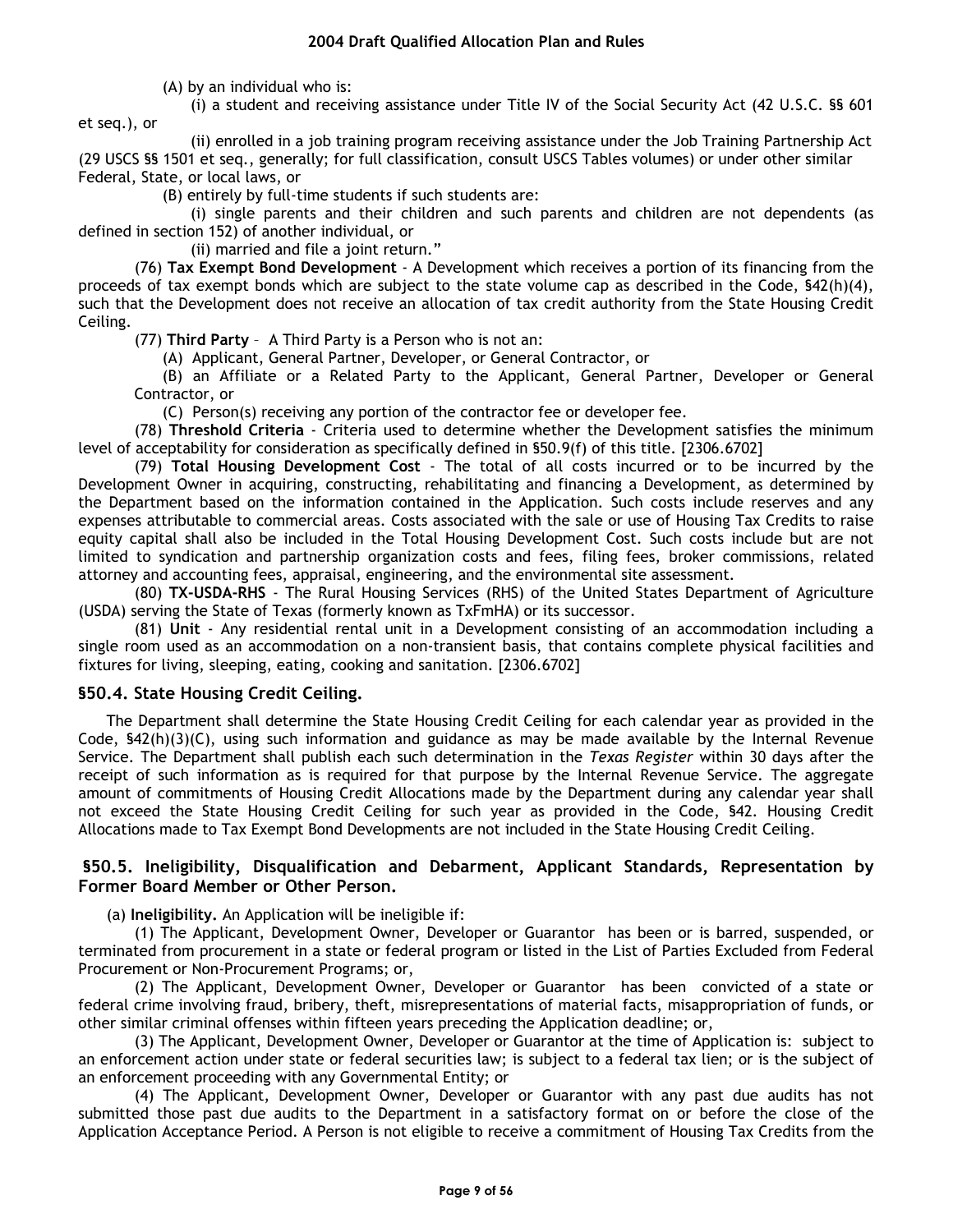(A) by an individual who is:

(i) a student and receiving assistance under Title IV of the Social Security Act (42 U.S.C. §§ 601 et seq.), or

(ii) enrolled in a job training program receiving assistance under the Job Training Partnership Act (29 USCS §§ 1501 et seq., generally; for full classification, consult USCS Tables volumes) or under other similar Federal, State, or local laws, or

(B) entirely by full-time students if such students are:

(i) single parents and their children and such parents and children are not dependents (as defined in section 152) of another individual, or

(ii) married and file a joint return."

(76) **Tax Exempt Bond Development** - A Development which receives a portion of its financing from the proceeds of tax exempt bonds which are subject to the state volume cap as described in the Code, §42(h)(4), such that the Development does not receive an allocation of tax credit authority from the State Housing Credit Ceiling.

(77) **Third Party** – A Third Party is a Person who is not an:

(A) Applicant, General Partner, Developer, or General Contractor, or

(B) an Affiliate or a Related Party to the Applicant, General Partner, Developer or General Contractor, or

(C) Person(s) receiving any portion of the contractor fee or developer fee.

(78) **Threshold Criteria** - Criteria used to determine whether the Development satisfies the minimum level of acceptability for consideration as specifically defined in §50.9(f) of this title. [2306.6702]

(79) **Total Housing Development Cost** - The total of all costs incurred or to be incurred by the Development Owner in acquiring, constructing, rehabilitating and financing a Development, as determined by the Department based on the information contained in the Application. Such costs include reserves and any expenses attributable to commercial areas. Costs associated with the sale or use of Housing Tax Credits to raise equity capital shall also be included in the Total Housing Development Cost. Such costs include but are not limited to syndication and partnership organization costs and fees, filing fees, broker commissions, related attorney and accounting fees, appraisal, engineering, and the environmental site assessment.

(80) **TX-USDA-RHS** - The Rural Housing Services (RHS) of the United States Department of Agriculture (USDA) serving the State of Texas (formerly known as TxFmHA) or its successor.

(81) **Unit** - Any residential rental unit in a Development consisting of an accommodation including a single room used as an accommodation on a non-transient basis, that contains complete physical facilities and fixtures for living, sleeping, eating, cooking and sanitation. [2306.6702]

### §50.4. State Housing Credit Ceiling.

The Department shall determine the State Housing Credit Ceiling for each calendar year as provided in the Code, §42(h)(3)(C), using such information and guidance as may be made available by the Internal Revenue Service. The Department shall publish each such determination in the *Texas Register* within 30 days after the receipt of such information as is required for that purpose by the Internal Revenue Service. The aggregate amount of commitments of Housing Credit Allocations made by the Department during any calendar year shall not exceed the State Housing Credit Ceiling for such year as provided in the Code, §42. Housing Credit Allocations made to Tax Exempt Bond Developments are not included in the State Housing Credit Ceiling.

### §50.5. Ineligibility, Disqualification and Debarment, Applicant Standards, Representation by Former Board Member or Other Person.

(a) **Ineligibility.** An Application will be ineligible if:

(1) The Applicant, Development Owner, Developer or Guarantor has been or is barred, suspended, or terminated from procurement in a state or federal program or listed in the List of Parties Excluded from Federal Procurement or Non-Procurement Programs; or,

(2) The Applicant, Development Owner, Developer or Guarantor has been convicted of a state or federal crime involving fraud, bribery, theft, misrepresentations of material facts, misappropriation of funds, or other similar criminal offenses within fifteen years preceding the Application deadline; or,

(3) The Applicant, Development Owner, Developer or Guarantor at the time of Application is: subject to an enforcement action under state or federal securities law; is subject to a federal tax lien; or is the subject of an enforcement proceeding with any Governmental Entity; or

(4) The Applicant, Development Owner, Developer or Guarantor with any past due audits has not submitted those past due audits to the Department in a satisfactory format on or before the close of the Application Acceptance Period. A Person is not eligible to receive a commitment of Housing Tax Credits from the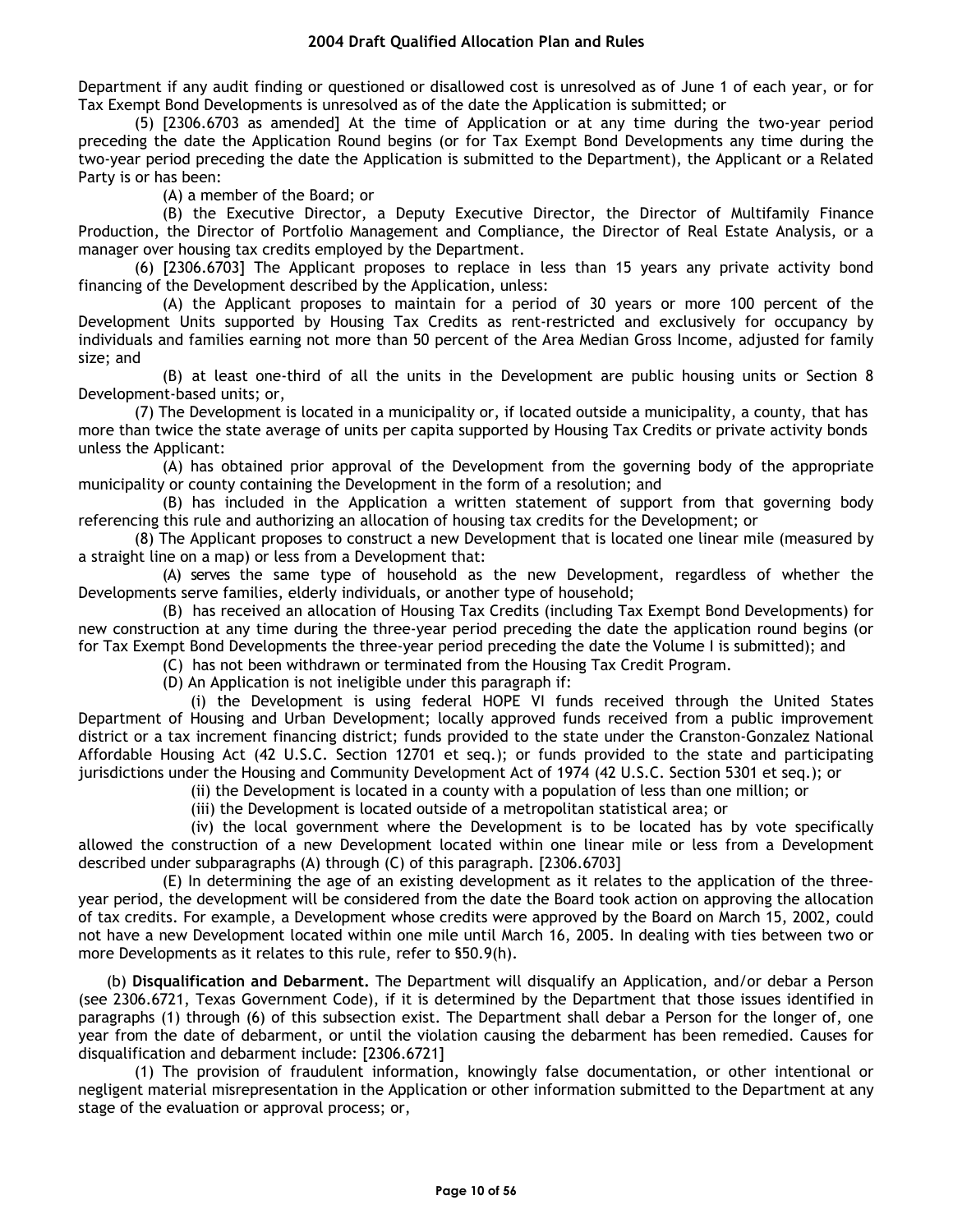Department if any audit finding or questioned or disallowed cost is unresolved as of June 1 of each year, or for Tax Exempt Bond Developments is unresolved as of the date the Application is submitted; or

(5) [2306.6703 as amended] At the time of Application or at any time during the two-year period preceding the date the Application Round begins (or for Tax Exempt Bond Developments any time during the two-year period preceding the date the Application is submitted to the Department), the Applicant or a Related Party is or has been:

(A) a member of the Board; or

(B) the Executive Director, a Deputy Executive Director, the Director of Multifamily Finance Production, the Director of Portfolio Management and Compliance, the Director of Real Estate Analysis, or a manager over housing tax credits employed by the Department.

(6) [2306.6703] The Applicant proposes to replace in less than 15 years any private activity bond financing of the Development described by the Application, unless:

(A) the Applicant proposes to maintain for a period of 30 years or more 100 percent of the Development Units supported by Housing Tax Credits as rent-restricted and exclusively for occupancy by individuals and families earning not more than 50 percent of the Area Median Gross Income, adjusted for family size; and

(B) at least one-third of all the units in the Development are public housing units or Section 8 Development-based units; or,

(7) The Development is located in a municipality or, if located outside a municipality, a county, that has more than twice the state average of units per capita supported by Housing Tax Credits or private activity bonds unless the Applicant:

(A) has obtained prior approval of the Development from the governing body of the appropriate municipality or county containing the Development in the form of a resolution; and

(B) has included in the Application a written statement of support from that governing body referencing this rule and authorizing an allocation of housing tax credits for the Development; or

(8) The Applicant proposes to construct a new Development that is located one linear mile (measured by a straight line on a map) or less from a Development that:

(A) serves the same type of household as the new Development, regardless of whether the Developments serve families, elderly individuals, or another type of household;

(B) has received an allocation of Housing Tax Credits (including Tax Exempt Bond Developments) for new construction at any time during the three-year period preceding the date the application round begins (or for Tax Exempt Bond Developments the three-year period preceding the date the Volume I is submitted); and

(C) has not been withdrawn or terminated from the Housing Tax Credit Program.

(D) An Application is not ineligible under this paragraph if:

(i) the Development is using federal HOPE VI funds received through the United States Department of Housing and Urban Development; locally approved funds received from a public improvement district or a tax increment financing district; funds provided to the state under the Cranston-Gonzalez National Affordable Housing Act (42 U.S.C. Section 12701 et seq.); or funds provided to the state and participating jurisdictions under the Housing and Community Development Act of 1974 (42 U.S.C. Section 5301 et seq.); or

(ii) the Development is located in a county with a population of less than one million; or

(iii) the Development is located outside of a metropolitan statistical area; or

(iv) the local government where the Development is to be located has by vote specifically allowed the construction of a new Development located within one linear mile or less from a Development described under subparagraphs (A) through (C) of this paragraph. [2306.6703]

(E) In determining the age of an existing development as it relates to the application of the three-year period, the development will be considered from the date the Board took action on approving the allocation of tax credits. For example, a Development whose credits were approved by the Board on March 15, 2002, could not have a new Development located within one mile until March 16, 2005. In dealing with ties between two or more Developments as it relates to this rule, refer to §50.9(h).

(b) **Disqualification and Debarment.** The Department will disqualify an Application, and/or debar a Person (see 2306.6721, Texas Government Code), if it is determined by the Department that those issues identified in paragraphs (1) through (6) of this subsection exist. The Department shall debar a Person for the longer of, one year from the date of debarment, or until the violation causing the debarment has been remedied. Causes for disqualification and debarment include: [2306.6721]

(1) The provision of fraudulent information, knowingly false documentation, or other intentional or negligent material misrepresentation in the Application or other information submitted to the Department at any stage of the evaluation or approval process; or,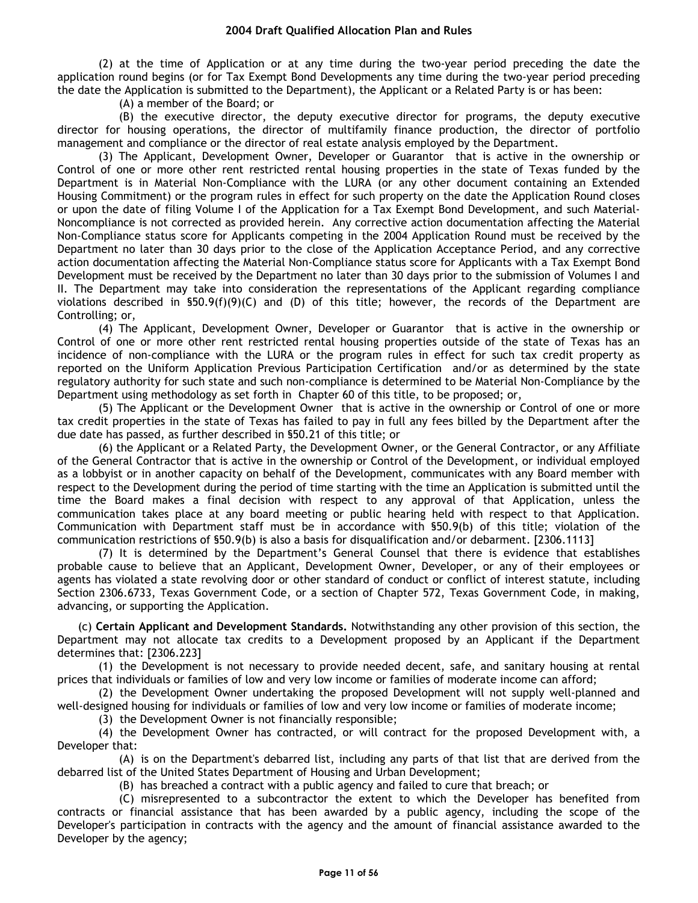(2) at the time of Application or at any time during the two-year period preceding the date the application round begins (or for Tax Exempt Bond Developments any time during the two-year period preceding the date the Application is submitted to the Department), the Applicant or a Related Party is or has been:

(A) a member of the Board; or

(B) the executive director, the deputy executive director for programs, the deputy executive director for housing operations, the director of multifamily finance production, the director of portfolio management and compliance or the director of real estate analysis employed by the Department.

(3) The Applicant, Development Owner, Developer or Guarantor that is active in the ownership or Control of one or more other rent restricted rental housing properties in the state of Texas funded by the Department is in Material Non-Compliance with the LURA (or any other document containing an Extended Housing Commitment) or the program rules in effect for such property on the date the Application Round closes or upon the date of filing Volume I of the Application for a Tax Exempt Bond Development, and such Material-Noncompliance is not corrected as provided herein. Any corrective action documentation affecting the Material Non-Compliance status score for Applicants competing in the 2004 Application Round must be received by the Department no later than 30 days prior to the close of the Application Acceptance Period, and any corrective action documentation affecting the Material Non-Compliance status score for Applicants with a Tax Exempt Bond Development must be received by the Department no later than 30 days prior to the submission of Volumes I and II. The Department may take into consideration the representations of the Applicant regarding compliance violations described in §50.9(f)(9)(C) and (D) of this title; however, the records of the Department are Controlling; or,

(4) The Applicant, Development Owner, Developer or Guarantor that is active in the ownership or Control of one or more other rent restricted rental housing properties outside of the state of Texas has an incidence of non-compliance with the LURA or the program rules in effect for such tax credit property as reported on the Uniform Application Previous Participation Certification and/or as determined by the state regulatory authority for such state and such non-compliance is determined to be Material Non-Compliance by the Department using methodology as set forth in Chapter 60 of this title, to be proposed; or,

(5) The Applicant or the Development Owner that is active in the ownership or Control of one or more tax credit properties in the state of Texas has failed to pay in full any fees billed by the Department after the due date has passed, as further described in §50.21 of this title; or

(6) the Applicant or a Related Party, the Development Owner, or the General Contractor, or any Affiliate of the General Contractor that is active in the ownership or Control of the Development, or individual employed as a lobbyist or in another capacity on behalf of the Development, communicates with any Board member with respect to the Development during the period of time starting with the time an Application is submitted until the time the Board makes a final decision with respect to any approval of that Application, unless the communication takes place at any board meeting or public hearing held with respect to that Application. Communication with Department staff must be in accordance with §50.9(b) of this title; violation of the communication restrictions of §50.9(b) is also a basis for disqualification and/or debarment. [2306.1113]

(7) It is determined by the Department's General Counsel that there is evidence that establishes probable cause to believe that an Applicant, Development Owner, Developer, or any of their employees or agents has violated a state revolving door or other standard of conduct or conflict of interest statute, including Section 2306.6733, Texas Government Code, or a section of Chapter 572, Texas Government Code, in making, advancing, or supporting the Application.

(c) **Certain Applicant and Development Standards.** Notwithstanding any other provision of this section, the Department may not allocate tax credits to a Development proposed by an Applicant if the Department determines that: [2306.223]

(1) the Development is not necessary to provide needed decent, safe, and sanitary housing at rental prices that individuals or families of low and very low income or families of moderate income can afford;

(2) the Development Owner undertaking the proposed Development will not supply well-planned and well-designed housing for individuals or families of low and very low income or families of moderate income;

(3) the Development Owner is not financially responsible;

(4) the Development Owner has contracted, or will contract for the proposed Development with, a Developer that:

(A) is on the Department's debarred list, including any parts of that list that are derived from the debarred list of the United States Department of Housing and Urban Development;

(B) has breached a contract with a public agency and failed to cure that breach; or

(C) misrepresented to a subcontractor the extent to which the Developer has benefited from contracts or financial assistance that has been awarded by a public agency, including the scope of the Developer's participation in contracts with the agency and the amount of financial assistance awarded to the Developer by the agency;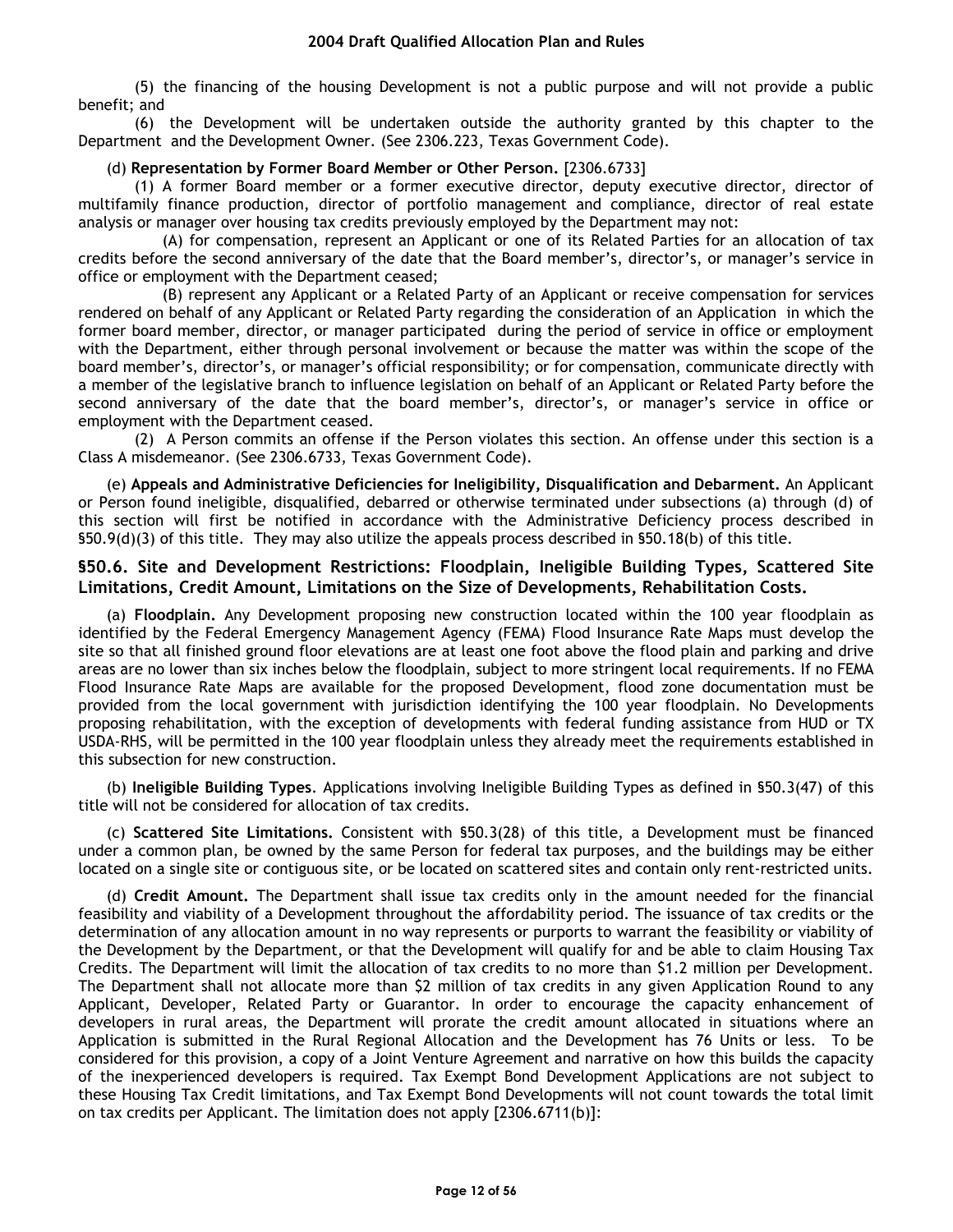(5) the financing of the housing Development is not a public purpose and will not provide a public benefit; and

(6) the Development will be undertaken outside the authority granted by this chapter to the Department and the Development Owner. (See 2306.223, Texas Government Code).

(d) **Representation by Former Board Member or Other Person.** [2306.6733]

(1) A former Board member or a former executive director, deputy executive director, director of multifamily finance production, director of portfolio management and compliance, director of real estate analysis or manager over housing tax credits previously employed by the Department may not:

(A) for compensation, represent an Applicant or one of its Related Parties for an allocation of tax credits before the second anniversary of the date that the Board member's, director's, or manager's service in office or employment with the Department ceased;

(B) represent any Applicant or a Related Party of an Applicant or receive compensation for services rendered on behalf of any Applicant or Related Party regarding the consideration of an Application in which the former board member, director, or manager participated during the period of service in office or employment with the Department, either through personal involvement or because the matter was within the scope of the board member's, director's, or manager's official responsibility; or for compensation, communicate directly with a member of the legislative branch to influence legislation on behalf of an Applicant or Related Party before the second anniversary of the date that the board member's, director's, or manager's service in office or employment with the Department ceased.

(2) A Person commits an offense if the Person violates this section. An offense under this section is a Class A misdemeanor. (See 2306.6733, Texas Government Code).

(e) **Appeals and Administrative Deficiencies for Ineligibility, Disqualification and Debarment.** An Applicant or Person found ineligible, disqualified, debarred or otherwise terminated under subsections (a) through (d) of this section will first be notified in accordance with the Administrative Deficiency process described in §50.9(d)(3) of this title. They may also utilize the appeals process described in §50.18(b) of this title.

## §50.6. Site and Development Restrictions: Floodplain, Ineligible Building Types, Scattered Site Limitations, Credit Amount, Limitations on the Size of Developments, Rehabilitation Costs.

(a) **Floodplain.** Any Development proposing new construction located within the 100 year floodplain as identified by the Federal Emergency Management Agency (FEMA) Flood Insurance Rate Maps must develop the site so that all finished ground floor elevations are at least one foot above the flood plain and parking and drive areas are no lower than six inches below the floodplain, subject to more stringent local requirements. If no FEMA Flood Insurance Rate Maps are available for the proposed Development, flood zone documentation must be provided from the local government with jurisdiction identifying the 100 year floodplain. No Developments proposing rehabilitation, with the exception of developments with federal funding assistance from HUD or TX USDA-RHS, will be permitted in the 100 year floodplain unless they already meet the requirements established in this subsection for new construction.

(b) **Ineligible Building Types**. Applications involving Ineligible Building Types as defined in §50.3(47) of this title will not be considered for allocation of tax credits.

(c) **Scattered Site Limitations.** Consistent with §50.3(28) of this title, a Development must be financed under a common plan, be owned by the same Person for federal tax purposes, and the buildings may be either located on a single site or contiguous site, or be located on scattered sites and contain only rent-restricted units.

(d) **Credit Amount.** The Department shall issue tax credits only in the amount needed for the financial feasibility and viability of a Development throughout the affordability period. The issuance of tax credits or the determination of any allocation amount in no way represents or purports to warrant the feasibility or viability of the Development by the Department, or that the Development will qualify for and be able to claim Housing Tax Credits. The Department will limit the allocation of tax credits to no more than $1.2 million per Development. The Department shall not allocate more than $2 million of tax credits in any given Application Round to any Applicant, Developer, Related Party or Guarantor. In order to encourage the capacity enhancement of developers in rural areas, the Department will prorate the credit amount allocated in situations where an Application is submitted in the Rural Regional Allocation and the Development has 76 Units or less. To be considered for this provision, a copy of a Joint Venture Agreement and narrative on how this builds the capacity of the inexperienced developers is required. Tax Exempt Bond Development Applications are not subject to these Housing Tax Credit limitations, and Tax Exempt Bond Developments will not count towards the total limit on tax credits per Applicant. The limitation does not apply [2306.6711(b)]: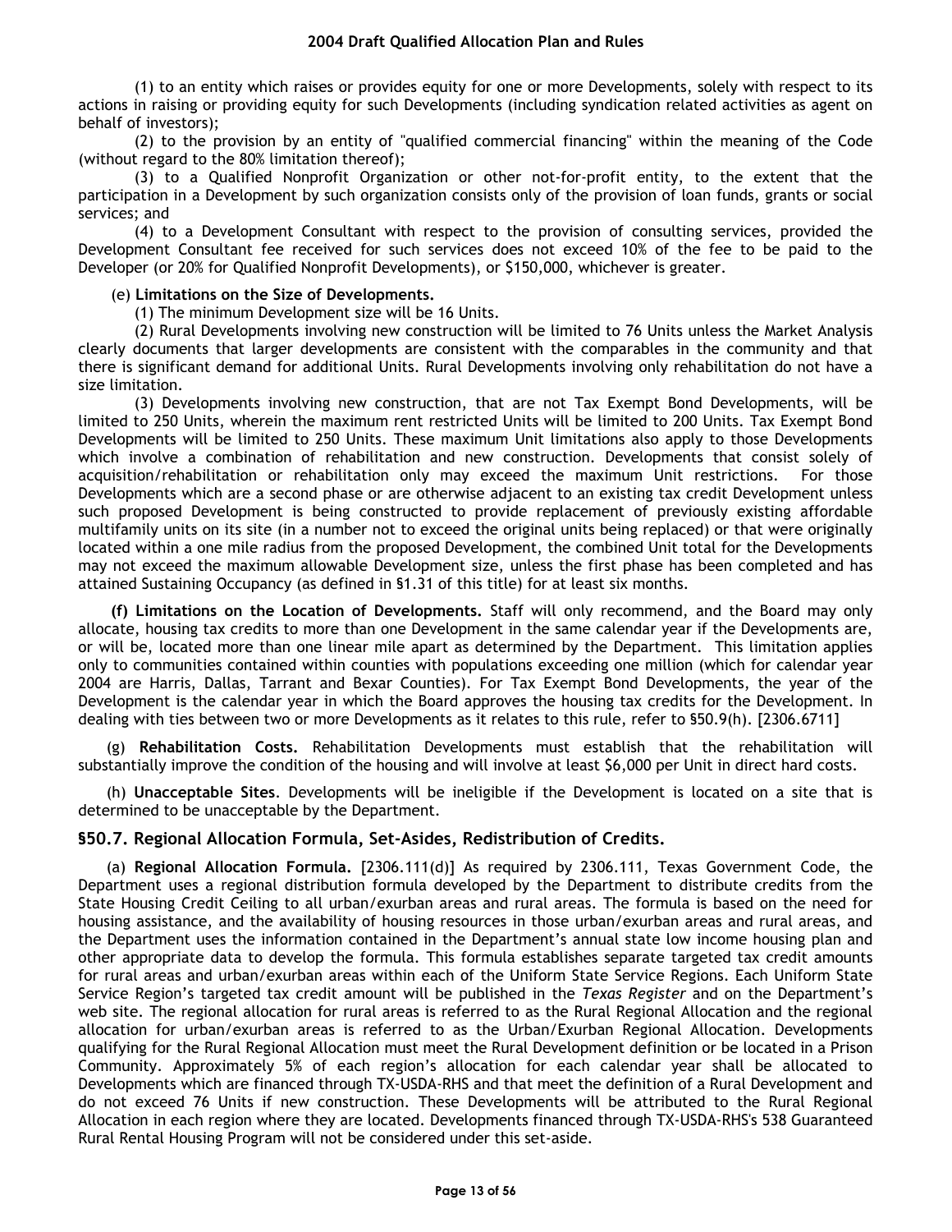(1) to an entity which raises or provides equity for one or more Developments, solely with respect to its actions in raising or providing equity for such Developments (including syndication related activities as agent on behalf of investors);

(2) to the provision by an entity of "qualified commercial financing" within the meaning of the Code (without regard to the 80% limitation thereof);

(3) to a Qualified Nonprofit Organization or other not-for-profit entity, to the extent that the participation in a Development by such organization consists only of the provision of loan funds, grants or social services; and

(4) to a Development Consultant with respect to the provision of consulting services, provided the Development Consultant fee received for such services does not exceed 10% of the fee to be paid to the Developer (or 20% for Qualified Nonprofit Developments), or $150,000, whichever is greater.

(e) **Limitations on the Size of Developments.**

(1) The minimum Development size will be 16 Units.

(2) Rural Developments involving new construction will be limited to 76 Units unless the Market Analysis clearly documents that larger developments are consistent with the comparables in the community and that there is significant demand for additional Units. Rural Developments involving only rehabilitation do not have a size limitation.

(3) Developments involving new construction, that are not Tax Exempt Bond Developments, will be limited to 250 Units, wherein the maximum rent restricted Units will be limited to 200 Units. Tax Exempt Bond Developments will be limited to 250 Units. These maximum Unit limitations also apply to those Developments which involve a combination of rehabilitation and new construction. Developments that consist solely of acquisition/rehabilitation or rehabilitation only may exceed the maximum Unit restrictions. For those Developments which are a second phase or are otherwise adjacent to an existing tax credit Development unless such proposed Development is being constructed to provide replacement of previously existing affordable multifamily units on its site (in a number not to exceed the original units being replaced) or that were originally located within a one mile radius from the proposed Development, the combined Unit total for the Developments may not exceed the maximum allowable Development size, unless the first phase has been completed and has attained Sustaining Occupancy (as defined in §1.31 of this title) for at least six months.

**(f) Limitations on the Location of Developments.** Staff will only recommend, and the Board may only allocate, housing tax credits to more than one Development in the same calendar year if the Developments are, or will be, located more than one linear mile apart as determined by the Department. This limitation applies only to communities contained within counties with populations exceeding one million (which for calendar year 2004 are Harris, Dallas, Tarrant and Bexar Counties). For Tax Exempt Bond Developments, the year of the Development is the calendar year in which the Board approves the housing tax credits for the Development. In dealing with ties between two or more Developments as it relates to this rule, refer to §50.9(h). [2306.6711]

(g) **Rehabilitation Costs.** Rehabilitation Developments must establish that the rehabilitation will substantially improve the condition of the housing and will involve at least $6,000 per Unit in direct hard costs.

(h) **Unacceptable Sites**. Developments will be ineligible if the Development is located on a site that is determined to be unacceptable by the Department.

## §50.7. Regional Allocation Formula, Set-Asides, Redistribution of Credits.

(a) **Regional Allocation Formula.** [2306.111(d)] As required by 2306.111, Texas Government Code, the Department uses a regional distribution formula developed by the Department to distribute credits from the State Housing Credit Ceiling to all urban/exurban areas and rural areas. The formula is based on the need for housing assistance, and the availability of housing resources in those urban/exurban areas and rural areas, and the Department uses the information contained in the Department's annual state low income housing plan and other appropriate data to develop the formula. This formula establishes separate targeted tax credit amounts for rural areas and urban/exurban areas within each of the Uniform State Service Regions. Each Uniform State Service Region's targeted tax credit amount will be published in the *Texas Register* and on the Department's web site. The regional allocation for rural areas is referred to as the Rural Regional Allocation and the regional allocation for urban/exurban areas is referred to as the Urban/Exurban Regional Allocation. Developments qualifying for the Rural Regional Allocation must meet the Rural Development definition or be located in a Prison Community. Approximately 5% of each region's allocation for each calendar year shall be allocated to Developments which are financed through TX-USDA-RHS and that meet the definition of a Rural Development and do not exceed 76 Units if new construction. These Developments will be attributed to the Rural Regional Allocation in each region where they are located. Developments financed through TX-USDA-RHS's 538 Guaranteed Rural Rental Housing Program will not be considered under this set-aside.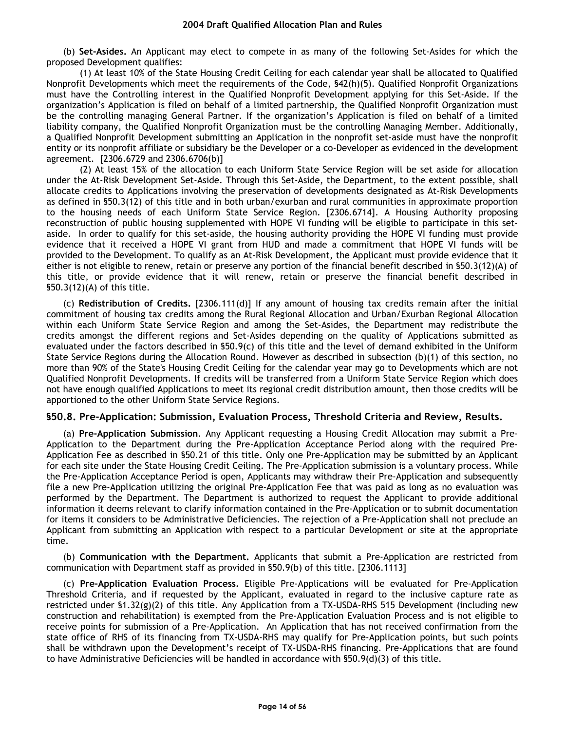(b) **Set-Asides.** An Applicant may elect to compete in as many of the following Set-Asides for which the proposed Development qualifies:

(1) At least 10% of the State Housing Credit Ceiling for each calendar year shall be allocated to Qualified Nonprofit Developments which meet the requirements of the Code, §42(h)(5). Qualified Nonprofit Organizations must have the Controlling interest in the Qualified Nonprofit Development applying for this Set-Aside. If the organization's Application is filed on behalf of a limited partnership, the Qualified Nonprofit Organization must be the controlling managing General Partner. If the organization's Application is filed on behalf of a limited liability company, the Qualified Nonprofit Organization must be the controlling Managing Member. Additionally, a Qualified Nonprofit Development submitting an Application in the nonprofit set-aside must have the nonprofit entity or its nonprofit affiliate or subsidiary be the Developer or a co-Developer as evidenced in the development agreement. [2306.6729 and 2306.6706(b)]

(2) At least 15% of the allocation to each Uniform State Service Region will be set aside for allocation under the At-Risk Development Set-Aside. Through this Set-Aside, the Department, to the extent possible, shall allocate credits to Applications involving the preservation of developments designated as At-Risk Developments as defined in §50.3(12) of this title and in both urban/exurban and rural communities in approximate proportion to the housing needs of each Uniform State Service Region. [2306.6714]. A Housing Authority proposing reconstruction of public housing supplemented with HOPE VI funding will be eligible to participate in this set-aside. In order to qualify for this set-aside, the housing authority providing the HOPE VI funding must provide evidence that it received a HOPE VI grant from HUD and made a commitment that HOPE VI funds will be provided to the Development. To qualify as an At-Risk Development, the Applicant must provide evidence that it either is not eligible to renew, retain or preserve any portion of the financial benefit described in §50.3(12)(A) of this title, or provide evidence that it will renew, retain or preserve the financial benefit described in §50.3(12)(A) of this title.

(c) **Redistribution of Credits.** [2306.111(d)] If any amount of housing tax credits remain after the initial commitment of housing tax credits among the Rural Regional Allocation and Urban/Exurban Regional Allocation within each Uniform State Service Region and among the Set-Asides, the Department may redistribute the credits amongst the different regions and Set-Asides depending on the quality of Applications submitted as evaluated under the factors described in §50.9(c) of this title and the level of demand exhibited in the Uniform State Service Regions during the Allocation Round. However as described in subsection (b)(1) of this section, no more than 90% of the State's Housing Credit Ceiling for the calendar year may go to Developments which are not Qualified Nonprofit Developments. If credits will be transferred from a Uniform State Service Region which does not have enough qualified Applications to meet its regional credit distribution amount, then those credits will be apportioned to the other Uniform State Service Regions.

## §50.8. Pre-Application: Submission, Evaluation Process, Threshold Criteria and Review, Results.

(a) **Pre-Application Submission**. Any Applicant requesting a Housing Credit Allocation may submit a Pre-Application to the Department during the Pre-Application Acceptance Period along with the required Pre-Application Fee as described in §50.21 of this title. Only one Pre-Application may be submitted by an Applicant for each site under the State Housing Credit Ceiling. The Pre-Application submission is a voluntary process. While the Pre-Application Acceptance Period is open, Applicants may withdraw their Pre-Application and subsequently file a new Pre-Application utilizing the original Pre-Application Fee that was paid as long as no evaluation was performed by the Department. The Department is authorized to request the Applicant to provide additional information it deems relevant to clarify information contained in the Pre-Application or to submit documentation for items it considers to be Administrative Deficiencies. The rejection of a Pre-Application shall not preclude an Applicant from submitting an Application with respect to a particular Development or site at the appropriate time.

(b) **Communication with the Department.** Applicants that submit a Pre-Application are restricted from communication with Department staff as provided in §50.9(b) of this title. [2306.1113]

(c) **Pre-Application Evaluation Process.** Eligible Pre-Applications will be evaluated for Pre-Application Threshold Criteria, and if requested by the Applicant, evaluated in regard to the inclusive capture rate as restricted under §1.32(g)(2) of this title. Any Application from a TX-USDA-RHS 515 Development (including new construction and rehabilitation) is exempted from the Pre-Application Evaluation Process and is not eligible to receive points for submission of a Pre-Application. An Application that has not received confirmation from the state office of RHS of its financing from TX-USDA-RHS may qualify for Pre-Application points, but such points shall be withdrawn upon the Development's receipt of TX-USDA-RHS financing. Pre-Applications that are found to have Administrative Deficiencies will be handled in accordance with §50.9(d)(3) of this title.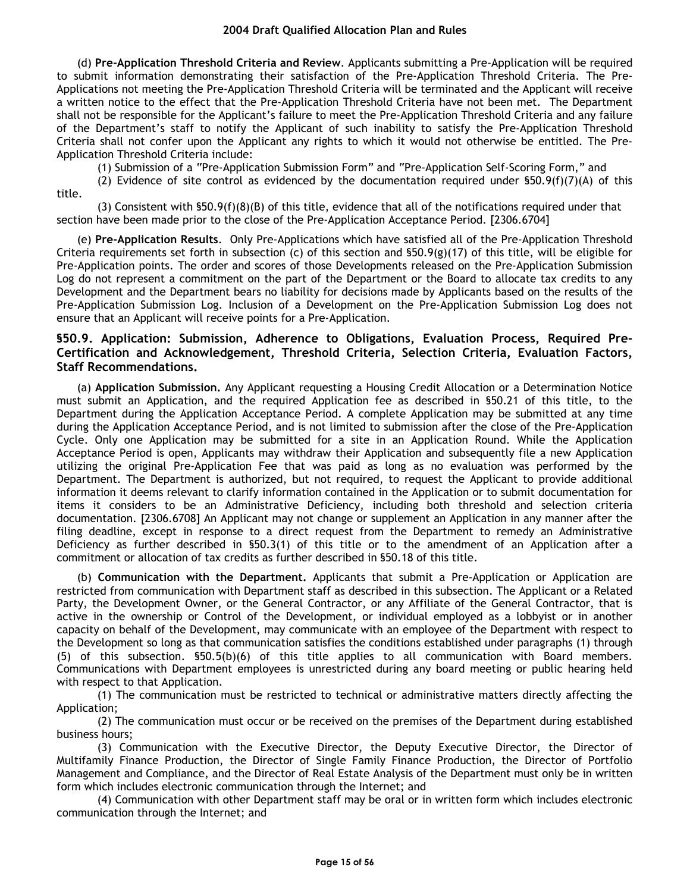(d) **Pre-Application Threshold Criteria and Review**. Applicants submitting a Pre-Application will be required to submit information demonstrating their satisfaction of the Pre-Application Threshold Criteria. The Pre-Applications not meeting the Pre-Application Threshold Criteria will be terminated and the Applicant will receive a written notice to the effect that the Pre-Application Threshold Criteria have not been met. The Department shall not be responsible for the Applicant's failure to meet the Pre-Application Threshold Criteria and any failure of the Department's staff to notify the Applicant of such inability to satisfy the Pre-Application Threshold Criteria shall not confer upon the Applicant any rights to which it would not otherwise be entitled. The Pre-Application Threshold Criteria include:

(1) Submission of a "Pre-Application Submission Form" and "Pre-Application Self-Scoring Form," and

(2) Evidence of site control as evidenced by the documentation required under §50.9(f)(7)(A) of this title.

(3) Consistent with §50.9(f)(8)(B) of this title, evidence that all of the notifications required under that section have been made prior to the close of the Pre-Application Acceptance Period. [2306.6704]

(e) **Pre-Application Results**. Only Pre-Applications which have satisfied all of the Pre-Application Threshold Criteria requirements set forth in subsection (c) of this section and §50.9(g)(17) of this title, will be eligible for Pre-Application points. The order and scores of those Developments released on the Pre-Application Submission Log do not represent a commitment on the part of the Department or the Board to allocate tax credits to any Development and the Department bears no liability for decisions made by Applicants based on the results of the Pre-Application Submission Log. Inclusion of a Development on the Pre-Application Submission Log does not ensure that an Applicant will receive points for a Pre-Application.

## §50.9. Application: Submission, Adherence to Obligations, Evaluation Process, Required Pre-Certification and Acknowledgement, Threshold Criteria, Selection Criteria, Evaluation Factors, Staff Recommendations.

(a) **Application Submission.** Any Applicant requesting a Housing Credit Allocation or a Determination Notice must submit an Application, and the required Application fee as described in §50.21 of this title, to the Department during the Application Acceptance Period. A complete Application may be submitted at any time during the Application Acceptance Period, and is not limited to submission after the close of the Pre-Application Cycle. Only one Application may be submitted for a site in an Application Round. While the Application Acceptance Period is open, Applicants may withdraw their Application and subsequently file a new Application utilizing the original Pre-Application Fee that was paid as long as no evaluation was performed by the Department. The Department is authorized, but not required, to request the Applicant to provide additional information it deems relevant to clarify information contained in the Application or to submit documentation for items it considers to be an Administrative Deficiency, including both threshold and selection criteria documentation. [2306.6708] An Applicant may not change or supplement an Application in any manner after the filing deadline, except in response to a direct request from the Department to remedy an Administrative Deficiency as further described in §50.3(1) of this title or to the amendment of an Application after a commitment or allocation of tax credits as further described in §50.18 of this title.

(b) **Communication with the Department.** Applicants that submit a Pre-Application or Application are restricted from communication with Department staff as described in this subsection. The Applicant or a Related Party, the Development Owner, or the General Contractor, or any Affiliate of the General Contractor, that is active in the ownership or Control of the Development, or individual employed as a lobbyist or in another capacity on behalf of the Development, may communicate with an employee of the Department with respect to the Development so long as that communication satisfies the conditions established under paragraphs (1) through (5) of this subsection. §50.5(b)(6) of this title applies to all communication with Board members. Communications with Department employees is unrestricted during any board meeting or public hearing held with respect to that Application.

(1) The communication must be restricted to technical or administrative matters directly affecting the Application;

(2) The communication must occur or be received on the premises of the Department during established business hours;

(3) Communication with the Executive Director, the Deputy Executive Director, the Director of Multifamily Finance Production, the Director of Single Family Finance Production, the Director of Portfolio Management and Compliance, and the Director of Real Estate Analysis of the Department must only be in written form which includes electronic communication through the Internet; and

(4) Communication with other Department staff may be oral or in written form which includes electronic communication through the Internet; and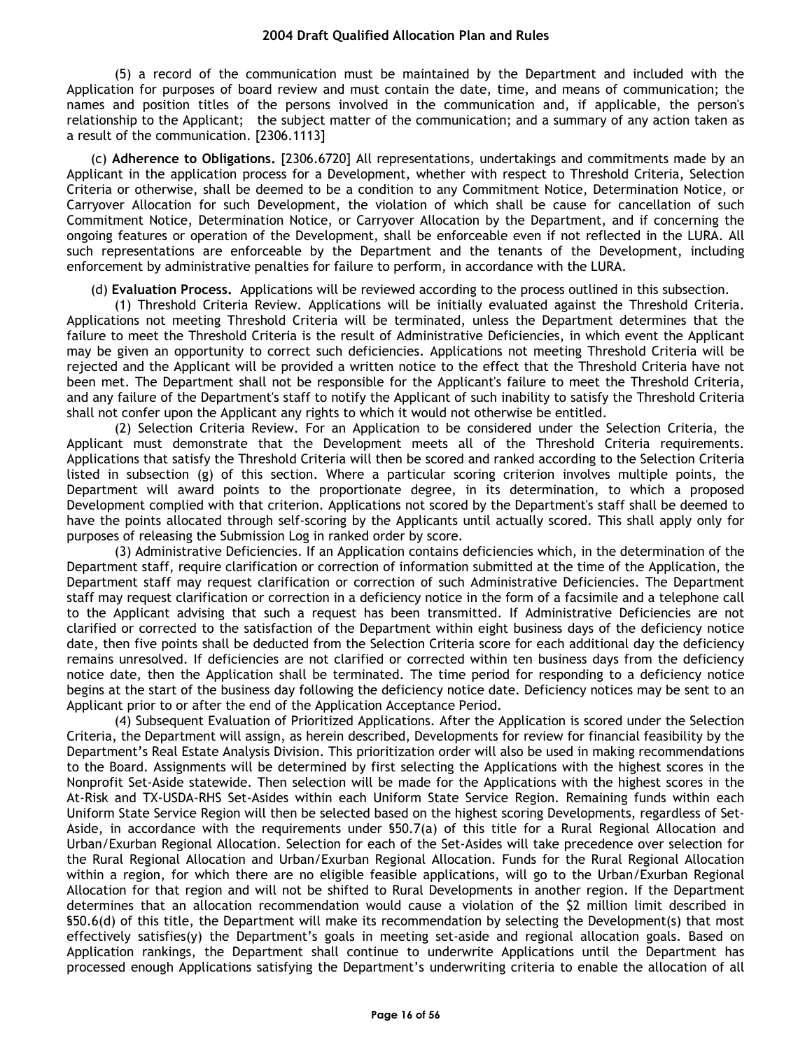(5) a record of the communication must be maintained by the Department and included with the Application for purposes of board review and must contain the date, time, and means of communication; the names and position titles of the persons involved in the communication and, if applicable, the person's relationship to the Applicant; the subject matter of the communication; and a summary of any action taken as a result of the communication. [2306.1113]

(c) **Adherence to Obligations.** [2306.6720] All representations, undertakings and commitments made by an Applicant in the application process for a Development, whether with respect to Threshold Criteria, Selection Criteria or otherwise, shall be deemed to be a condition to any Commitment Notice, Determination Notice, or Carryover Allocation for such Development, the violation of which shall be cause for cancellation of such Commitment Notice, Determination Notice, or Carryover Allocation by the Department, and if concerning the ongoing features or operation of the Development, shall be enforceable even if not reflected in the LURA. All such representations are enforceable by the Department and the tenants of the Development, including enforcement by administrative penalties for failure to perform, in accordance with the LURA.

(d) **Evaluation Process.** Applications will be reviewed according to the process outlined in this subsection.

(1) Threshold Criteria Review. Applications will be initially evaluated against the Threshold Criteria. Applications not meeting Threshold Criteria will be terminated, unless the Department determines that the failure to meet the Threshold Criteria is the result of Administrative Deficiencies, in which event the Applicant may be given an opportunity to correct such deficiencies. Applications not meeting Threshold Criteria will be rejected and the Applicant will be provided a written notice to the effect that the Threshold Criteria have not been met. The Department shall not be responsible for the Applicant's failure to meet the Threshold Criteria, and any failure of the Department's staff to notify the Applicant of such inability to satisfy the Threshold Criteria shall not confer upon the Applicant any rights to which it would not otherwise be entitled.

(2) Selection Criteria Review. For an Application to be considered under the Selection Criteria, the Applicant must demonstrate that the Development meets all of the Threshold Criteria requirements. Applications that satisfy the Threshold Criteria will then be scored and ranked according to the Selection Criteria listed in subsection (g) of this section. Where a particular scoring criterion involves multiple points, the Department will award points to the proportionate degree, in its determination, to which a proposed Development complied with that criterion. Applications not scored by the Department's staff shall be deemed to have the points allocated through self-scoring by the Applicants until actually scored. This shall apply only for purposes of releasing the Submission Log in ranked order by score.

(3) Administrative Deficiencies. If an Application contains deficiencies which, in the determination of the Department staff, require clarification or correction of information submitted at the time of the Application, the Department staff may request clarification or correction of such Administrative Deficiencies. The Department staff may request clarification or correction in a deficiency notice in the form of a facsimile and a telephone call to the Applicant advising that such a request has been transmitted. If Administrative Deficiencies are not clarified or corrected to the satisfaction of the Department within eight business days of the deficiency notice date, then five points shall be deducted from the Selection Criteria score for each additional day the deficiency remains unresolved. If deficiencies are not clarified or corrected within ten business days from the deficiency notice date, then the Application shall be terminated. The time period for responding to a deficiency notice begins at the start of the business day following the deficiency notice date. Deficiency notices may be sent to an Applicant prior to or after the end of the Application Acceptance Period.

(4) Subsequent Evaluation of Prioritized Applications. After the Application is scored under the Selection Criteria, the Department will assign, as herein described, Developments for review for financial feasibility by the Department's Real Estate Analysis Division. This prioritization order will also be used in making recommendations to the Board. Assignments will be determined by first selecting the Applications with the highest scores in the Nonprofit Set-Aside statewide. Then selection will be made for the Applications with the highest scores in the At-Risk and TX-USDA-RHS Set-Asides within each Uniform State Service Region. Remaining funds within each Uniform State Service Region will then be selected based on the highest scoring Developments, regardless of Set-Aside, in accordance with the requirements under §50.7(a) of this title for a Rural Regional Allocation and Urban/Exurban Regional Allocation. Selection for each of the Set-Asides will take precedence over selection for the Rural Regional Allocation and Urban/Exurban Regional Allocation. Funds for the Rural Regional Allocation within a region, for which there are no eligible feasible applications, will go to the Urban/Exurban Regional Allocation for that region and will not be shifted to Rural Developments in another region. If the Department determines that an allocation recommendation would cause a violation of the $2 million limit described in §50.6(d) of this title, the Department will make its recommendation by selecting the Development(s) that most effectively satisfies(y) the Department's goals in meeting set-aside and regional allocation goals. Based on Application rankings, the Department shall continue to underwrite Applications until the Department has processed enough Applications satisfying the Department's underwriting criteria to enable the allocation of all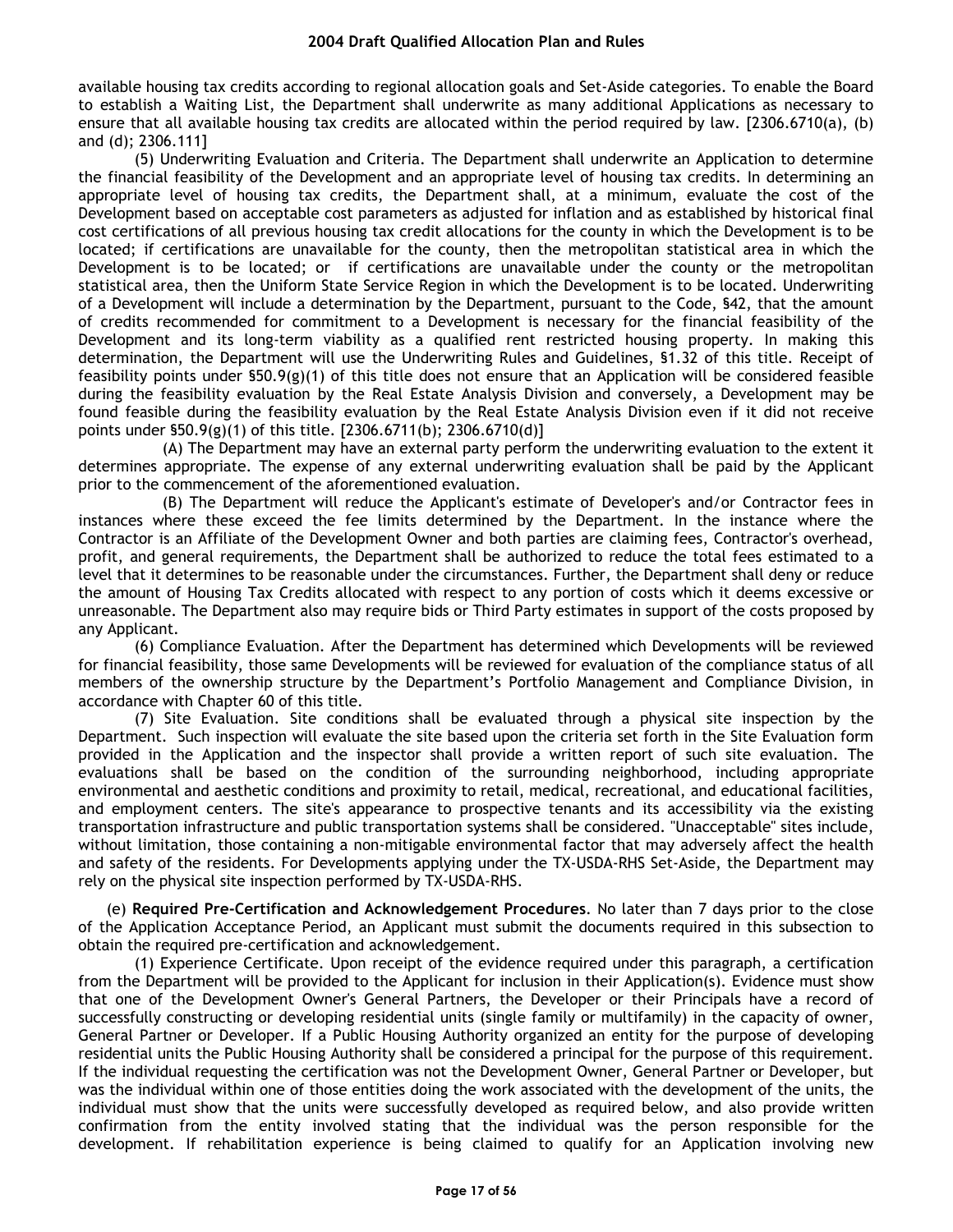available housing tax credits according to regional allocation goals and Set-Aside categories. To enable the Board to establish a Waiting List, the Department shall underwrite as many additional Applications as necessary to ensure that all available housing tax credits are allocated within the period required by law. [2306.6710(a), (b) and (d); 2306.111]

(5) Underwriting Evaluation and Criteria. The Department shall underwrite an Application to determine the financial feasibility of the Development and an appropriate level of housing tax credits. In determining an appropriate level of housing tax credits, the Department shall, at a minimum, evaluate the cost of the Development based on acceptable cost parameters as adjusted for inflation and as established by historical final cost certifications of all previous housing tax credit allocations for the county in which the Development is to be located; if certifications are unavailable for the county, then the metropolitan statistical area in which the Development is to be located; or if certifications are unavailable under the county or the metropolitan statistical area, then the Uniform State Service Region in which the Development is to be located. Underwriting of a Development will include a determination by the Department, pursuant to the Code, §42, that the amount of credits recommended for commitment to a Development is necessary for the financial feasibility of the Development and its long-term viability as a qualified rent restricted housing property. In making this determination, the Department will use the Underwriting Rules and Guidelines, §1.32 of this title. Receipt of feasibility points under §50.9(g)(1) of this title does not ensure that an Application will be considered feasible during the feasibility evaluation by the Real Estate Analysis Division and conversely, a Development may be found feasible during the feasibility evaluation by the Real Estate Analysis Division even if it did not receive points under §50.9(g)(1) of this title. [2306.6711(b); 2306.6710(d)]

(A) The Department may have an external party perform the underwriting evaluation to the extent it determines appropriate. The expense of any external underwriting evaluation shall be paid by the Applicant prior to the commencement of the aforementioned evaluation.

(B) The Department will reduce the Applicant's estimate of Developer's and/or Contractor fees in instances where these exceed the fee limits determined by the Department. In the instance where the Contractor is an Affiliate of the Development Owner and both parties are claiming fees, Contractor's overhead, profit, and general requirements, the Department shall be authorized to reduce the total fees estimated to a level that it determines to be reasonable under the circumstances. Further, the Department shall deny or reduce the amount of Housing Tax Credits allocated with respect to any portion of costs which it deems excessive or unreasonable. The Department also may require bids or Third Party estimates in support of the costs proposed by any Applicant.

(6) Compliance Evaluation. After the Department has determined which Developments will be reviewed for financial feasibility, those same Developments will be reviewed for evaluation of the compliance status of all members of the ownership structure by the Department's Portfolio Management and Compliance Division, in accordance with Chapter 60 of this title.

(7) Site Evaluation. Site conditions shall be evaluated through a physical site inspection by the Department. Such inspection will evaluate the site based upon the criteria set forth in the Site Evaluation form provided in the Application and the inspector shall provide a written report of such site evaluation. The evaluations shall be based on the condition of the surrounding neighborhood, including appropriate environmental and aesthetic conditions and proximity to retail, medical, recreational, and educational facilities, and employment centers. The site's appearance to prospective tenants and its accessibility via the existing transportation infrastructure and public transportation systems shall be considered. "Unacceptable" sites include, without limitation, those containing a non-mitigable environmental factor that may adversely affect the health and safety of the residents. For Developments applying under the TX-USDA-RHS Set-Aside, the Department may rely on the physical site inspection performed by TX-USDA-RHS.

(e) **Required Pre-Certification and Acknowledgement Procedures**. No later than 7 days prior to the close of the Application Acceptance Period, an Applicant must submit the documents required in this subsection to obtain the required pre-certification and acknowledgement.

(1) Experience Certificate. Upon receipt of the evidence required under this paragraph, a certification from the Department will be provided to the Applicant for inclusion in their Application(s). Evidence must show that one of the Development Owner's General Partners, the Developer or their Principals have a record of successfully constructing or developing residential units (single family or multifamily) in the capacity of owner, General Partner or Developer. If a Public Housing Authority organized an entity for the purpose of developing residential units the Public Housing Authority shall be considered a principal for the purpose of this requirement. If the individual requesting the certification was not the Development Owner, General Partner or Developer, but was the individual within one of those entities doing the work associated with the development of the units, the individual must show that the units were successfully developed as required below, and also provide written confirmation from the entity involved stating that the individual was the person responsible for the development. If rehabilitation experience is being claimed to qualify for an Application involving new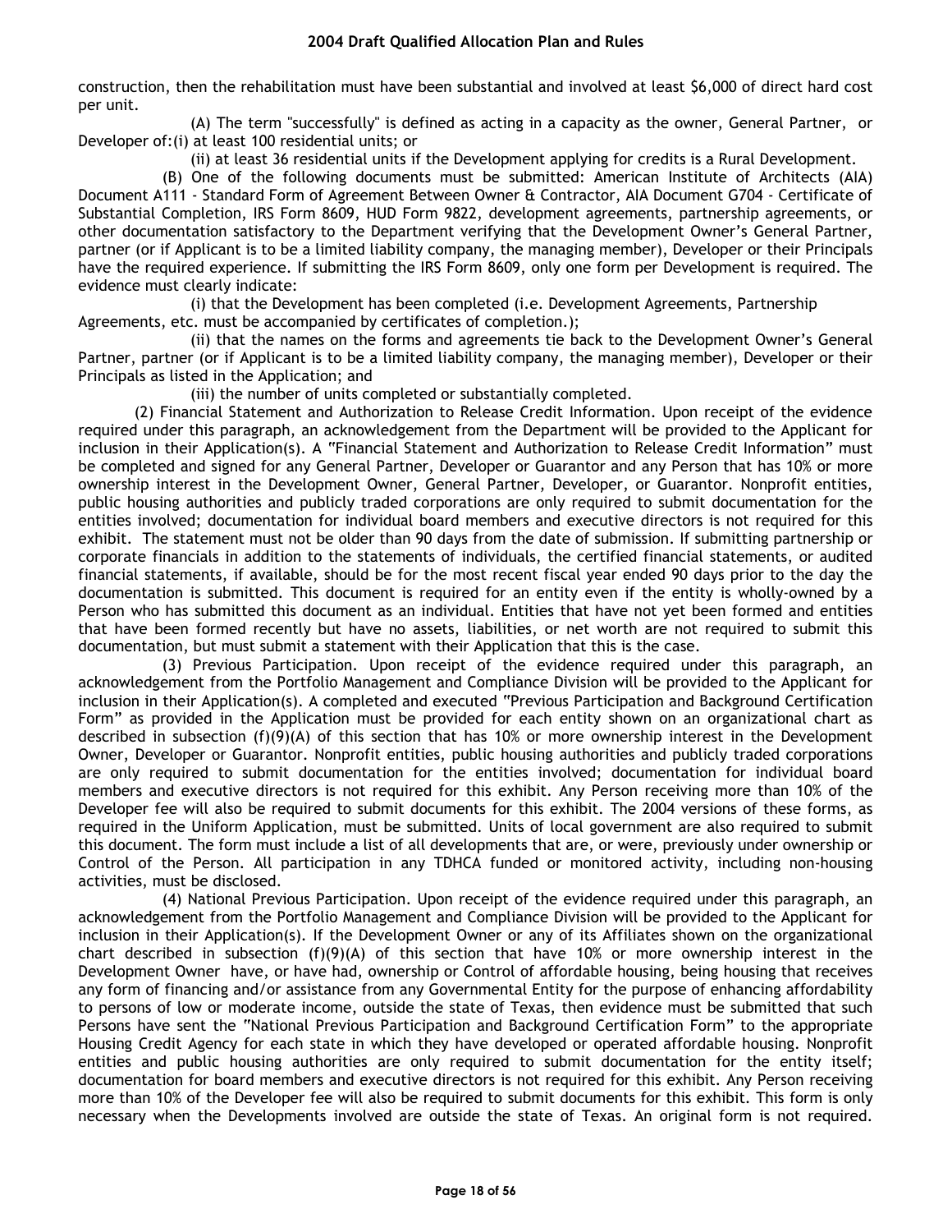construction, then the rehabilitation must have been substantial and involved at least $6,000 of direct hard cost per unit.

(A) The term "successfully" is defined as acting in a capacity as the owner, General Partner, or Developer of:(i) at least 100 residential units; or

(ii) at least 36 residential units if the Development applying for credits is a Rural Development.

(B) One of the following documents must be submitted: American Institute of Architects (AIA) Document A111 - Standard Form of Agreement Between Owner & Contractor, AIA Document G704 - Certificate of Substantial Completion, IRS Form 8609, HUD Form 9822, development agreements, partnership agreements, or other documentation satisfactory to the Department verifying that the Development Owner's General Partner, partner (or if Applicant is to be a limited liability company, the managing member), Developer or their Principals have the required experience. If submitting the IRS Form 8609, only one form per Development is required. The evidence must clearly indicate:

(i) that the Development has been completed (i.e. Development Agreements, Partnership Agreements, etc. must be accompanied by certificates of completion.);

(ii) that the names on the forms and agreements tie back to the Development Owner's General Partner, partner (or if Applicant is to be a limited liability company, the managing member), Developer or their Principals as listed in the Application; and

(iii) the number of units completed or substantially completed.

(2) Financial Statement and Authorization to Release Credit Information. Upon receipt of the evidence required under this paragraph, an acknowledgement from the Department will be provided to the Applicant for inclusion in their Application(s). A "Financial Statement and Authorization to Release Credit Information" must be completed and signed for any General Partner, Developer or Guarantor and any Person that has 10% or more ownership interest in the Development Owner, General Partner, Developer, or Guarantor. Nonprofit entities, public housing authorities and publicly traded corporations are only required to submit documentation for the entities involved; documentation for individual board members and executive directors is not required for this exhibit. The statement must not be older than 90 days from the date of submission. If submitting partnership or corporate financials in addition to the statements of individuals, the certified financial statements, or audited financial statements, if available, should be for the most recent fiscal year ended 90 days prior to the day the documentation is submitted. This document is required for an entity even if the entity is wholly-owned by a Person who has submitted this document as an individual. Entities that have not yet been formed and entities that have been formed recently but have no assets, liabilities, or net worth are not required to submit this documentation, but must submit a statement with their Application that this is the case.

(3) Previous Participation. Upon receipt of the evidence required under this paragraph, an acknowledgement from the Portfolio Management and Compliance Division will be provided to the Applicant for inclusion in their Application(s). A completed and executed "Previous Participation and Background Certification Form" as provided in the Application must be provided for each entity shown on an organizational chart as described in subsection (f)(9)(A) of this section that has 10% or more ownership interest in the Development Owner, Developer or Guarantor. Nonprofit entities, public housing authorities and publicly traded corporations are only required to submit documentation for the entities involved; documentation for individual board members and executive directors is not required for this exhibit. Any Person receiving more than 10% of the Developer fee will also be required to submit documents for this exhibit. The 2004 versions of these forms, as required in the Uniform Application, must be submitted. Units of local government are also required to submit this document. The form must include a list of all developments that are, or were, previously under ownership or Control of the Person. All participation in any TDHCA funded or monitored activity, including non-housing activities, must be disclosed.

(4) National Previous Participation. Upon receipt of the evidence required under this paragraph, an acknowledgement from the Portfolio Management and Compliance Division will be provided to the Applicant for inclusion in their Application(s). If the Development Owner or any of its Affiliates shown on the organizational chart described in subsection (f)(9)(A) of this section that have 10% or more ownership interest in the Development Owner have, or have had, ownership or Control of affordable housing, being housing that receives any form of financing and/or assistance from any Governmental Entity for the purpose of enhancing affordability to persons of low or moderate income, outside the state of Texas, then evidence must be submitted that such Persons have sent the "National Previous Participation and Background Certification Form" to the appropriate Housing Credit Agency for each state in which they have developed or operated affordable housing. Nonprofit entities and public housing authorities are only required to submit documentation for the entity itself; documentation for board members and executive directors is not required for this exhibit. Any Person receiving more than 10% of the Developer fee will also be required to submit documents for this exhibit. This form is only necessary when the Developments involved are outside the state of Texas. An original form is not required.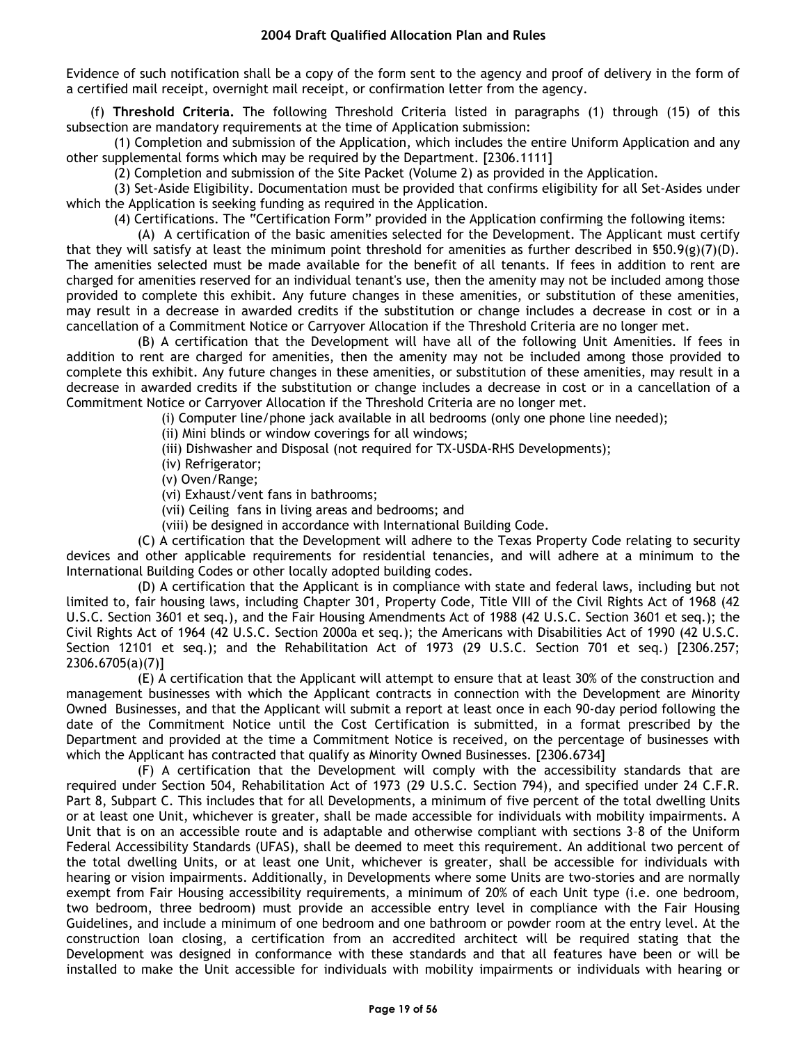Evidence of such notification shall be a copy of the form sent to the agency and proof of delivery in the form of a certified mail receipt, overnight mail receipt, or confirmation letter from the agency.

(f) **Threshold Criteria.** The following Threshold Criteria listed in paragraphs (1) through (15) of this subsection are mandatory requirements at the time of Application submission:

(1) Completion and submission of the Application, which includes the entire Uniform Application and any other supplemental forms which may be required by the Department. [2306.1111]

(2) Completion and submission of the Site Packet (Volume 2) as provided in the Application.

(3) Set-Aside Eligibility. Documentation must be provided that confirms eligibility for all Set-Asides under which the Application is seeking funding as required in the Application.

(4) Certifications. The "Certification Form" provided in the Application confirming the following items:

(A) A certification of the basic amenities selected for the Development. The Applicant must certify that they will satisfy at least the minimum point threshold for amenities as further described in §50.9(g)(7)(D). The amenities selected must be made available for the benefit of all tenants. If fees in addition to rent are charged for amenities reserved for an individual tenant's use, then the amenity may not be included among those provided to complete this exhibit. Any future changes in these amenities, or substitution of these amenities, may result in a decrease in awarded credits if the substitution or change includes a decrease in cost or in a cancellation of a Commitment Notice or Carryover Allocation if the Threshold Criteria are no longer met.

(B) A certification that the Development will have all of the following Unit Amenities. If fees in addition to rent are charged for amenities, then the amenity may not be included among those provided to complete this exhibit. Any future changes in these amenities, or substitution of these amenities, may result in a decrease in awarded credits if the substitution or change includes a decrease in cost or in a cancellation of a Commitment Notice or Carryover Allocation if the Threshold Criteria are no longer met.

(i) Computer line/phone jack available in all bedrooms (only one phone line needed);

(ii) Mini blinds or window coverings for all windows;

(iii) Dishwasher and Disposal (not required for TX-USDA-RHS Developments);

(iv) Refrigerator;

(v) Oven/Range;

(vi) Exhaust/vent fans in bathrooms;

(vii) Ceiling fans in living areas and bedrooms; and

(viii) be designed in accordance with International Building Code.

(C) A certification that the Development will adhere to the Texas Property Code relating to security devices and other applicable requirements for residential tenancies, and will adhere at a minimum to the International Building Codes or other locally adopted building codes.

(D) A certification that the Applicant is in compliance with state and federal laws, including but not limited to, fair housing laws, including Chapter 301, Property Code, Title VIII of the Civil Rights Act of 1968 (42 U.S.C. Section 3601 et seq.), and the Fair Housing Amendments Act of 1988 (42 U.S.C. Section 3601 et seq.); the Civil Rights Act of 1964 (42 U.S.C. Section 2000a et seq.); the Americans with Disabilities Act of 1990 (42 U.S.C. Section 12101 et seq.); and the Rehabilitation Act of 1973 (29 U.S.C. Section 701 et seq.) [2306.257; 2306.6705(a)(7)]

(E) A certification that the Applicant will attempt to ensure that at least 30% of the construction and management businesses with which the Applicant contracts in connection with the Development are Minority Owned Businesses, and that the Applicant will submit a report at least once in each 90-day period following the date of the Commitment Notice until the Cost Certification is submitted, in a format prescribed by the Department and provided at the time a Commitment Notice is received, on the percentage of businesses with which the Applicant has contracted that qualify as Minority Owned Businesses. [2306.6734]

(F) A certification that the Development will comply with the accessibility standards that are required under Section 504, Rehabilitation Act of 1973 (29 U.S.C. Section 794), and specified under 24 C.F.R. Part 8, Subpart C. This includes that for all Developments, a minimum of five percent of the total dwelling Units or at least one Unit, whichever is greater, shall be made accessible for individuals with mobility impairments. A Unit that is on an accessible route and is adaptable and otherwise compliant with sections 3–8 of the Uniform Federal Accessibility Standards (UFAS), shall be deemed to meet this requirement. An additional two percent of the total dwelling Units, or at least one Unit, whichever is greater, shall be accessible for individuals with hearing or vision impairments. Additionally, in Developments where some Units are two-stories and are normally exempt from Fair Housing accessibility requirements, a minimum of 20% of each Unit type (i.e. one bedroom, two bedroom, three bedroom) must provide an accessible entry level in compliance with the Fair Housing Guidelines, and include a minimum of one bedroom and one bathroom or powder room at the entry level. At the construction loan closing, a certification from an accredited architect will be required stating that the Development was designed in conformance with these standards and that all features have been or will be installed to make the Unit accessible for individuals with mobility impairments or individuals with hearing or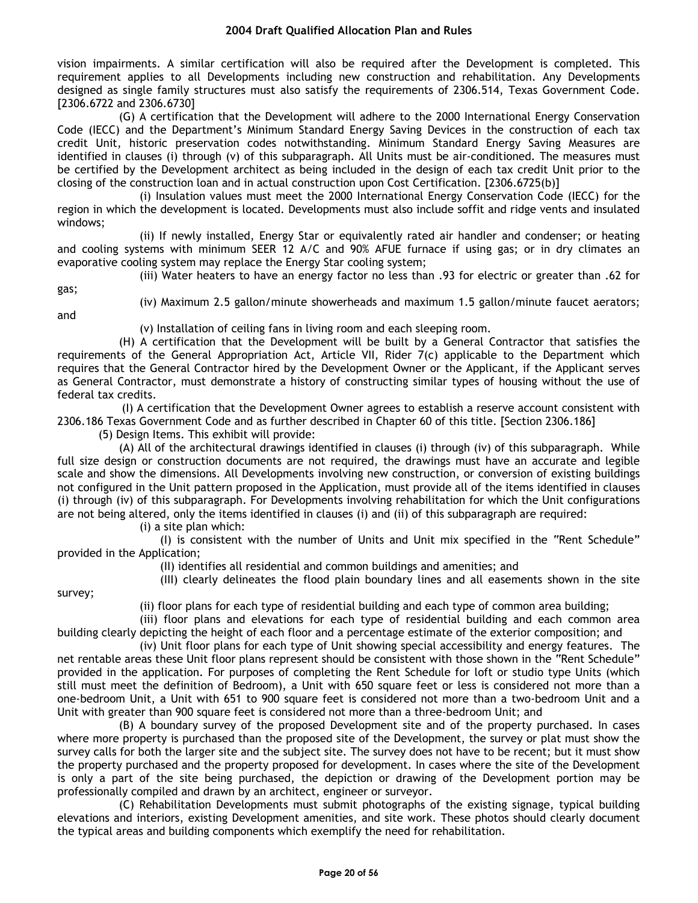vision impairments. A similar certification will also be required after the Development is completed. This requirement applies to all Developments including new construction and rehabilitation. Any Developments designed as single family structures must also satisfy the requirements of 2306.514, Texas Government Code. [2306.6722 and 2306.6730]

(G) A certification that the Development will adhere to the 2000 International Energy Conservation Code (IECC) and the Department's Minimum Standard Energy Saving Devices in the construction of each tax credit Unit, historic preservation codes notwithstanding. Minimum Standard Energy Saving Measures are identified in clauses (i) through (v) of this subparagraph. All Units must be air-conditioned. The measures must be certified by the Development architect as being included in the design of each tax credit Unit prior to the closing of the construction loan and in actual construction upon Cost Certification. [2306.6725(b)]

(i) Insulation values must meet the 2000 International Energy Conservation Code (IECC) for the region in which the development is located. Developments must also include soffit and ridge vents and insulated windows;

(ii) If newly installed, Energy Star or equivalently rated air handler and condenser; or heating and cooling systems with minimum SEER 12 A/C and 90% AFUE furnace if using gas; or in dry climates an evaporative cooling system may replace the Energy Star cooling system;

(iii) Water heaters to have an energy factor no less than .93 for electric or greater than .62 for gas;

(iv) Maximum 2.5 gallon/minute showerheads and maximum 1.5 gallon/minute faucet aerators; and

(v) Installation of ceiling fans in living room and each sleeping room.

(H) A certification that the Development will be built by a General Contractor that satisfies the requirements of the General Appropriation Act, Article VII, Rider 7(c) applicable to the Department which requires that the General Contractor hired by the Development Owner or the Applicant, if the Applicant serves as General Contractor, must demonstrate a history of constructing similar types of housing without the use of federal tax credits.

(I) A certification that the Development Owner agrees to establish a reserve account consistent with 2306.186 Texas Government Code and as further described in Chapter 60 of this title. [Section 2306.186]

(5) Design Items. This exhibit will provide:

(A) All of the architectural drawings identified in clauses (i) through (iv) of this subparagraph. While full size design or construction documents are not required, the drawings must have an accurate and legible scale and show the dimensions. All Developments involving new construction, or conversion of existing buildings not configured in the Unit pattern proposed in the Application, must provide all of the items identified in clauses (i) through (iv) of this subparagraph. For Developments involving rehabilitation for which the Unit configurations are not being altered, only the items identified in clauses (i) and (ii) of this subparagraph are required:

(i) a site plan which:

(I) is consistent with the number of Units and Unit mix specified in the "Rent Schedule" provided in the Application;

(II) identifies all residential and common buildings and amenities; and

(III) clearly delineates the flood plain boundary lines and all easements shown in the site survey;

(ii) floor plans for each type of residential building and each type of common area building;

(iii) floor plans and elevations for each type of residential building and each common area building clearly depicting the height of each floor and a percentage estimate of the exterior composition; and

(iv) Unit floor plans for each type of Unit showing special accessibility and energy features. The net rentable areas these Unit floor plans represent should be consistent with those shown in the "Rent Schedule" provided in the application. For purposes of completing the Rent Schedule for loft or studio type Units (which still must meet the definition of Bedroom), a Unit with 650 square feet or less is considered not more than a one-bedroom Unit, a Unit with 651 to 900 square feet is considered not more than a two-bedroom Unit and a Unit with greater than 900 square feet is considered not more than a three-bedroom Unit; and

(B) A boundary survey of the proposed Development site and of the property purchased. In cases where more property is purchased than the proposed site of the Development, the survey or plat must show the survey calls for both the larger site and the subject site. The survey does not have to be recent; but it must show the property purchased and the property proposed for development. In cases where the site of the Development is only a part of the site being purchased, the depiction or drawing of the Development portion may be professionally compiled and drawn by an architect, engineer or surveyor.

(C) Rehabilitation Developments must submit photographs of the existing signage, typical building elevations and interiors, existing Development amenities, and site work. These photos should clearly document the typical areas and building components which exemplify the need for rehabilitation.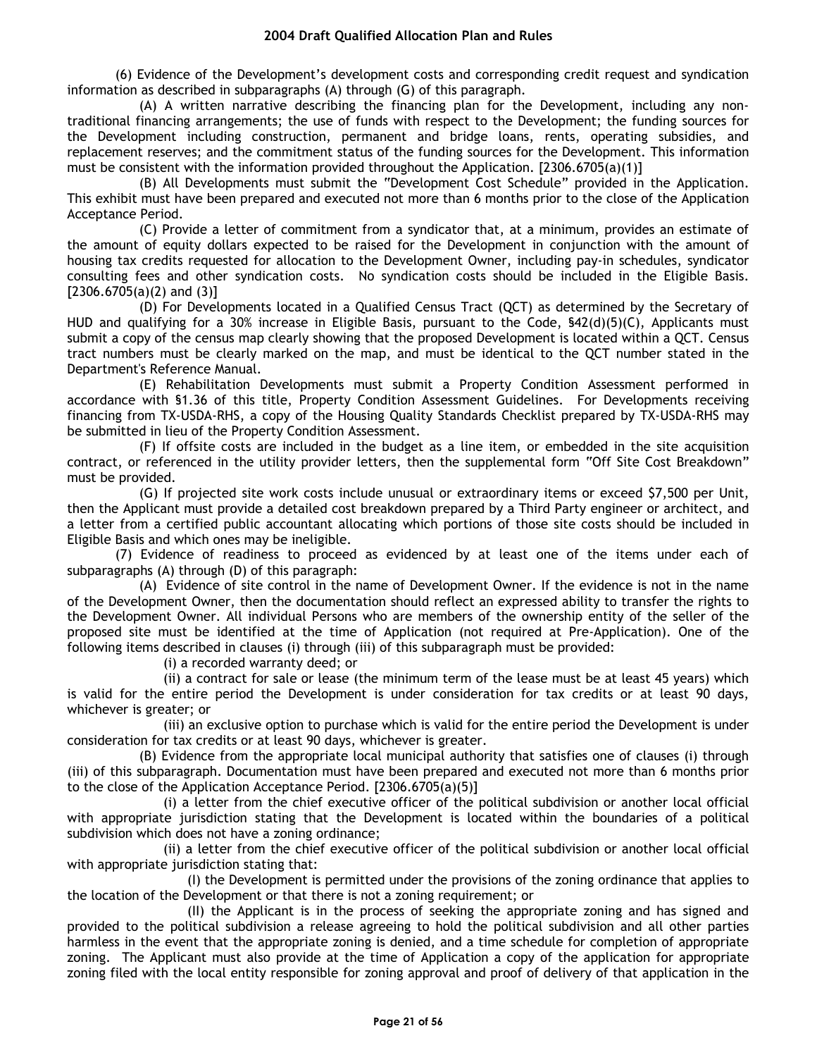(6) Evidence of the Development's development costs and corresponding credit request and syndication information as described in subparagraphs (A) through (G) of this paragraph.

(A) A written narrative describing the financing plan for the Development, including any non-traditional financing arrangements; the use of funds with respect to the Development; the funding sources for the Development including construction, permanent and bridge loans, rents, operating subsidies, and replacement reserves; and the commitment status of the funding sources for the Development. This information must be consistent with the information provided throughout the Application. [2306.6705(a)(1)]

(B) All Developments must submit the "Development Cost Schedule" provided in the Application. This exhibit must have been prepared and executed not more than 6 months prior to the close of the Application Acceptance Period.

(C) Provide a letter of commitment from a syndicator that, at a minimum, provides an estimate of the amount of equity dollars expected to be raised for the Development in conjunction with the amount of housing tax credits requested for allocation to the Development Owner, including pay-in schedules, syndicator consulting fees and other syndication costs. No syndication costs should be included in the Eligible Basis. [2306.6705(a)(2) and (3)]

(D) For Developments located in a Qualified Census Tract (QCT) as determined by the Secretary of HUD and qualifying for a 30% increase in Eligible Basis, pursuant to the Code, §42(d)(5)(C), Applicants must submit a copy of the census map clearly showing that the proposed Development is located within a QCT. Census tract numbers must be clearly marked on the map, and must be identical to the QCT number stated in the Department's Reference Manual.

(E) Rehabilitation Developments must submit a Property Condition Assessment performed in accordance with §1.36 of this title, Property Condition Assessment Guidelines. For Developments receiving financing from TX-USDA-RHS, a copy of the Housing Quality Standards Checklist prepared by TX-USDA-RHS may be submitted in lieu of the Property Condition Assessment.

(F) If offsite costs are included in the budget as a line item, or embedded in the site acquisition contract, or referenced in the utility provider letters, then the supplemental form "Off Site Cost Breakdown" must be provided.

(G) If projected site work costs include unusual or extraordinary items or exceed $7,500 per Unit, then the Applicant must provide a detailed cost breakdown prepared by a Third Party engineer or architect, and a letter from a certified public accountant allocating which portions of those site costs should be included in Eligible Basis and which ones may be ineligible.

(7) Evidence of readiness to proceed as evidenced by at least one of the items under each of subparagraphs (A) through (D) of this paragraph:

(A) Evidence of site control in the name of Development Owner. If the evidence is not in the name of the Development Owner, then the documentation should reflect an expressed ability to transfer the rights to the Development Owner. All individual Persons who are members of the ownership entity of the seller of the proposed site must be identified at the time of Application (not required at Pre-Application). One of the following items described in clauses (i) through (iii) of this subparagraph must be provided:

(i) a recorded warranty deed; or

(ii) a contract for sale or lease (the minimum term of the lease must be at least 45 years) which is valid for the entire period the Development is under consideration for tax credits or at least 90 days, whichever is greater; or

(iii) an exclusive option to purchase which is valid for the entire period the Development is under consideration for tax credits or at least 90 days, whichever is greater.

(B) Evidence from the appropriate local municipal authority that satisfies one of clauses (i) through (iii) of this subparagraph. Documentation must have been prepared and executed not more than 6 months prior to the close of the Application Acceptance Period. [2306.6705(a)(5)]

(i) a letter from the chief executive officer of the political subdivision or another local official with appropriate jurisdiction stating that the Development is located within the boundaries of a political subdivision which does not have a zoning ordinance;

(ii) a letter from the chief executive officer of the political subdivision or another local official with appropriate jurisdiction stating that:

(I) the Development is permitted under the provisions of the zoning ordinance that applies to the location of the Development or that there is not a zoning requirement; or

(II) the Applicant is in the process of seeking the appropriate zoning and has signed and provided to the political subdivision a release agreeing to hold the political subdivision and all other parties harmless in the event that the appropriate zoning is denied, and a time schedule for completion of appropriate zoning. The Applicant must also provide at the time of Application a copy of the application for appropriate zoning filed with the local entity responsible for zoning approval and proof of delivery of that application in the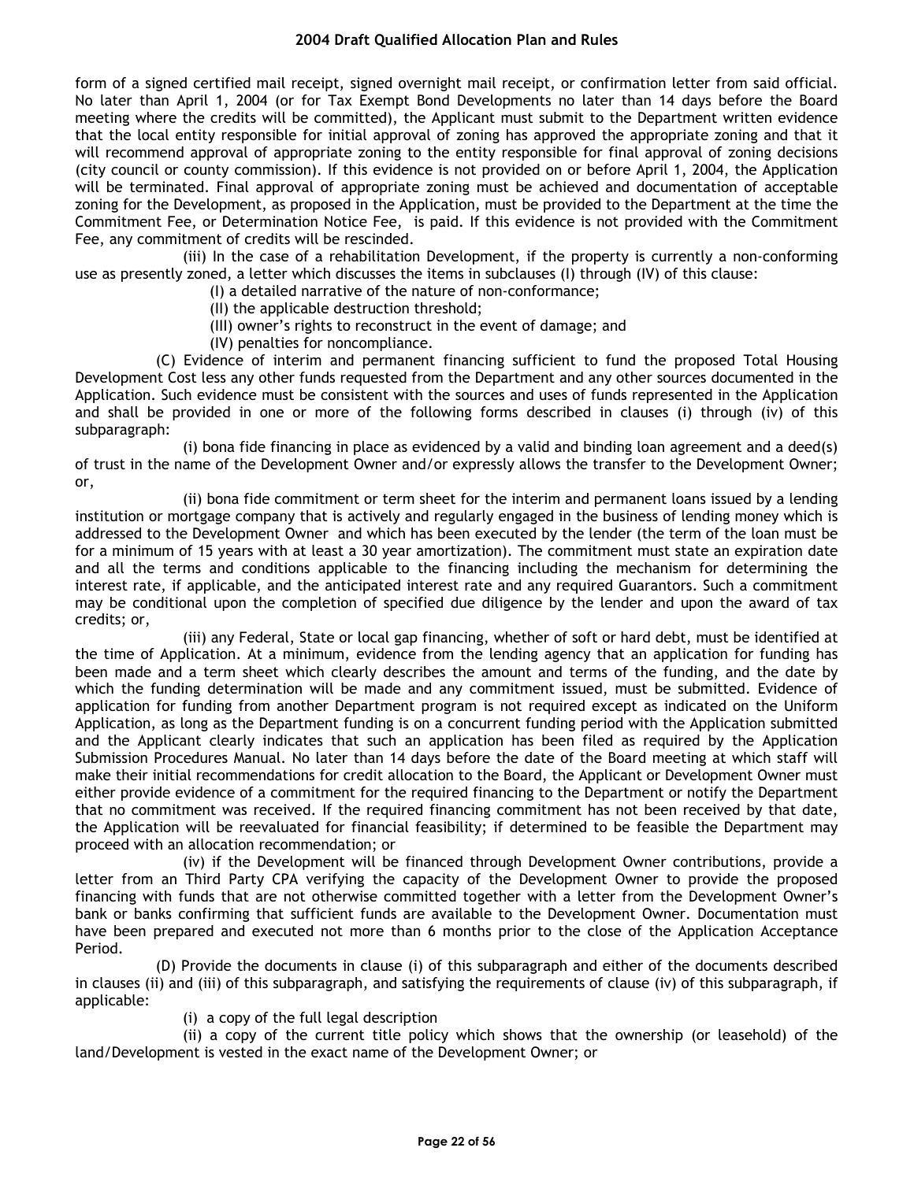form of a signed certified mail receipt, signed overnight mail receipt, or confirmation letter from said official. No later than April 1, 2004 (or for Tax Exempt Bond Developments no later than 14 days before the Board meeting where the credits will be committed), the Applicant must submit to the Department written evidence that the local entity responsible for initial approval of zoning has approved the appropriate zoning and that it will recommend approval of appropriate zoning to the entity responsible for final approval of zoning decisions (city council or county commission). If this evidence is not provided on or before April 1, 2004, the Application will be terminated. Final approval of appropriate zoning must be achieved and documentation of acceptable zoning for the Development, as proposed in the Application, must be provided to the Department at the time the Commitment Fee, or Determination Notice Fee, is paid. If this evidence is not provided with the Commitment Fee, any commitment of credits will be rescinded.

(iii) In the case of a rehabilitation Development, if the property is currently a non-conforming use as presently zoned, a letter which discusses the items in subclauses (I) through (IV) of this clause:

(I) a detailed narrative of the nature of non-conformance;

(II) the applicable destruction threshold;

(III) owner's rights to reconstruct in the event of damage; and

(IV) penalties for noncompliance.

(C) Evidence of interim and permanent financing sufficient to fund the proposed Total Housing Development Cost less any other funds requested from the Department and any other sources documented in the Application. Such evidence must be consistent with the sources and uses of funds represented in the Application and shall be provided in one or more of the following forms described in clauses (i) through (iv) of this subparagraph:

(i) bona fide financing in place as evidenced by a valid and binding loan agreement and a deed(s) of trust in the name of the Development Owner and/or expressly allows the transfer to the Development Owner; or,

(ii) bona fide commitment or term sheet for the interim and permanent loans issued by a lending institution or mortgage company that is actively and regularly engaged in the business of lending money which is addressed to the Development Owner and which has been executed by the lender (the term of the loan must be for a minimum of 15 years with at least a 30 year amortization). The commitment must state an expiration date and all the terms and conditions applicable to the financing including the mechanism for determining the interest rate, if applicable, and the anticipated interest rate and any required Guarantors. Such a commitment may be conditional upon the completion of specified due diligence by the lender and upon the award of tax credits; or,

(iii) any Federal, State or local gap financing, whether of soft or hard debt, must be identified at the time of Application. At a minimum, evidence from the lending agency that an application for funding has been made and a term sheet which clearly describes the amount and terms of the funding, and the date by which the funding determination will be made and any commitment issued, must be submitted. Evidence of application for funding from another Department program is not required except as indicated on the Uniform Application, as long as the Department funding is on a concurrent funding period with the Application submitted and the Applicant clearly indicates that such an application has been filed as required by the Application Submission Procedures Manual. No later than 14 days before the date of the Board meeting at which staff will make their initial recommendations for credit allocation to the Board, the Applicant or Development Owner must either provide evidence of a commitment for the required financing to the Department or notify the Department that no commitment was received. If the required financing commitment has not been received by that date, the Application will be reevaluated for financial feasibility; if determined to be feasible the Department may proceed with an allocation recommendation; or

(iv) if the Development will be financed through Development Owner contributions, provide a letter from an Third Party CPA verifying the capacity of the Development Owner to provide the proposed financing with funds that are not otherwise committed together with a letter from the Development Owner's bank or banks confirming that sufficient funds are available to the Development Owner. Documentation must have been prepared and executed not more than 6 months prior to the close of the Application Acceptance Period.

(D) Provide the documents in clause (i) of this subparagraph and either of the documents described in clauses (ii) and (iii) of this subparagraph, and satisfying the requirements of clause (iv) of this subparagraph, if applicable:

(i) a copy of the full legal description

(ii) a copy of the current title policy which shows that the ownership (or leasehold) of the land/Development is vested in the exact name of the Development Owner; or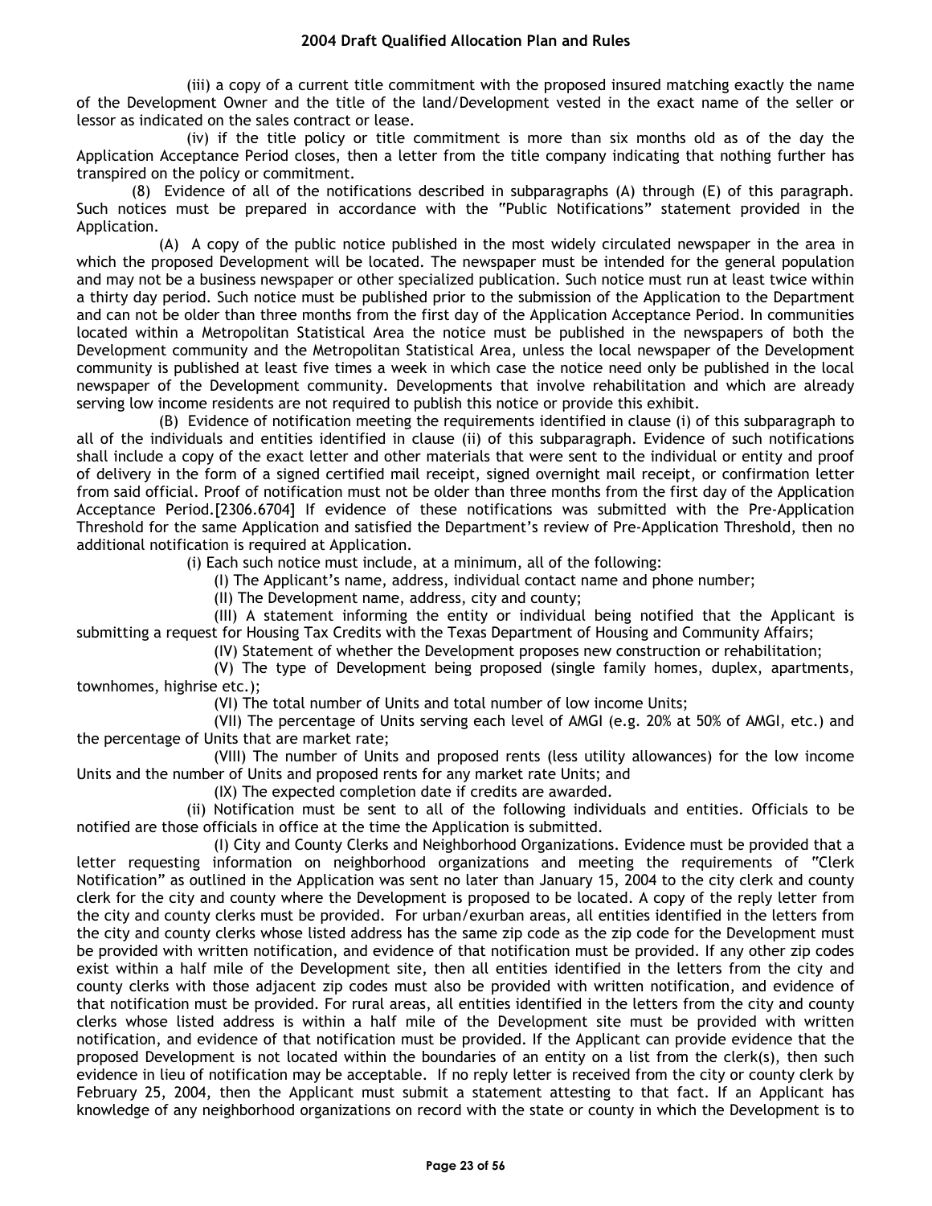(iii) a copy of a current title commitment with the proposed insured matching exactly the name of the Development Owner and the title of the land/Development vested in the exact name of the seller or lessor as indicated on the sales contract or lease.

(iv) if the title policy or title commitment is more than six months old as of the day the Application Acceptance Period closes, then a letter from the title company indicating that nothing further has transpired on the policy or commitment.

(8) Evidence of all of the notifications described in subparagraphs (A) through (E) of this paragraph. Such notices must be prepared in accordance with the "Public Notifications" statement provided in the Application.

(A) A copy of the public notice published in the most widely circulated newspaper in the area in which the proposed Development will be located. The newspaper must be intended for the general population and may not be a business newspaper or other specialized publication. Such notice must run at least twice within a thirty day period. Such notice must be published prior to the submission of the Application to the Department and can not be older than three months from the first day of the Application Acceptance Period. In communities located within a Metropolitan Statistical Area the notice must be published in the newspapers of both the Development community and the Metropolitan Statistical Area, unless the local newspaper of the Development community is published at least five times a week in which case the notice need only be published in the local newspaper of the Development community. Developments that involve rehabilitation and which are already serving low income residents are not required to publish this notice or provide this exhibit.

(B) Evidence of notification meeting the requirements identified in clause (i) of this subparagraph to all of the individuals and entities identified in clause (ii) of this subparagraph. Evidence of such notifications shall include a copy of the exact letter and other materials that were sent to the individual or entity and proof of delivery in the form of a signed certified mail receipt, signed overnight mail receipt, or confirmation letter from said official. Proof of notification must not be older than three months from the first day of the Application Acceptance Period.[2306.6704] If evidence of these notifications was submitted with the Pre-Application Threshold for the same Application and satisfied the Department's review of Pre-Application Threshold, then no additional notification is required at Application.

(i) Each such notice must include, at a minimum, all of the following:

(I) The Applicant's name, address, individual contact name and phone number;

(II) The Development name, address, city and county;

(III) A statement informing the entity or individual being notified that the Applicant is submitting a request for Housing Tax Credits with the Texas Department of Housing and Community Affairs;

(IV) Statement of whether the Development proposes new construction or rehabilitation;

(V) The type of Development being proposed (single family homes, duplex, apartments, townhomes, highrise etc.);

(VI) The total number of Units and total number of low income Units;

(VII) The percentage of Units serving each level of AMGI (e.g. 20% at 50% of AMGI, etc.) and the percentage of Units that are market rate;

(VIII) The number of Units and proposed rents (less utility allowances) for the low income Units and the number of Units and proposed rents for any market rate Units; and

(IX) The expected completion date if credits are awarded.

(ii) Notification must be sent to all of the following individuals and entities. Officials to be notified are those officials in office at the time the Application is submitted.

(I) City and County Clerks and Neighborhood Organizations. Evidence must be provided that a letter requesting information on neighborhood organizations and meeting the requirements of "Clerk Notification" as outlined in the Application was sent no later than January 15, 2004 to the city clerk and county clerk for the city and county where the Development is proposed to be located. A copy of the reply letter from the city and county clerks must be provided. For urban/exurban areas, all entities identified in the letters from the city and county clerks whose listed address has the same zip code as the zip code for the Development must be provided with written notification, and evidence of that notification must be provided. If any other zip codes exist within a half mile of the Development site, then all entities identified in the letters from the city and county clerks with those adjacent zip codes must also be provided with written notification, and evidence of that notification must be provided. For rural areas, all entities identified in the letters from the city and county clerks whose listed address is within a half mile of the Development site must be provided with written notification, and evidence of that notification must be provided. If the Applicant can provide evidence that the proposed Development is not located within the boundaries of an entity on a list from the clerk(s), then such evidence in lieu of notification may be acceptable. If no reply letter is received from the city or county clerk by February 25, 2004, then the Applicant must submit a statement attesting to that fact. If an Applicant has knowledge of any neighborhood organizations on record with the state or county in which the Development is to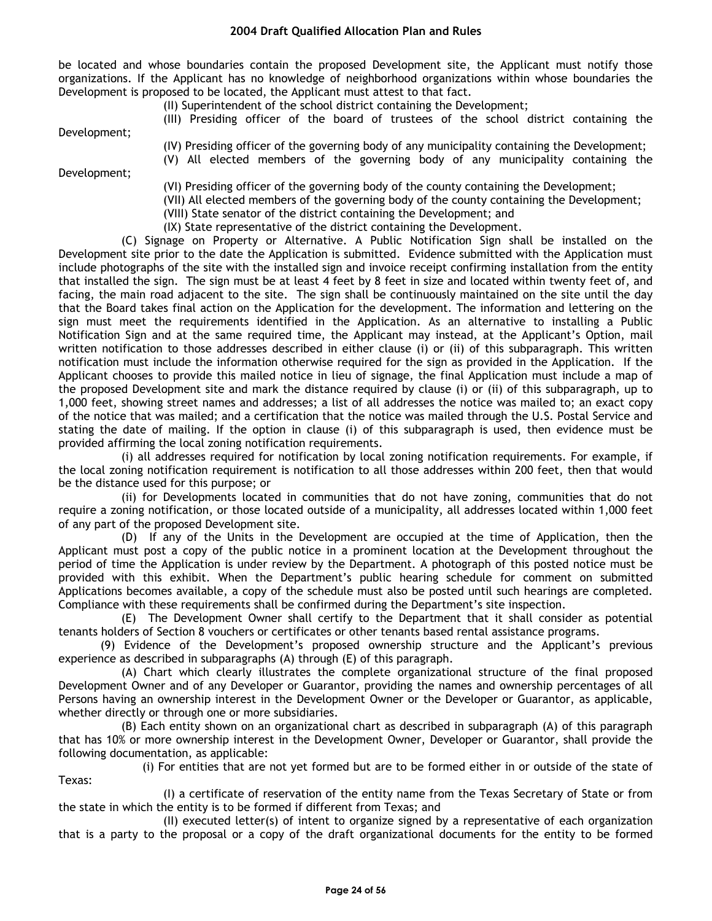be located and whose boundaries contain the proposed Development site, the Applicant must notify those organizations. If the Applicant has no knowledge of neighborhood organizations within whose boundaries the Development is proposed to be located, the Applicant must attest to that fact.

(II) Superintendent of the school district containing the Development;

(III) Presiding officer of the board of trustees of the school district containing the Development;

(IV) Presiding officer of the governing body of any municipality containing the Development;

(V) All elected members of the governing body of any municipality containing the Development;

(VI) Presiding officer of the governing body of the county containing the Development;

(VII) All elected members of the governing body of the county containing the Development;

(VIII) State senator of the district containing the Development; and

(IX) State representative of the district containing the Development.

(C) Signage on Property or Alternative. A Public Notification Sign shall be installed on the Development site prior to the date the Application is submitted. Evidence submitted with the Application must include photographs of the site with the installed sign and invoice receipt confirming installation from the entity that installed the sign. The sign must be at least 4 feet by 8 feet in size and located within twenty feet of, and facing, the main road adjacent to the site. The sign shall be continuously maintained on the site until the day that the Board takes final action on the Application for the development. The information and lettering on the sign must meet the requirements identified in the Application. As an alternative to installing a Public Notification Sign and at the same required time, the Applicant may instead, at the Applicant's Option, mail written notification to those addresses described in either clause (i) or (ii) of this subparagraph. This written notification must include the information otherwise required for the sign as provided in the Application. If the Applicant chooses to provide this mailed notice in lieu of signage, the final Application must include a map of the proposed Development site and mark the distance required by clause (i) or (ii) of this subparagraph, up to 1,000 feet, showing street names and addresses; a list of all addresses the notice was mailed to; an exact copy of the notice that was mailed; and a certification that the notice was mailed through the U.S. Postal Service and stating the date of mailing. If the option in clause (i) of this subparagraph is used, then evidence must be provided affirming the local zoning notification requirements.

(i) all addresses required for notification by local zoning notification requirements. For example, if the local zoning notification requirement is notification to all those addresses within 200 feet, then that would be the distance used for this purpose; or

(ii) for Developments located in communities that do not have zoning, communities that do not require a zoning notification, or those located outside of a municipality, all addresses located within 1,000 feet of any part of the proposed Development site.

(D) If any of the Units in the Development are occupied at the time of Application, then the Applicant must post a copy of the public notice in a prominent location at the Development throughout the period of time the Application is under review by the Department. A photograph of this posted notice must be provided with this exhibit. When the Department's public hearing schedule for comment on submitted Applications becomes available, a copy of the schedule must also be posted until such hearings are completed. Compliance with these requirements shall be confirmed during the Department's site inspection.

(E) The Development Owner shall certify to the Department that it shall consider as potential tenants holders of Section 8 vouchers or certificates or other tenants based rental assistance programs.

(9) Evidence of the Development's proposed ownership structure and the Applicant's previous experience as described in subparagraphs (A) through (E) of this paragraph.

(A) Chart which clearly illustrates the complete organizational structure of the final proposed Development Owner and of any Developer or Guarantor, providing the names and ownership percentages of all Persons having an ownership interest in the Development Owner or the Developer or Guarantor, as applicable, whether directly or through one or more subsidiaries.

(B) Each entity shown on an organizational chart as described in subparagraph (A) of this paragraph that has 10% or more ownership interest in the Development Owner, Developer or Guarantor, shall provide the following documentation, as applicable:

(i) For entities that are not yet formed but are to be formed either in or outside of the state of Texas:

(I) a certificate of reservation of the entity name from the Texas Secretary of State or from the state in which the entity is to be formed if different from Texas; and

(II) executed letter(s) of intent to organize signed by a representative of each organization that is a party to the proposal or a copy of the draft organizational documents for the entity to be formed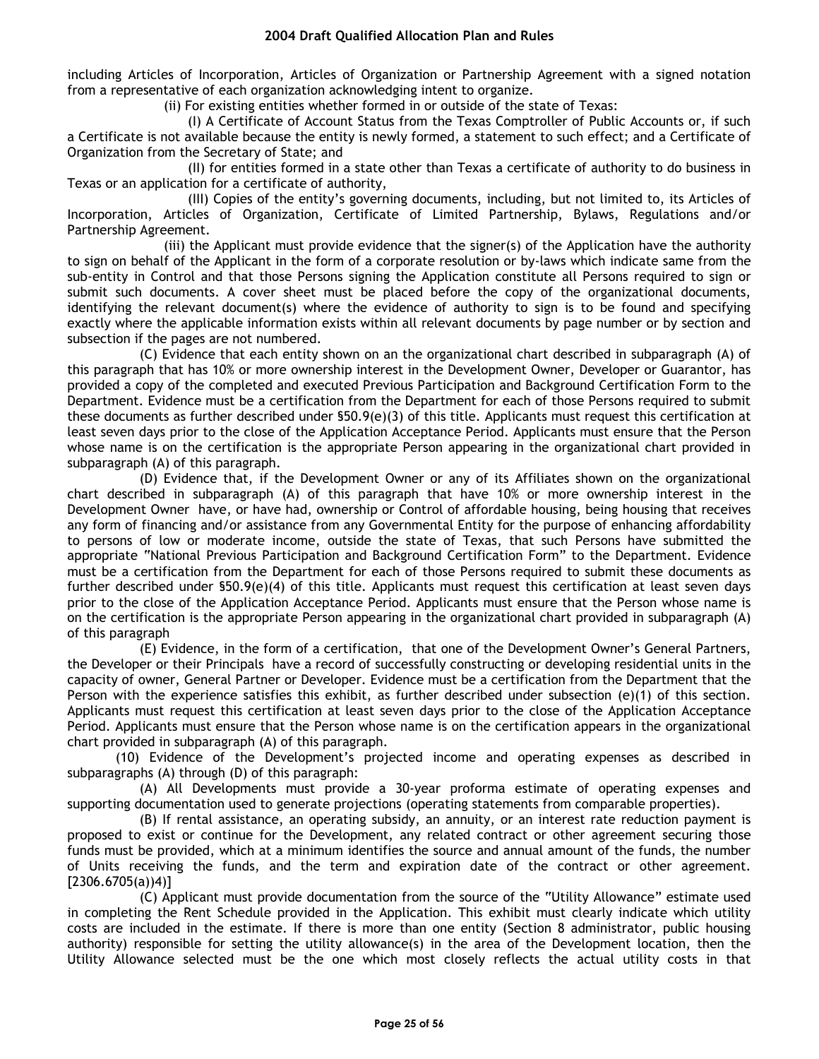including Articles of Incorporation, Articles of Organization or Partnership Agreement with a signed notation from a representative of each organization acknowledging intent to organize.

(ii) For existing entities whether formed in or outside of the state of Texas:

(I) A Certificate of Account Status from the Texas Comptroller of Public Accounts or, if such a Certificate is not available because the entity is newly formed, a statement to such effect; and a Certificate of Organization from the Secretary of State; and

(II) for entities formed in a state other than Texas a certificate of authority to do business in Texas or an application for a certificate of authority,

(III) Copies of the entity's governing documents, including, but not limited to, its Articles of Incorporation, Articles of Organization, Certificate of Limited Partnership, Bylaws, Regulations and/or Partnership Agreement.

(iii) the Applicant must provide evidence that the signer(s) of the Application have the authority to sign on behalf of the Applicant in the form of a corporate resolution or by-laws which indicate same from the sub-entity in Control and that those Persons signing the Application constitute all Persons required to sign or submit such documents. A cover sheet must be placed before the copy of the organizational documents, identifying the relevant document(s) where the evidence of authority to sign is to be found and specifying exactly where the applicable information exists within all relevant documents by page number or by section and subsection if the pages are not numbered.

(C) Evidence that each entity shown on an the organizational chart described in subparagraph (A) of this paragraph that has 10% or more ownership interest in the Development Owner, Developer or Guarantor, has provided a copy of the completed and executed Previous Participation and Background Certification Form to the Department. Evidence must be a certification from the Department for each of those Persons required to submit these documents as further described under §50.9(e)(3) of this title. Applicants must request this certification at least seven days prior to the close of the Application Acceptance Period. Applicants must ensure that the Person whose name is on the certification is the appropriate Person appearing in the organizational chart provided in subparagraph (A) of this paragraph.

(D) Evidence that, if the Development Owner or any of its Affiliates shown on the organizational chart described in subparagraph (A) of this paragraph that have 10% or more ownership interest in the Development Owner have, or have had, ownership or Control of affordable housing, being housing that receives any form of financing and/or assistance from any Governmental Entity for the purpose of enhancing affordability to persons of low or moderate income, outside the state of Texas, that such Persons have submitted the appropriate "National Previous Participation and Background Certification Form" to the Department. Evidence must be a certification from the Department for each of those Persons required to submit these documents as further described under §50.9(e)(4) of this title. Applicants must request this certification at least seven days prior to the close of the Application Acceptance Period. Applicants must ensure that the Person whose name is on the certification is the appropriate Person appearing in the organizational chart provided in subparagraph (A) of this paragraph

(E) Evidence, in the form of a certification, that one of the Development Owner's General Partners, the Developer or their Principals have a record of successfully constructing or developing residential units in the capacity of owner, General Partner or Developer. Evidence must be a certification from the Department that the Person with the experience satisfies this exhibit, as further described under subsection (e)(1) of this section. Applicants must request this certification at least seven days prior to the close of the Application Acceptance Period. Applicants must ensure that the Person whose name is on the certification appears in the organizational chart provided in subparagraph (A) of this paragraph.

(10) Evidence of the Development's projected income and operating expenses as described in subparagraphs (A) through (D) of this paragraph:

(A) All Developments must provide a 30-year proforma estimate of operating expenses and supporting documentation used to generate projections (operating statements from comparable properties).

(B) If rental assistance, an operating subsidy, an annuity, or an interest rate reduction payment is proposed to exist or continue for the Development, any related contract or other agreement securing those funds must be provided, which at a minimum identifies the source and annual amount of the funds, the number of Units receiving the funds, and the term and expiration date of the contract or other agreement. [2306.6705(a))4)]

(C) Applicant must provide documentation from the source of the "Utility Allowance" estimate used in completing the Rent Schedule provided in the Application. This exhibit must clearly indicate which utility costs are included in the estimate. If there is more than one entity (Section 8 administrator, public housing authority) responsible for setting the utility allowance(s) in the area of the Development location, then the Utility Allowance selected must be the one which most closely reflects the actual utility costs in that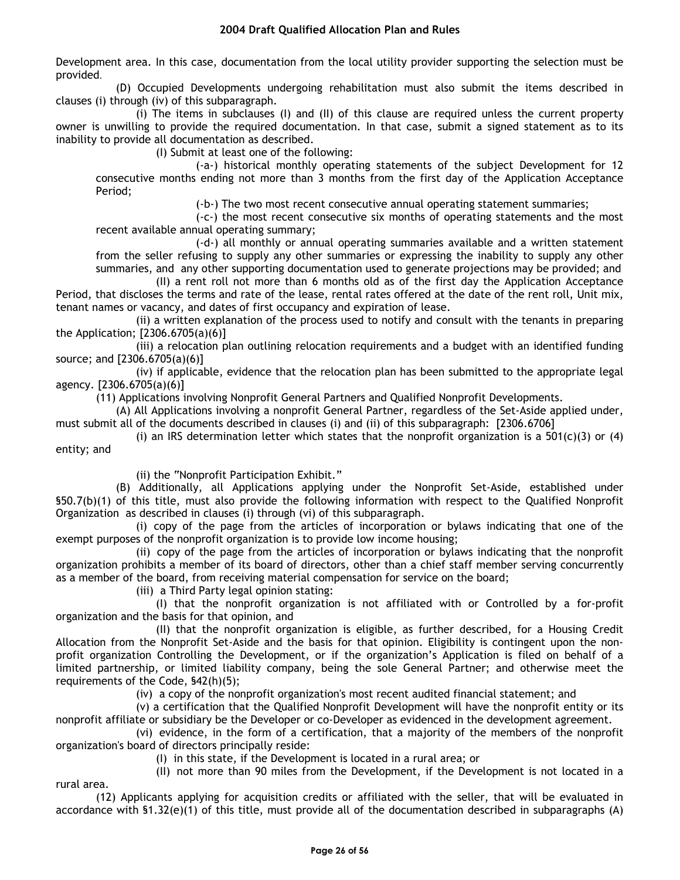Development area. In this case, documentation from the local utility provider supporting the selection must be provided.

(D) Occupied Developments undergoing rehabilitation must also submit the items described in clauses (i) through (iv) of this subparagraph.

(i) The items in subclauses (I) and (II) of this clause are required unless the current property owner is unwilling to provide the required documentation. In that case, submit a signed statement as to its inability to provide all documentation as described.

(I) Submit at least one of the following:

(-a-) historical monthly operating statements of the subject Development for 12 consecutive months ending not more than 3 months from the first day of the Application Acceptance Period;

(-b-) The two most recent consecutive annual operating statement summaries;

(-c-) the most recent consecutive six months of operating statements and the most recent available annual operating summary;

(-d-) all monthly or annual operating summaries available and a written statement from the seller refusing to supply any other summaries or expressing the inability to supply any other summaries, and any other supporting documentation used to generate projections may be provided; and

(II) a rent roll not more than 6 months old as of the first day the Application Acceptance Period, that discloses the terms and rate of the lease, rental rates offered at the date of the rent roll, Unit mix, tenant names or vacancy, and dates of first occupancy and expiration of lease.

(ii) a written explanation of the process used to notify and consult with the tenants in preparing the Application; [2306.6705(a)(6)]

(iii) a relocation plan outlining relocation requirements and a budget with an identified funding source; and [2306.6705(a)(6)]

(iv) if applicable, evidence that the relocation plan has been submitted to the appropriate legal agency. [2306.6705(a)(6)]

(11) Applications involving Nonprofit General Partners and Qualified Nonprofit Developments.

(A) All Applications involving a nonprofit General Partner, regardless of the Set-Aside applied under, must submit all of the documents described in clauses (i) and (ii) of this subparagraph: [2306.6706]

(i) an IRS determination letter which states that the nonprofit organization is a 501(c)(3) or (4) entity; and

(ii) the "Nonprofit Participation Exhibit."

(B) Additionally, all Applications applying under the Nonprofit Set-Aside, established under §50.7(b)(1) of this title, must also provide the following information with respect to the Qualified Nonprofit Organization as described in clauses (i) through (vi) of this subparagraph.

(i) copy of the page from the articles of incorporation or bylaws indicating that one of the exempt purposes of the nonprofit organization is to provide low income housing;

(ii) copy of the page from the articles of incorporation or bylaws indicating that the nonprofit organization prohibits a member of its board of directors, other than a chief staff member serving concurrently as a member of the board, from receiving material compensation for service on the board;

(iii) a Third Party legal opinion stating:

(I) that the nonprofit organization is not affiliated with or Controlled by a for-profit organization and the basis for that opinion, and

(II) that the nonprofit organization is eligible, as further described, for a Housing Credit Allocation from the Nonprofit Set-Aside and the basis for that opinion. Eligibility is contingent upon the non-profit organization Controlling the Development, or if the organization's Application is filed on behalf of a limited partnership, or limited liability company, being the sole General Partner; and otherwise meet the requirements of the Code, §42(h)(5);

(iv) a copy of the nonprofit organization's most recent audited financial statement; and

(v) a certification that the Qualified Nonprofit Development will have the nonprofit entity or its nonprofit affiliate or subsidiary be the Developer or co-Developer as evidenced in the development agreement.

(vi) evidence, in the form of a certification, that a majority of the members of the nonprofit organization's board of directors principally reside:

(I) in this state, if the Development is located in a rural area; or

(II) not more than 90 miles from the Development, if the Development is not located in a rural area.

(12) Applicants applying for acquisition credits or affiliated with the seller, that will be evaluated in accordance with §1.32(e)(1) of this title, must provide all of the documentation described in subparagraphs (A)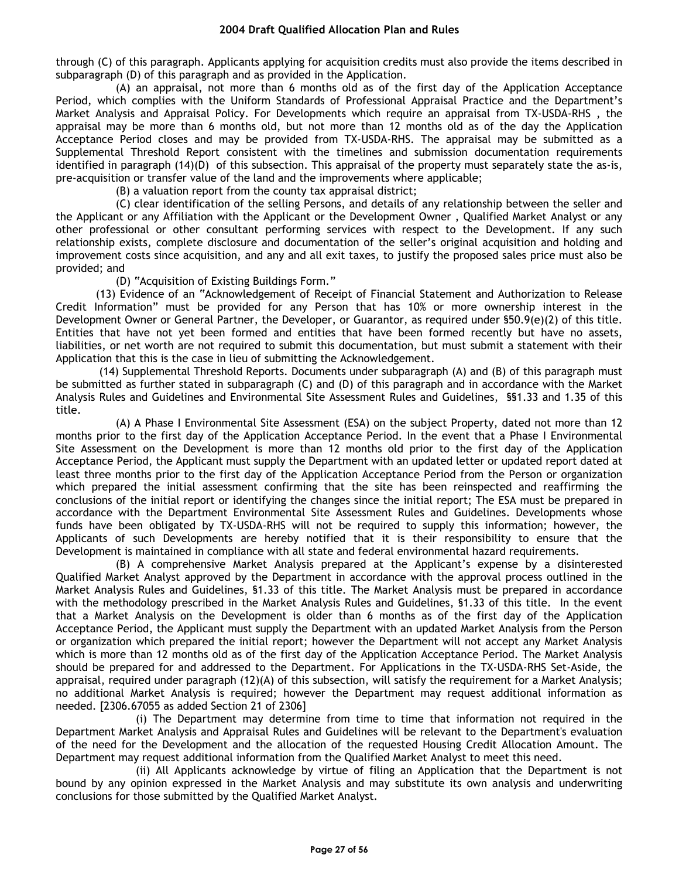through (C) of this paragraph. Applicants applying for acquisition credits must also provide the items described in subparagraph (D) of this paragraph and as provided in the Application.

(A) an appraisal, not more than 6 months old as of the first day of the Application Acceptance Period, which complies with the Uniform Standards of Professional Appraisal Practice and the Department's Market Analysis and Appraisal Policy. For Developments which require an appraisal from TX-USDA-RHS , the appraisal may be more than 6 months old, but not more than 12 months old as of the day the Application Acceptance Period closes and may be provided from TX-USDA-RHS. The appraisal may be submitted as a Supplemental Threshold Report consistent with the timelines and submission documentation requirements identified in paragraph (14)(D) of this subsection. This appraisal of the property must separately state the as-is, pre-acquisition or transfer value of the land and the improvements where applicable;

(B) a valuation report from the county tax appraisal district;

(C) clear identification of the selling Persons, and details of any relationship between the seller and the Applicant or any Affiliation with the Applicant or the Development Owner , Qualified Market Analyst or any other professional or other consultant performing services with respect to the Development. If any such relationship exists, complete disclosure and documentation of the seller's original acquisition and holding and improvement costs since acquisition, and any and all exit taxes, to justify the proposed sales price must also be provided; and

(D) "Acquisition of Existing Buildings Form."

(13) Evidence of an "Acknowledgement of Receipt of Financial Statement and Authorization to Release Credit Information" must be provided for any Person that has 10% or more ownership interest in the Development Owner or General Partner, the Developer, or Guarantor, as required under §50.9(e)(2) of this title. Entities that have not yet been formed and entities that have been formed recently but have no assets, liabilities, or net worth are not required to submit this documentation, but must submit a statement with their Application that this is the case in lieu of submitting the Acknowledgement.

(14) Supplemental Threshold Reports. Documents under subparagraph (A) and (B) of this paragraph must be submitted as further stated in subparagraph (C) and (D) of this paragraph and in accordance with the Market Analysis Rules and Guidelines and Environmental Site Assessment Rules and Guidelines, §§1.33 and 1.35 of this title.

(A) A Phase I Environmental Site Assessment (ESA) on the subject Property, dated not more than 12 months prior to the first day of the Application Acceptance Period. In the event that a Phase I Environmental Site Assessment on the Development is more than 12 months old prior to the first day of the Application Acceptance Period, the Applicant must supply the Department with an updated letter or updated report dated at least three months prior to the first day of the Application Acceptance Period from the Person or organization which prepared the initial assessment confirming that the site has been reinspected and reaffirming the conclusions of the initial report or identifying the changes since the initial report; The ESA must be prepared in accordance with the Department Environmental Site Assessment Rules and Guidelines. Developments whose funds have been obligated by TX-USDA-RHS will not be required to supply this information; however, the Applicants of such Developments are hereby notified that it is their responsibility to ensure that the Development is maintained in compliance with all state and federal environmental hazard requirements.

(B) A comprehensive Market Analysis prepared at the Applicant's expense by a disinterested Qualified Market Analyst approved by the Department in accordance with the approval process outlined in the Market Analysis Rules and Guidelines, §1.33 of this title. The Market Analysis must be prepared in accordance with the methodology prescribed in the Market Analysis Rules and Guidelines, §1.33 of this title. In the event that a Market Analysis on the Development is older than 6 months as of the first day of the Application Acceptance Period, the Applicant must supply the Department with an updated Market Analysis from the Person or organization which prepared the initial report; however the Department will not accept any Market Analysis which is more than 12 months old as of the first day of the Application Acceptance Period. The Market Analysis should be prepared for and addressed to the Department. For Applications in the TX-USDA-RHS Set-Aside, the appraisal, required under paragraph (12)(A) of this subsection, will satisfy the requirement for a Market Analysis; no additional Market Analysis is required; however the Department may request additional information as needed. [2306.67055 as added Section 21 of 2306]

(i) The Department may determine from time to time that information not required in the Department Market Analysis and Appraisal Rules and Guidelines will be relevant to the Department's evaluation of the need for the Development and the allocation of the requested Housing Credit Allocation Amount. The Department may request additional information from the Qualified Market Analyst to meet this need.

(ii) All Applicants acknowledge by virtue of filing an Application that the Department is not bound by any opinion expressed in the Market Analysis and may substitute its own analysis and underwriting conclusions for those submitted by the Qualified Market Analyst.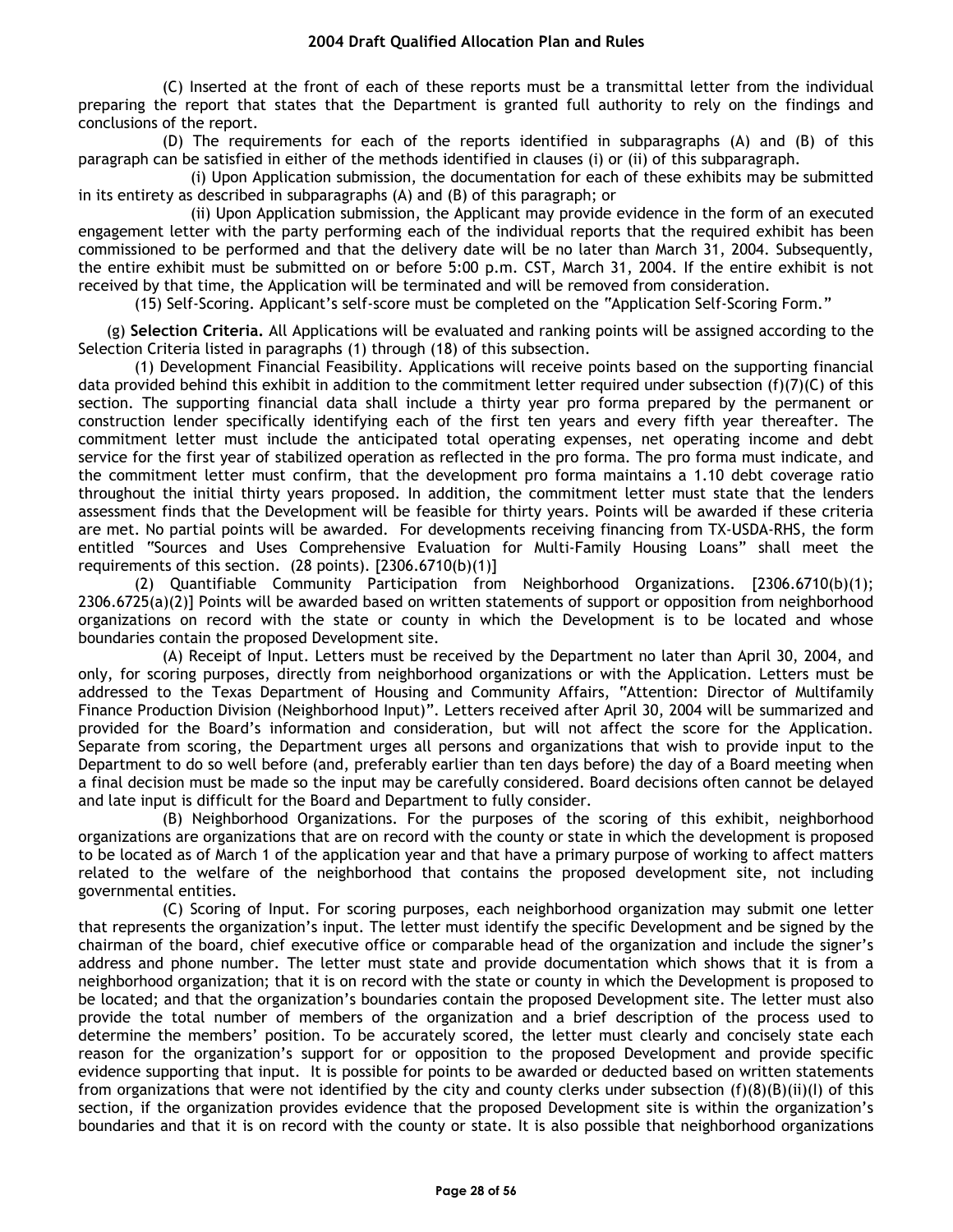(C) Inserted at the front of each of these reports must be a transmittal letter from the individual preparing the report that states that the Department is granted full authority to rely on the findings and conclusions of the report.

(D) The requirements for each of the reports identified in subparagraphs (A) and (B) of this paragraph can be satisfied in either of the methods identified in clauses (i) or (ii) of this subparagraph.

(i) Upon Application submission, the documentation for each of these exhibits may be submitted in its entirety as described in subparagraphs (A) and (B) of this paragraph; or

(ii) Upon Application submission, the Applicant may provide evidence in the form of an executed engagement letter with the party performing each of the individual reports that the required exhibit has been commissioned to be performed and that the delivery date will be no later than March 31, 2004. Subsequently, the entire exhibit must be submitted on or before 5:00 p.m. CST, March 31, 2004. If the entire exhibit is not received by that time, the Application will be terminated and will be removed from consideration.

(15) Self-Scoring. Applicant's self-score must be completed on the "Application Self-Scoring Form."

(g) **Selection Criteria.** All Applications will be evaluated and ranking points will be assigned according to the Selection Criteria listed in paragraphs (1) through (18) of this subsection.

(1) Development Financial Feasibility. Applications will receive points based on the supporting financial data provided behind this exhibit in addition to the commitment letter required under subsection (f)(7)(C) of this section. The supporting financial data shall include a thirty year pro forma prepared by the permanent or construction lender specifically identifying each of the first ten years and every fifth year thereafter. The commitment letter must include the anticipated total operating expenses, net operating income and debt service for the first year of stabilized operation as reflected in the pro forma. The pro forma must indicate, and the commitment letter must confirm, that the development pro forma maintains a 1.10 debt coverage ratio throughout the initial thirty years proposed. In addition, the commitment letter must state that the lenders assessment finds that the Development will be feasible for thirty years. Points will be awarded if these criteria are met. No partial points will be awarded. For developments receiving financing from TX-USDA-RHS, the form entitled "Sources and Uses Comprehensive Evaluation for Multi-Family Housing Loans" shall meet the requirements of this section. (28 points). [2306.6710(b)(1)]

(2) Quantifiable Community Participation from Neighborhood Organizations. [2306.6710(b)(1); 2306.6725(a)(2)] Points will be awarded based on written statements of support or opposition from neighborhood organizations on record with the state or county in which the Development is to be located and whose boundaries contain the proposed Development site.

(A) Receipt of Input. Letters must be received by the Department no later than April 30, 2004, and only, for scoring purposes, directly from neighborhood organizations or with the Application. Letters must be addressed to the Texas Department of Housing and Community Affairs, "Attention: Director of Multifamily Finance Production Division (Neighborhood Input)". Letters received after April 30, 2004 will be summarized and provided for the Board's information and consideration, but will not affect the score for the Application. Separate from scoring, the Department urges all persons and organizations that wish to provide input to the Department to do so well before (and, preferably earlier than ten days before) the day of a Board meeting when a final decision must be made so the input may be carefully considered. Board decisions often cannot be delayed and late input is difficult for the Board and Department to fully consider.

(B) Neighborhood Organizations. For the purposes of the scoring of this exhibit, neighborhood organizations are organizations that are on record with the county or state in which the development is proposed to be located as of March 1 of the application year and that have a primary purpose of working to affect matters related to the welfare of the neighborhood that contains the proposed development site, not including governmental entities.

(C) Scoring of Input. For scoring purposes, each neighborhood organization may submit one letter that represents the organization's input. The letter must identify the specific Development and be signed by the chairman of the board, chief executive office or comparable head of the organization and include the signer's address and phone number. The letter must state and provide documentation which shows that it is from a neighborhood organization; that it is on record with the state or county in which the Development is proposed to be located; and that the organization's boundaries contain the proposed Development site. The letter must also provide the total number of members of the organization and a brief description of the process used to determine the members' position. To be accurately scored, the letter must clearly and concisely state each reason for the organization's support for or opposition to the proposed Development and provide specific evidence supporting that input. It is possible for points to be awarded or deducted based on written statements from organizations that were not identified by the city and county clerks under subsection (f)(8)(B)(ii)(I) of this section, if the organization provides evidence that the proposed Development site is within the organization's boundaries and that it is on record with the county or state. It is also possible that neighborhood organizations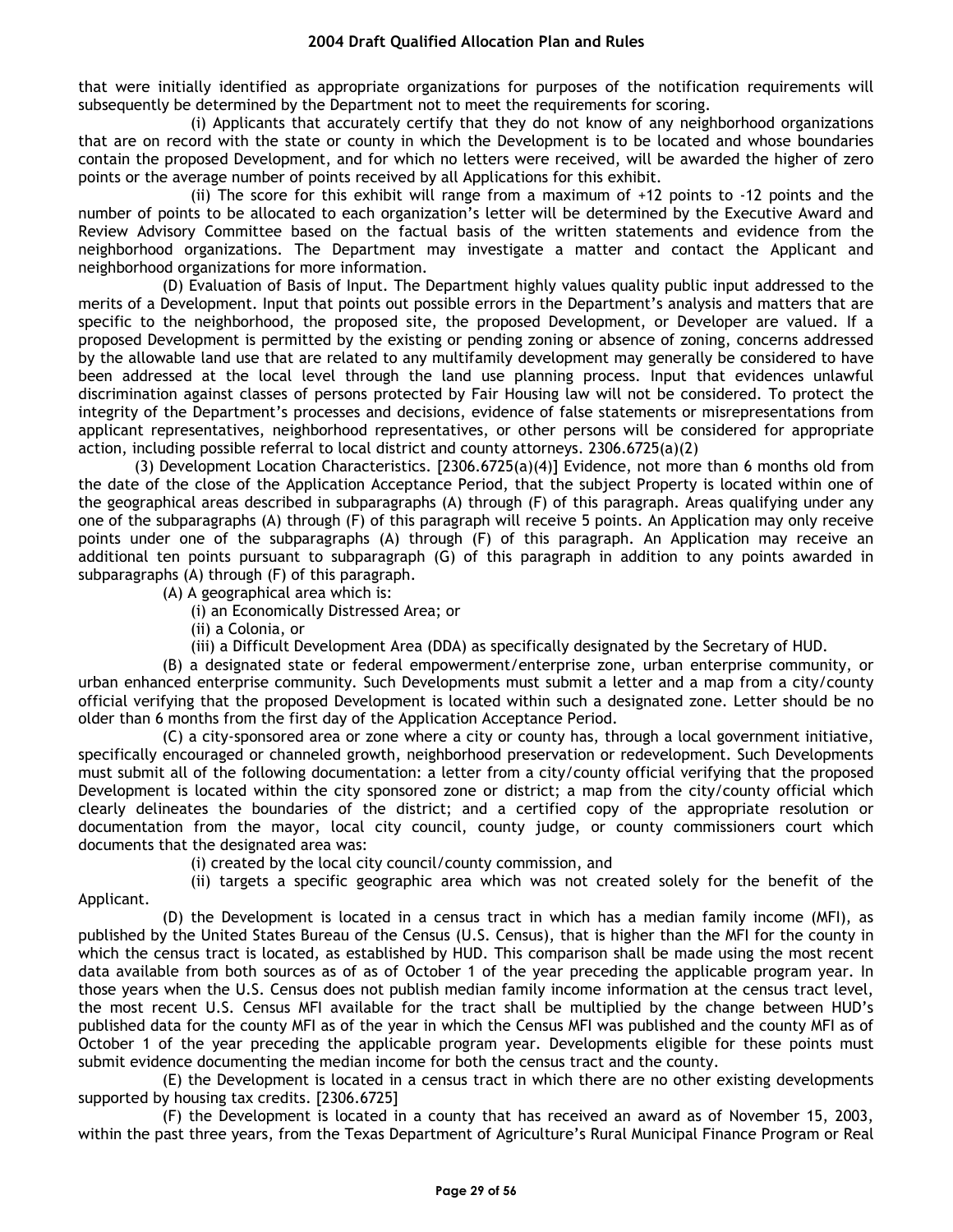that were initially identified as appropriate organizations for purposes of the notification requirements will subsequently be determined by the Department not to meet the requirements for scoring.

(i) Applicants that accurately certify that they do not know of any neighborhood organizations that are on record with the state or county in which the Development is to be located and whose boundaries contain the proposed Development, and for which no letters were received, will be awarded the higher of zero points or the average number of points received by all Applications for this exhibit.

(ii) The score for this exhibit will range from a maximum of +12 points to -12 points and the number of points to be allocated to each organization's letter will be determined by the Executive Award and Review Advisory Committee based on the factual basis of the written statements and evidence from the neighborhood organizations. The Department may investigate a matter and contact the Applicant and neighborhood organizations for more information.

(D) Evaluation of Basis of Input. The Department highly values quality public input addressed to the merits of a Development. Input that points out possible errors in the Department's analysis and matters that are specific to the neighborhood, the proposed site, the proposed Development, or Developer are valued. If a proposed Development is permitted by the existing or pending zoning or absence of zoning, concerns addressed by the allowable land use that are related to any multifamily development may generally be considered to have been addressed at the local level through the land use planning process. Input that evidences unlawful discrimination against classes of persons protected by Fair Housing law will not be considered. To protect the integrity of the Department's processes and decisions, evidence of false statements or misrepresentations from applicant representatives, neighborhood representatives, or other persons will be considered for appropriate action, including possible referral to local district and county attorneys. 2306.6725(a)(2)

(3) Development Location Characteristics. [2306.6725(a)(4)] Evidence, not more than 6 months old from the date of the close of the Application Acceptance Period, that the subject Property is located within one of the geographical areas described in subparagraphs (A) through (F) of this paragraph. Areas qualifying under any one of the subparagraphs (A) through (F) of this paragraph will receive 5 points. An Application may only receive points under one of the subparagraphs (A) through (F) of this paragraph. An Application may receive an additional ten points pursuant to subparagraph (G) of this paragraph in addition to any points awarded in subparagraphs (A) through (F) of this paragraph.

(A) A geographical area which is:

(i) an Economically Distressed Area; or

(ii) a Colonia, or

(iii) a Difficult Development Area (DDA) as specifically designated by the Secretary of HUD.

(B) a designated state or federal empowerment/enterprise zone, urban enterprise community, or urban enhanced enterprise community. Such Developments must submit a letter and a map from a city/county official verifying that the proposed Development is located within such a designated zone. Letter should be no older than 6 months from the first day of the Application Acceptance Period.

(C) a city-sponsored area or zone where a city or county has, through a local government initiative, specifically encouraged or channeled growth, neighborhood preservation or redevelopment. Such Developments must submit all of the following documentation: a letter from a city/county official verifying that the proposed Development is located within the city sponsored zone or district; a map from the city/county official which clearly delineates the boundaries of the district; and a certified copy of the appropriate resolution or documentation from the mayor, local city council, county judge, or county commissioners court which documents that the designated area was:

(i) created by the local city council/county commission, and

(ii) targets a specific geographic area which was not created solely for the benefit of the Applicant.

(D) the Development is located in a census tract in which has a median family income (MFI), as published by the United States Bureau of the Census (U.S. Census), that is higher than the MFI for the county in which the census tract is located, as established by HUD. This comparison shall be made using the most recent data available from both sources as of as of October 1 of the year preceding the applicable program year. In those years when the U.S. Census does not publish median family income information at the census tract level, the most recent U.S. Census MFI available for the tract shall be multiplied by the change between HUD's published data for the county MFI as of the year in which the Census MFI was published and the county MFI as of October 1 of the year preceding the applicable program year. Developments eligible for these points must submit evidence documenting the median income for both the census tract and the county.

(E) the Development is located in a census tract in which there are no other existing developments supported by housing tax credits. [2306.6725]

(F) the Development is located in a county that has received an award as of November 15, 2003, within the past three years, from the Texas Department of Agriculture's Rural Municipal Finance Program or Real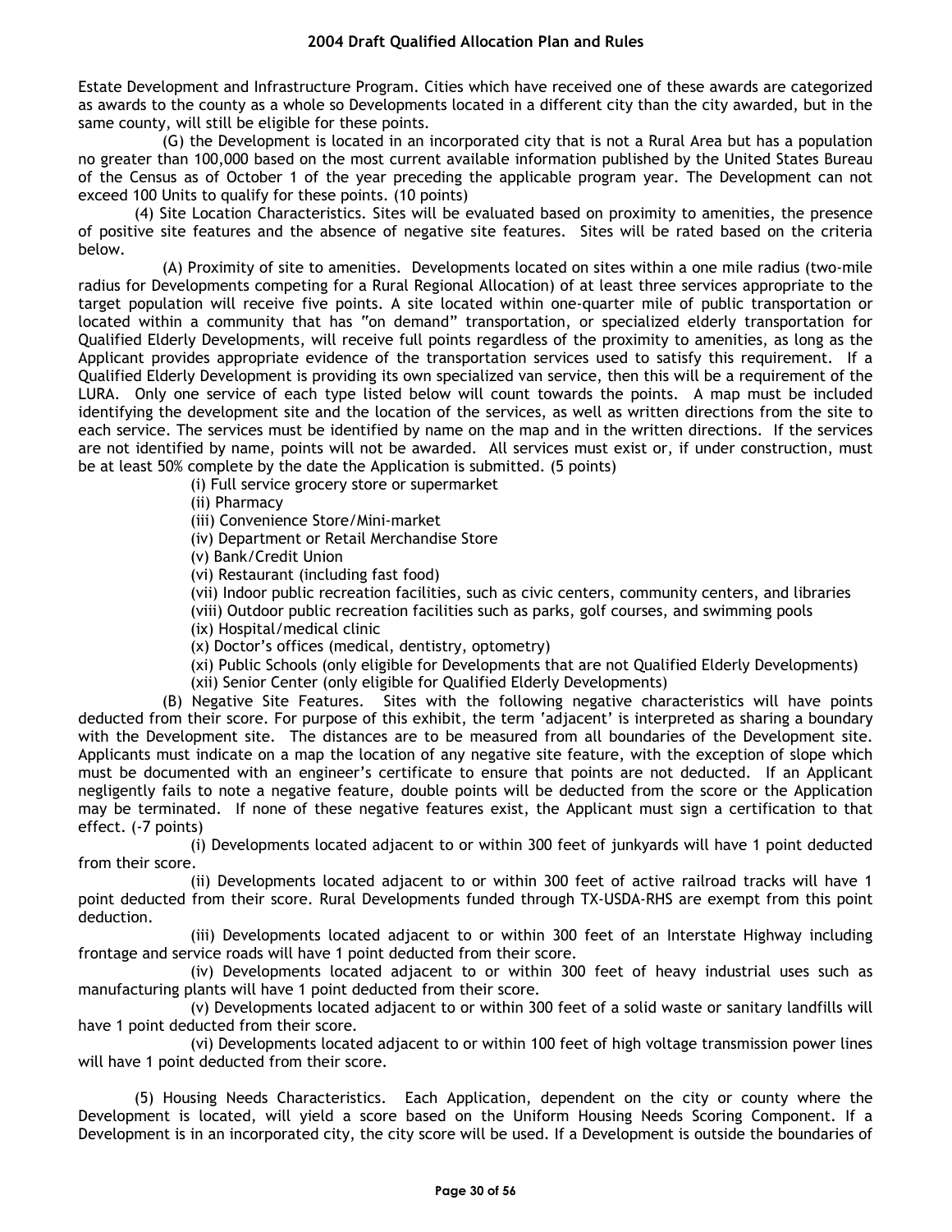Estate Development and Infrastructure Program. Cities which have received one of these awards are categorized as awards to the county as a whole so Developments located in a different city than the city awarded, but in the same county, will still be eligible for these points.

(G) the Development is located in an incorporated city that is not a Rural Area but has a population no greater than 100,000 based on the most current available information published by the United States Bureau of the Census as of October 1 of the year preceding the applicable program year. The Development can not exceed 100 Units to qualify for these points. (10 points)

(4) Site Location Characteristics. Sites will be evaluated based on proximity to amenities, the presence of positive site features and the absence of negative site features. Sites will be rated based on the criteria below.

(A) Proximity of site to amenities. Developments located on sites within a one mile radius (two-mile radius for Developments competing for a Rural Regional Allocation) of at least three services appropriate to the target population will receive five points. A site located within one-quarter mile of public transportation or located within a community that has "on demand" transportation, or specialized elderly transportation for Qualified Elderly Developments, will receive full points regardless of the proximity to amenities, as long as the Applicant provides appropriate evidence of the transportation services used to satisfy this requirement. If a Qualified Elderly Development is providing its own specialized van service, then this will be a requirement of the LURA. Only one service of each type listed below will count towards the points. A map must be included identifying the development site and the location of the services, as well as written directions from the site to each service. The services must be identified by name on the map and in the written directions. If the services are not identified by name, points will not be awarded. All services must exist or, if under construction, must be at least 50% complete by the date the Application is submitted. (5 points)

(i) Full service grocery store or supermarket

(ii) Pharmacy

(iii) Convenience Store/Mini-market

(iv) Department or Retail Merchandise Store

(v) Bank/Credit Union

(vi) Restaurant (including fast food)

(vii) Indoor public recreation facilities, such as civic centers, community centers, and libraries

(viii) Outdoor public recreation facilities such as parks, golf courses, and swimming pools

(ix) Hospital/medical clinic

(x) Doctor's offices (medical, dentistry, optometry)

(xi) Public Schools (only eligible for Developments that are not Qualified Elderly Developments)

(xii) Senior Center (only eligible for Qualified Elderly Developments)

(B) Negative Site Features. Sites with the following negative characteristics will have points deducted from their score. For purpose of this exhibit, the term 'adjacent' is interpreted as sharing a boundary with the Development site. The distances are to be measured from all boundaries of the Development site. Applicants must indicate on a map the location of any negative site feature, with the exception of slope which must be documented with an engineer's certificate to ensure that points are not deducted. If an Applicant negligently fails to note a negative feature, double points will be deducted from the score or the Application may be terminated. If none of these negative features exist, the Applicant must sign a certification to that effect. (-7 points)

(i) Developments located adjacent to or within 300 feet of junkyards will have 1 point deducted from their score.

(ii) Developments located adjacent to or within 300 feet of active railroad tracks will have 1 point deducted from their score. Rural Developments funded through TX-USDA-RHS are exempt from this point deduction.

(iii) Developments located adjacent to or within 300 feet of an Interstate Highway including frontage and service roads will have 1 point deducted from their score.

(iv) Developments located adjacent to or within 300 feet of heavy industrial uses such as manufacturing plants will have 1 point deducted from their score.

(v) Developments located adjacent to or within 300 feet of a solid waste or sanitary landfills will have 1 point deducted from their score.

(vi) Developments located adjacent to or within 100 feet of high voltage transmission power lines will have 1 point deducted from their score.

(5) Housing Needs Characteristics. Each Application, dependent on the city or county where the Development is located, will yield a score based on the Uniform Housing Needs Scoring Component. If a Development is in an incorporated city, the city score will be used. If a Development is outside the boundaries of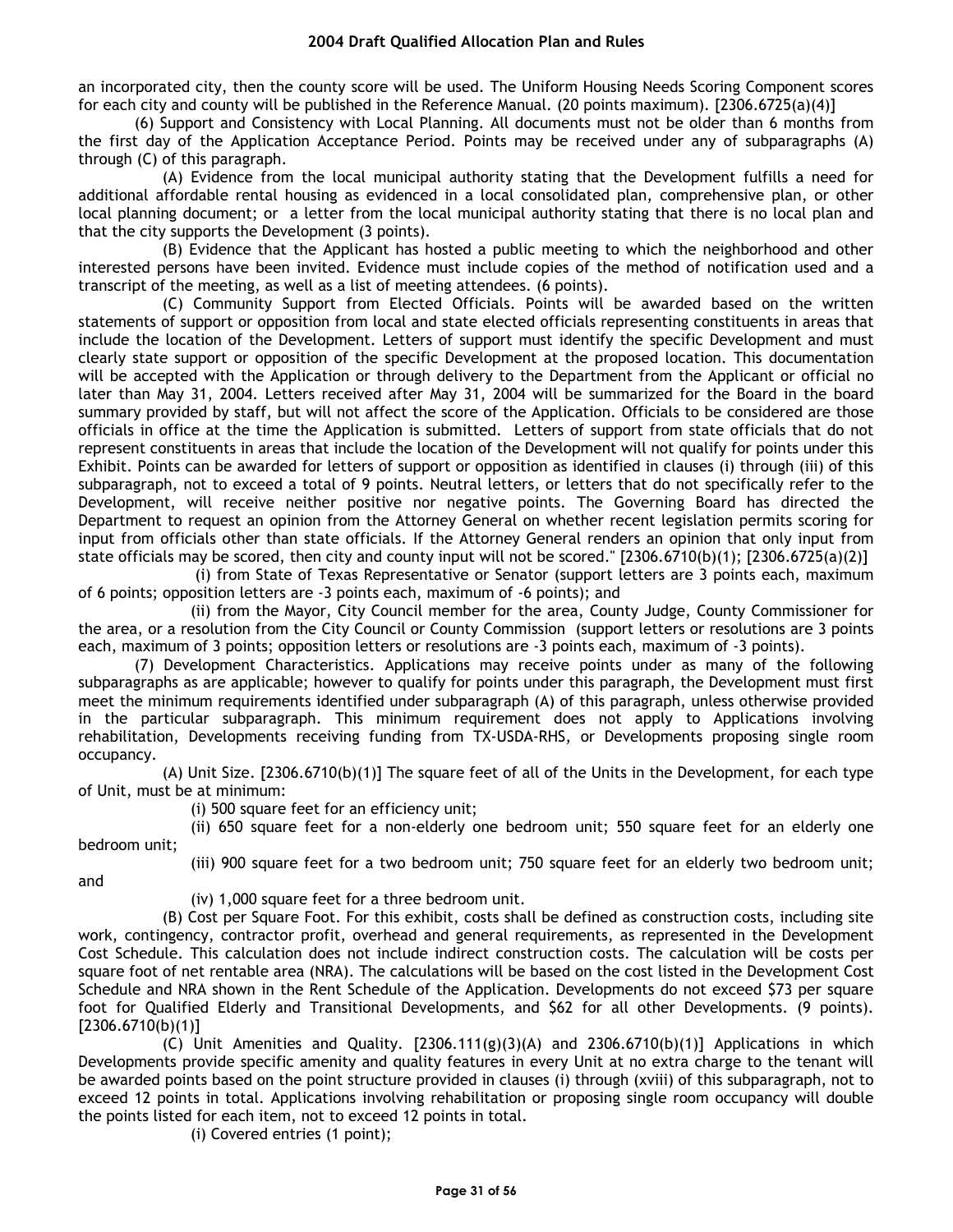an incorporated city, then the county score will be used. The Uniform Housing Needs Scoring Component scores for each city and county will be published in the Reference Manual. (20 points maximum). [2306.6725(a)(4)]

(6) Support and Consistency with Local Planning. All documents must not be older than 6 months from the first day of the Application Acceptance Period. Points may be received under any of subparagraphs (A) through (C) of this paragraph.

(A) Evidence from the local municipal authority stating that the Development fulfills a need for additional affordable rental housing as evidenced in a local consolidated plan, comprehensive plan, or other local planning document; or a letter from the local municipal authority stating that there is no local plan and that the city supports the Development (3 points).

(B) Evidence that the Applicant has hosted a public meeting to which the neighborhood and other interested persons have been invited. Evidence must include copies of the method of notification used and a transcript of the meeting, as well as a list of meeting attendees. (6 points).

(C) Community Support from Elected Officials. Points will be awarded based on the written statements of support or opposition from local and state elected officials representing constituents in areas that include the location of the Development. Letters of support must identify the specific Development and must clearly state support or opposition of the specific Development at the proposed location. This documentation will be accepted with the Application or through delivery to the Department from the Applicant or official no later than May 31, 2004. Letters received after May 31, 2004 will be summarized for the Board in the board summary provided by staff, but will not affect the score of the Application. Officials to be considered are those officials in office at the time the Application is submitted. Letters of support from state officials that do not represent constituents in areas that include the location of the Development will not qualify for points under this Exhibit. Points can be awarded for letters of support or opposition as identified in clauses (i) through (iii) of this subparagraph, not to exceed a total of 9 points. Neutral letters, or letters that do not specifically refer to the Development, will receive neither positive nor negative points. The Governing Board has directed the Department to request an opinion from the Attorney General on whether recent legislation permits scoring for input from officials other than state officials. If the Attorney General renders an opinion that only input from state officials may be scored, then city and county input will not be scored." [2306.6710(b)(1); [2306.6725(a)(2)]

(i) from State of Texas Representative or Senator (support letters are 3 points each, maximum of 6 points; opposition letters are -3 points each, maximum of -6 points); and

(ii) from the Mayor, City Council member for the area, County Judge, County Commissioner for the area, or a resolution from the City Council or County Commission (support letters or resolutions are 3 points each, maximum of 3 points; opposition letters or resolutions are -3 points each, maximum of -3 points).

(7) Development Characteristics. Applications may receive points under as many of the following subparagraphs as are applicable; however to qualify for points under this paragraph, the Development must first meet the minimum requirements identified under subparagraph (A) of this paragraph, unless otherwise provided in the particular subparagraph. This minimum requirement does not apply to Applications involving rehabilitation, Developments receiving funding from TX-USDA-RHS, or Developments proposing single room occupancy.

(A) Unit Size. [2306.6710(b)(1)] The square feet of all of the Units in the Development, for each type of Unit, must be at minimum:

(i) 500 square feet for an efficiency unit;

(ii) 650 square feet for a non-elderly one bedroom unit; 550 square feet for an elderly one bedroom unit;

(iii) 900 square feet for a two bedroom unit; 750 square feet for an elderly two bedroom unit; and

(iv) 1,000 square feet for a three bedroom unit.

(B) Cost per Square Foot. For this exhibit, costs shall be defined as construction costs, including site work, contingency, contractor profit, overhead and general requirements, as represented in the Development Cost Schedule. This calculation does not include indirect construction costs. The calculation will be costs per square foot of net rentable area (NRA). The calculations will be based on the cost listed in the Development Cost Schedule and NRA shown in the Rent Schedule of the Application. Developments do not exceed $73 per square foot for Qualified Elderly and Transitional Developments, and $62 for all other Developments. (9 points). [2306.6710(b)(1)]

(C) Unit Amenities and Quality. [2306.111(g)(3)(A) and 2306.6710(b)(1)] Applications in which Developments provide specific amenity and quality features in every Unit at no extra charge to the tenant will be awarded points based on the point structure provided in clauses (i) through (xviii) of this subparagraph, not to exceed 12 points in total. Applications involving rehabilitation or proposing single room occupancy will double the points listed for each item, not to exceed 12 points in total.

(i) Covered entries (1 point);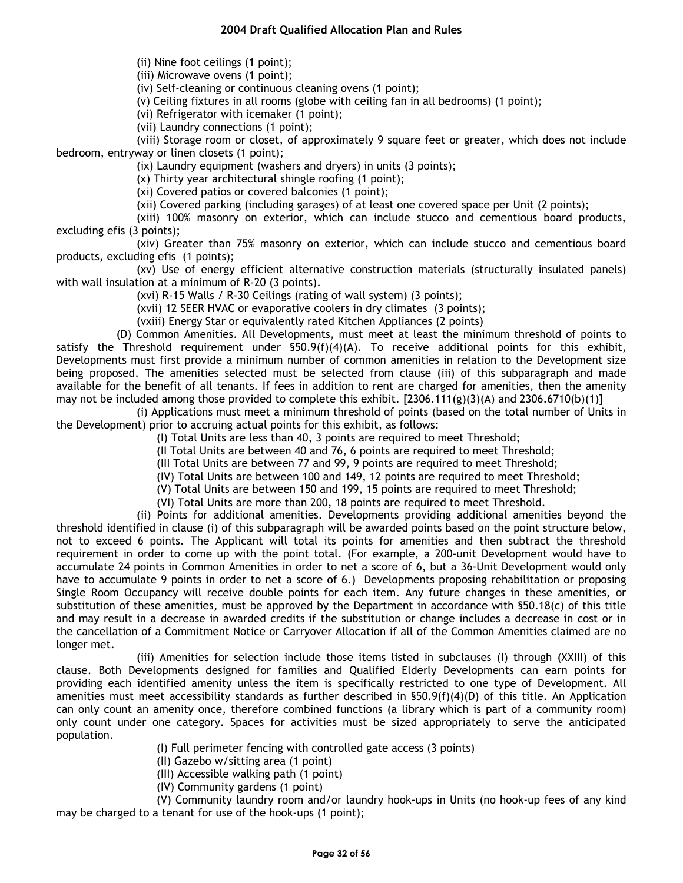(ii) Nine foot ceilings (1 point);

(iii) Microwave ovens (1 point);

(iv) Self-cleaning or continuous cleaning ovens (1 point);

(v) Ceiling fixtures in all rooms (globe with ceiling fan in all bedrooms) (1 point);

(vi) Refrigerator with icemaker (1 point);

(vii) Laundry connections (1 point);

(viii) Storage room or closet, of approximately 9 square feet or greater, which does not include bedroom, entryway or linen closets (1 point);

(ix) Laundry equipment (washers and dryers) in units (3 points);

(x) Thirty year architectural shingle roofing (1 point);

(xi) Covered patios or covered balconies (1 point);

(xii) Covered parking (including garages) of at least one covered space per Unit (2 points);

(xiii) 100% masonry on exterior, which can include stucco and cementious board products, excluding efis (3 points);

(xiv) Greater than 75% masonry on exterior, which can include stucco and cementious board products, excluding efis (1 points);

(xv) Use of energy efficient alternative construction materials (structurally insulated panels) with wall insulation at a minimum of R-20 (3 points).

(xvi) R-15 Walls / R-30 Ceilings (rating of wall system) (3 points);

(xvii) 12 SEER HVAC or evaporative coolers in dry climates (3 points);

(vxiii) Energy Star or equivalently rated Kitchen Appliances (2 points)

(D) Common Amenities. All Developments, must meet at least the minimum threshold of points to satisfy the Threshold requirement under §50.9(f)(4)(A). To receive additional points for this exhibit, Developments must first provide a minimum number of common amenities in relation to the Development size being proposed. The amenities selected must be selected from clause (iii) of this subparagraph and made available for the benefit of all tenants. If fees in addition to rent are charged for amenities, then the amenity may not be included among those provided to complete this exhibit. [2306.111(g)(3)(A) and 2306.6710(b)(1)]

(i) Applications must meet a minimum threshold of points (based on the total number of Units in the Development) prior to accruing actual points for this exhibit, as follows:

(I) Total Units are less than 40, 3 points are required to meet Threshold;

(II Total Units are between 40 and 76, 6 points are required to meet Threshold;

(III Total Units are between 77 and 99, 9 points are required to meet Threshold;

(IV) Total Units are between 100 and 149, 12 points are required to meet Threshold;

(V) Total Units are between 150 and 199, 15 points are required to meet Threshold;

(VI) Total Units are more than 200, 18 points are required to meet Threshold.

(ii) Points for additional amenities. Developments providing additional amenities beyond the threshold identified in clause (i) of this subparagraph will be awarded points based on the point structure below, not to exceed 6 points. The Applicant will total its points for amenities and then subtract the threshold requirement in order to come up with the point total. (For example, a 200-unit Development would have to accumulate 24 points in Common Amenities in order to net a score of 6, but a 36-Unit Development would only have to accumulate 9 points in order to net a score of 6.) Developments proposing rehabilitation or proposing Single Room Occupancy will receive double points for each item. Any future changes in these amenities, or substitution of these amenities, must be approved by the Department in accordance with §50.18(c) of this title and may result in a decrease in awarded credits if the substitution or change includes a decrease in cost or in the cancellation of a Commitment Notice or Carryover Allocation if all of the Common Amenities claimed are no longer met.

(iii) Amenities for selection include those items listed in subclauses (I) through (XXIII) of this clause. Both Developments designed for families and Qualified Elderly Developments can earn points for providing each identified amenity unless the item is specifically restricted to one type of Development. All amenities must meet accessibility standards as further described in §50.9(f)(4)(D) of this title. An Application can only count an amenity once, therefore combined functions (a library which is part of a community room) only count under one category. Spaces for activities must be sized appropriately to serve the anticipated population.

(I) Full perimeter fencing with controlled gate access (3 points)

(II) Gazebo w/sitting area (1 point)

(III) Accessible walking path (1 point)

(IV) Community gardens (1 point)

(V) Community laundry room and/or laundry hook-ups in Units (no hook-up fees of any kind may be charged to a tenant for use of the hook-ups (1 point);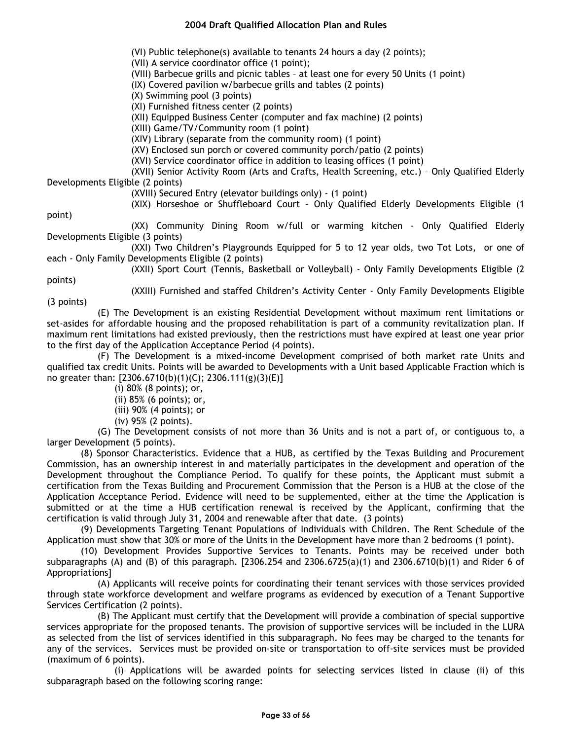(VI) Public telephone(s) available to tenants 24 hours a day (2 points);

(VII) A service coordinator office (1 point);

(VIII) Barbecue grills and picnic tables – at least one for every 50 Units (1 point)

(IX) Covered pavilion w/barbecue grills and tables (2 points)

(X) Swimming pool (3 points)

(XI) Furnished fitness center (2 points)

(XII) Equipped Business Center (computer and fax machine) (2 points)

(XIII) Game/TV/Community room (1 point)

(XIV) Library (separate from the community room) (1 point)

(XV) Enclosed sun porch or covered community porch/patio (2 points)

(XVI) Service coordinator office in addition to leasing offices (1 point)

(XVII) Senior Activity Room (Arts and Crafts, Health Screening, etc.) – Only Qualified Elderly Developments Eligible (2 points)

(XVIII) Secured Entry (elevator buildings only) - (1 point)

(XIX) Horseshoe or Shuffleboard Court – Only Qualified Elderly Developments Eligible (1 point)

(XX) Community Dining Room w/full or warming kitchen - Only Qualified Elderly Developments Eligible (3 points)

(XXI) Two Children's Playgrounds Equipped for 5 to 12 year olds, two Tot Lots, or one of each - Only Family Developments Eligible (2 points)

(XXII) Sport Court (Tennis, Basketball or Volleyball) - Only Family Developments Eligible (2 points)

(XXIII) Furnished and staffed Children's Activity Center - Only Family Developments Eligible (3 points)

(E) The Development is an existing Residential Development without maximum rent limitations or set-asides for affordable housing and the proposed rehabilitation is part of a community revitalization plan. If maximum rent limitations had existed previously, then the restrictions must have expired at least one year prior to the first day of the Application Acceptance Period (4 points).

(F) The Development is a mixed-income Development comprised of both market rate Units and qualified tax credit Units. Points will be awarded to Developments with a Unit based Applicable Fraction which is no greater than: [2306.6710(b)(1)(C); 2306.111(g)(3)(E)]

(i) 80% (8 points); or,

(ii) 85% (6 points); or,

(iii) 90% (4 points); or

(iv) 95% (2 points).

(G) The Development consists of not more than 36 Units and is not a part of, or contiguous to, a larger Development (5 points).

(8) Sponsor Characteristics. Evidence that a HUB, as certified by the Texas Building and Procurement Commission, has an ownership interest in and materially participates in the development and operation of the Development throughout the Compliance Period. To qualify for these points, the Applicant must submit a certification from the Texas Building and Procurement Commission that the Person is a HUB at the close of the Application Acceptance Period. Evidence will need to be supplemented, either at the time the Application is submitted or at the time a HUB certification renewal is received by the Applicant, confirming that the certification is valid through July 31, 2004 and renewable after that date. (3 points)

(9) Developments Targeting Tenant Populations of Individuals with Children. The Rent Schedule of the Application must show that 30% or more of the Units in the Development have more than 2 bedrooms (1 point).

(10) Development Provides Supportive Services to Tenants. Points may be received under both subparagraphs (A) and (B) of this paragraph. [2306.254 and 2306.6725(a)(1) and 2306.6710(b)(1) and Rider 6 of Appropriations]

(A) Applicants will receive points for coordinating their tenant services with those services provided through state workforce development and welfare programs as evidenced by execution of a Tenant Supportive Services Certification (2 points).

(B) The Applicant must certify that the Development will provide a combination of special supportive services appropriate for the proposed tenants. The provision of supportive services will be included in the LURA as selected from the list of services identified in this subparagraph. No fees may be charged to the tenants for any of the services. Services must be provided on-site or transportation to off-site services must be provided (maximum of 6 points).

(i) Applications will be awarded points for selecting services listed in clause (ii) of this subparagraph based on the following scoring range: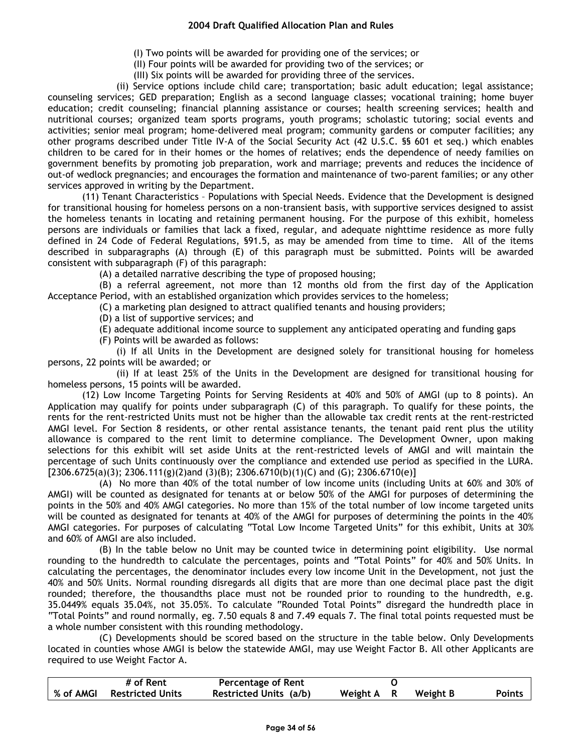(I) Two points will be awarded for providing one of the services; or

(II) Four points will be awarded for providing two of the services; or

(III) Six points will be awarded for providing three of the services.

(ii) Service options include child care; transportation; basic adult education; legal assistance; counseling services; GED preparation; English as a second language classes; vocational training; home buyer education; credit counseling; financial planning assistance or courses; health screening services; health and nutritional courses; organized team sports programs, youth programs; scholastic tutoring; social events and activities; senior meal program; home-delivered meal program; community gardens or computer facilities; any other programs described under Title IV-A of the Social Security Act (42 U.S.C. §§ 601 et seq.) which enables children to be cared for in their homes or the homes of relatives; ends the dependence of needy families on government benefits by promoting job preparation, work and marriage; prevents and reduces the incidence of out-of wedlock pregnancies; and encourages the formation and maintenance of two-parent families; or any other services approved in writing by the Department.

(11) Tenant Characteristics – Populations with Special Needs. Evidence that the Development is designed for transitional housing for homeless persons on a non-transient basis, with supportive services designed to assist the homeless tenants in locating and retaining permanent housing. For the purpose of this exhibit, homeless persons are individuals or families that lack a fixed, regular, and adequate nighttime residence as more fully defined in 24 Code of Federal Regulations, §91.5, as may be amended from time to time. All of the items described in subparagraphs (A) through (E) of this paragraph must be submitted. Points will be awarded consistent with subparagraph (F) of this paragraph:

(A) a detailed narrative describing the type of proposed housing;

(B) a referral agreement, not more than 12 months old from the first day of the Application Acceptance Period, with an established organization which provides services to the homeless;

(C) a marketing plan designed to attract qualified tenants and housing providers;

(D) a list of supportive services; and

(E) adequate additional income source to supplement any anticipated operating and funding gaps

(F) Points will be awarded as follows:

(i) If all Units in the Development are designed solely for transitional housing for homeless persons, 22 points will be awarded; or

(ii) If at least 25% of the Units in the Development are designed for transitional housing for homeless persons, 15 points will be awarded.

(12) Low Income Targeting Points for Serving Residents at 40% and 50% of AMGI (up to 8 points). An Application may qualify for points under subparagraph (C) of this paragraph. To qualify for these points, the rents for the rent-restricted Units must not be higher than the allowable tax credit rents at the rent-restricted AMGI level. For Section 8 residents, or other rental assistance tenants, the tenant paid rent plus the utility allowance is compared to the rent limit to determine compliance. The Development Owner, upon making selections for this exhibit will set aside Units at the rent-restricted levels of AMGI and will maintain the percentage of such Units continuously over the compliance and extended use period as specified in the LURA. [2306.6725(a)(3); 2306.111(g)(2)and (3)(B); 2306.6710(b)(1)(C) and (G); 2306.6710(e)]

(A) No more than 40% of the total number of low income units (including Units at 60% and 30% of AMGI) will be counted as designated for tenants at or below 50% of the AMGI for purposes of determining the points in the 50% and 40% AMGI categories. No more than 15% of the total number of low income targeted units will be counted as designated for tenants at 40% of the AMGI for purposes of determining the points in the 40% AMGI categories. For purposes of calculating "Total Low Income Targeted Units" for this exhibit, Units at 30% and 60% of AMGI are also included.

(B) In the table below no Unit may be counted twice in determining point eligibility. Use normal rounding to the hundredth to calculate the percentages, points and "Total Points" for 40% and 50% Units. In calculating the percentages, the denominator includes every low income Unit in the Development, not just the 40% and 50% Units. Normal rounding disregards all digits that are more than one decimal place past the digit rounded; therefore, the thousandths place must not be rounded prior to rounding to the hundredth, e.g. 35.0449% equals 35.04%, not 35.05%. To calculate "Rounded Total Points" disregard the hundredth place in "Total Points" and round normally, eg. 7.50 equals 8 and 7.49 equals 7. The final total points requested must be a whole number consistent with this rounding methodology.

(C) Developments should be scored based on the structure in the table below. Only Developments located in counties whose AMGI is below the statewide AMGI, may use Weight Factor B. All other Applicants are required to use Weight Factor A.

| % of AMGI | # of Rent Restricted Units | Percentage of Rent Restricted Units (a/b) | Weight A | OR | Weight B | Points |
|---|---|---|---|---|---|---|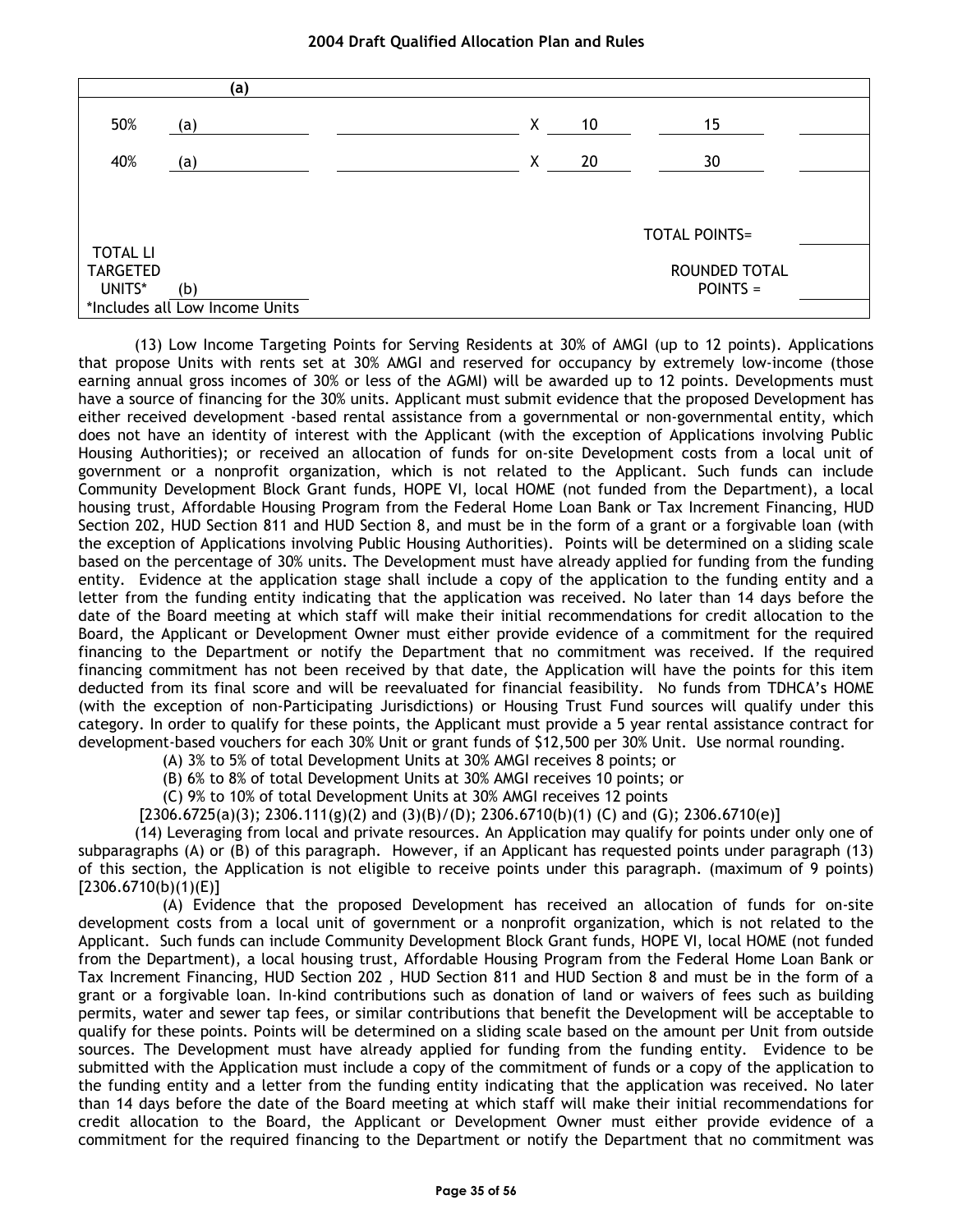| | (a) | | | | | |
|---|---|---|---|---|---|---|
| 50% | (a) | | X | 10 | 15 | |
| 40% | (a) | | X | 20 | 30 | |
| | | | | | TOTAL POINTS= | |
| TOTAL LI TARGETED UNITS* | (b) | | | | ROUNDED TOTAL POINTS = | |
| *Includes all Low Income Units | | | | | | |

(13) Low Income Targeting Points for Serving Residents at 30% of AMGI (up to 12 points). Applications that propose Units with rents set at 30% AMGI and reserved for occupancy by extremely low-income (those earning annual gross incomes of 30% or less of the AGMI) will be awarded up to 12 points. Developments must have a source of financing for the 30% units. Applicant must submit evidence that the proposed Development has either received development -based rental assistance from a governmental or non-governmental entity, which does not have an identity of interest with the Applicant (with the exception of Applications involving Public Housing Authorities); or received an allocation of funds for on-site Development costs from a local unit of government or a nonprofit organization, which is not related to the Applicant. Such funds can include Community Development Block Grant funds, HOPE VI, local HOME (not funded from the Department), a local housing trust, Affordable Housing Program from the Federal Home Loan Bank or Tax Increment Financing, HUD Section 202, HUD Section 811 and HUD Section 8, and must be in the form of a grant or a forgivable loan (with the exception of Applications involving Public Housing Authorities). Points will be determined on a sliding scale based on the percentage of 30% units. The Development must have already applied for funding from the funding entity. Evidence at the application stage shall include a copy of the application to the funding entity and a letter from the funding entity indicating that the application was received. No later than 14 days before the date of the Board meeting at which staff will make their initial recommendations for credit allocation to the Board, the Applicant or Development Owner must either provide evidence of a commitment for the required financing to the Department or notify the Department that no commitment was received. If the required financing commitment has not been received by that date, the Application will have the points for this item deducted from its final score and will be reevaluated for financial feasibility. No funds from TDHCA's HOME (with the exception of non-Participating Jurisdictions) or Housing Trust Fund sources will qualify under this category. In order to qualify for these points, the Applicant must provide a 5 year rental assistance contract for development-based vouchers for each 30% Unit or grant funds of $12,500 per 30% Unit. Use normal rounding.

(A) 3% to 5% of total Development Units at 30% AMGI receives 8 points; or

(B) 6% to 8% of total Development Units at 30% AMGI receives 10 points; or

(C) 9% to 10% of total Development Units at 30% AMGI receives 12 points

[2306.6725(a)(3); 2306.111(g)(2) and (3)(B)/(D); 2306.6710(b)(1) (C) and (G); 2306.6710(e)]

(14) Leveraging from local and private resources. An Application may qualify for points under only one of subparagraphs (A) or (B) of this paragraph. However, if an Applicant has requested points under paragraph (13) of this section, the Application is not eligible to receive points under this paragraph. (maximum of 9 points) [2306.6710(b)(1)(E)]

(A) Evidence that the proposed Development has received an allocation of funds for on-site development costs from a local unit of government or a nonprofit organization, which is not related to the Applicant. Such funds can include Community Development Block Grant funds, HOPE VI, local HOME (not funded from the Department), a local housing trust, Affordable Housing Program from the Federal Home Loan Bank or Tax Increment Financing, HUD Section 202 , HUD Section 811 and HUD Section 8 and must be in the form of a grant or a forgivable loan. In-kind contributions such as donation of land or waivers of fees such as building permits, water and sewer tap fees, or similar contributions that benefit the Development will be acceptable to qualify for these points. Points will be determined on a sliding scale based on the amount per Unit from outside sources. The Development must have already applied for funding from the funding entity. Evidence to be submitted with the Application must include a copy of the commitment of funds or a copy of the application to the funding entity and a letter from the funding entity indicating that the application was received. No later than 14 days before the date of the Board meeting at which staff will make their initial recommendations for credit allocation to the Board, the Applicant or Development Owner must either provide evidence of a commitment for the required financing to the Department or notify the Department that no commitment was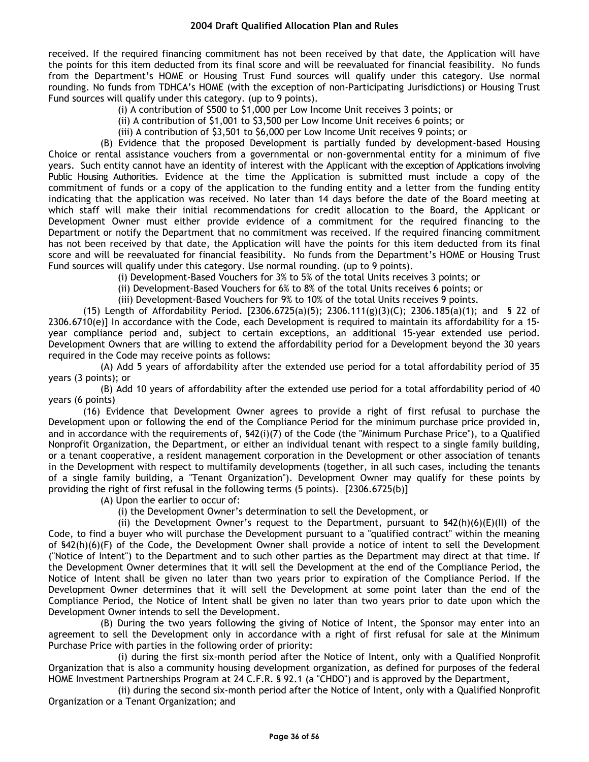received. If the required financing commitment has not been received by that date, the Application will have the points for this item deducted from its final score and will be reevaluated for financial feasibility. No funds from the Department's HOME or Housing Trust Fund sources will qualify under this category. Use normal rounding. No funds from TDHCA's HOME (with the exception of non-Participating Jurisdictions) or Housing Trust Fund sources will qualify under this category. (up to 9 points).

(i) A contribution of $500 to $1,000 per Low Income Unit receives 3 points; or

(ii) A contribution of $1,001 to $3,500 per Low Income Unit receives 6 points; or

(iii) A contribution of $3,501 to $6,000 per Low Income Unit receives 9 points; or

(B) Evidence that the proposed Development is partially funded by development-based Housing Choice or rental assistance vouchers from a governmental or non-governmental entity for a minimum of five years. Such entity cannot have an identity of interest with the Applicant with the exception of Applications involving Public Housing Authorities. Evidence at the time the Application is submitted must include a copy of the commitment of funds or a copy of the application to the funding entity and a letter from the funding entity indicating that the application was received. No later than 14 days before the date of the Board meeting at which staff will make their initial recommendations for credit allocation to the Board, the Applicant or Development Owner must either provide evidence of a commitment for the required financing to the Department or notify the Department that no commitment was received. If the required financing commitment has not been received by that date, the Application will have the points for this item deducted from its final score and will be reevaluated for financial feasibility. No funds from the Department's HOME or Housing Trust Fund sources will qualify under this category. Use normal rounding. (up to 9 points).

(i) Development-Based Vouchers for 3% to 5% of the total Units receives 3 points; or

(ii) Development-Based Vouchers for 6% to 8% of the total Units receives 6 points; or

(iii) Development-Based Vouchers for 9% to 10% of the total Units receives 9 points.

(15) Length of Affordability Period. [2306.6725(a)(5); 2306.111(g)(3)(C); 2306.185(a)(1); and § 22 of 2306.6710(e)] In accordance with the Code, each Development is required to maintain its affordability for a 15-year compliance period and, subject to certain exceptions, an additional 15-year extended use period. Development Owners that are willing to extend the affordability period for a Development beyond the 30 years required in the Code may receive points as follows:

(A) Add 5 years of affordability after the extended use period for a total affordability period of 35 years (3 points); or

(B) Add 10 years of affordability after the extended use period for a total affordability period of 40 years (6 points)

(16) Evidence that Development Owner agrees to provide a right of first refusal to purchase the Development upon or following the end of the Compliance Period for the minimum purchase price provided in, and in accordance with the requirements of, §42(i)(7) of the Code (the "Minimum Purchase Price"), to a Qualified Nonprofit Organization, the Department, or either an individual tenant with respect to a single family building, or a tenant cooperative, a resident management corporation in the Development or other association of tenants in the Development with respect to multifamily developments (together, in all such cases, including the tenants of a single family building, a "Tenant Organization"). Development Owner may qualify for these points by providing the right of first refusal in the following terms (5 points). [2306.6725(b)]

(A) Upon the earlier to occur of:

(i) the Development Owner's determination to sell the Development, or

(ii) the Development Owner's request to the Department, pursuant to §42(h)(6)(E)(II) of the Code, to find a buyer who will purchase the Development pursuant to a "qualified contract" within the meaning of §42(h)(6)(F) of the Code, the Development Owner shall provide a notice of intent to sell the Development ("Notice of Intent") to the Department and to such other parties as the Department may direct at that time. If the Development Owner determines that it will sell the Development at the end of the Compliance Period, the Notice of Intent shall be given no later than two years prior to expiration of the Compliance Period. If the Development Owner determines that it will sell the Development at some point later than the end of the Compliance Period, the Notice of Intent shall be given no later than two years prior to date upon which the Development Owner intends to sell the Development.

(B) During the two years following the giving of Notice of Intent, the Sponsor may enter into an agreement to sell the Development only in accordance with a right of first refusal for sale at the Minimum Purchase Price with parties in the following order of priority:

(i) during the first six-month period after the Notice of Intent, only with a Qualified Nonprofit Organization that is also a community housing development organization, as defined for purposes of the federal HOME Investment Partnerships Program at 24 C.F.R. § 92.1 (a "CHDO") and is approved by the Department,

(ii) during the second six-month period after the Notice of Intent, only with a Qualified Nonprofit Organization or a Tenant Organization; and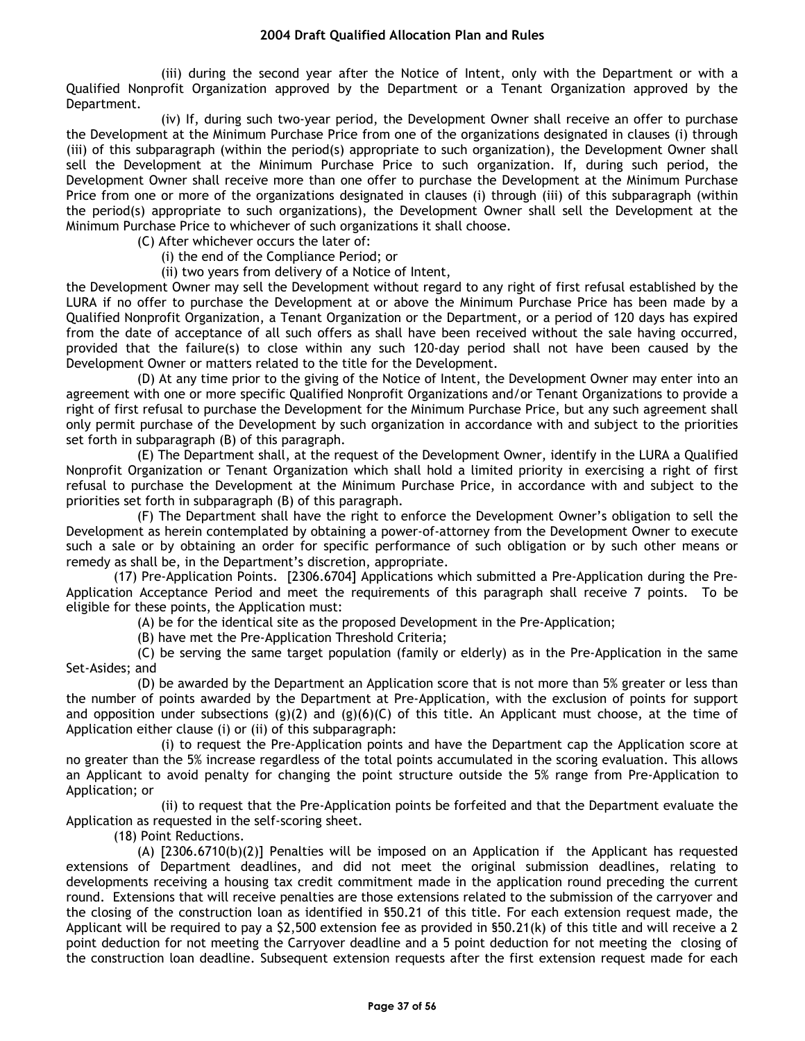(iii) during the second year after the Notice of Intent, only with the Department or with a Qualified Nonprofit Organization approved by the Department or a Tenant Organization approved by the Department.

(iv) If, during such two-year period, the Development Owner shall receive an offer to purchase the Development at the Minimum Purchase Price from one of the organizations designated in clauses (i) through (iii) of this subparagraph (within the period(s) appropriate to such organization), the Development Owner shall sell the Development at the Minimum Purchase Price to such organization. If, during such period, the Development Owner shall receive more than one offer to purchase the Development at the Minimum Purchase Price from one or more of the organizations designated in clauses (i) through (iii) of this subparagraph (within the period(s) appropriate to such organizations), the Development Owner shall sell the Development at the Minimum Purchase Price to whichever of such organizations it shall choose.

(C) After whichever occurs the later of:

(i) the end of the Compliance Period; or

(ii) two years from delivery of a Notice of Intent,

the Development Owner may sell the Development without regard to any right of first refusal established by the LURA if no offer to purchase the Development at or above the Minimum Purchase Price has been made by a Qualified Nonprofit Organization, a Tenant Organization or the Department, or a period of 120 days has expired from the date of acceptance of all such offers as shall have been received without the sale having occurred, provided that the failure(s) to close within any such 120-day period shall not have been caused by the Development Owner or matters related to the title for the Development.

(D) At any time prior to the giving of the Notice of Intent, the Development Owner may enter into an agreement with one or more specific Qualified Nonprofit Organizations and/or Tenant Organizations to provide a right of first refusal to purchase the Development for the Minimum Purchase Price, but any such agreement shall only permit purchase of the Development by such organization in accordance with and subject to the priorities set forth in subparagraph (B) of this paragraph.

(E) The Department shall, at the request of the Development Owner, identify in the LURA a Qualified Nonprofit Organization or Tenant Organization which shall hold a limited priority in exercising a right of first refusal to purchase the Development at the Minimum Purchase Price, in accordance with and subject to the priorities set forth in subparagraph (B) of this paragraph.

(F) The Department shall have the right to enforce the Development Owner's obligation to sell the Development as herein contemplated by obtaining a power-of-attorney from the Development Owner to execute such a sale or by obtaining an order for specific performance of such obligation or by such other means or remedy as shall be, in the Department's discretion, appropriate.

(17) Pre-Application Points. [2306.6704] Applications which submitted a Pre-Application during the Pre-Application Acceptance Period and meet the requirements of this paragraph shall receive 7 points. To be eligible for these points, the Application must:

(A) be for the identical site as the proposed Development in the Pre-Application;

(B) have met the Pre-Application Threshold Criteria;

(C) be serving the same target population (family or elderly) as in the Pre-Application in the same Set-Asides; and

(D) be awarded by the Department an Application score that is not more than 5% greater or less than the number of points awarded by the Department at Pre-Application, with the exclusion of points for support and opposition under subsections (g)(2) and (g)(6)(C) of this title. An Applicant must choose, at the time of Application either clause (i) or (ii) of this subparagraph:

(i) to request the Pre-Application points and have the Department cap the Application score at no greater than the 5% increase regardless of the total points accumulated in the scoring evaluation. This allows an Applicant to avoid penalty for changing the point structure outside the 5% range from Pre-Application to Application; or

(ii) to request that the Pre-Application points be forfeited and that the Department evaluate the Application as requested in the self-scoring sheet.

(18) Point Reductions.

(A) [2306.6710(b)(2)] Penalties will be imposed on an Application if the Applicant has requested extensions of Department deadlines, and did not meet the original submission deadlines, relating to developments receiving a housing tax credit commitment made in the application round preceding the current round. Extensions that will receive penalties are those extensions related to the submission of the carryover and the closing of the construction loan as identified in §50.21 of this title. For each extension request made, the Applicant will be required to pay a $2,500 extension fee as provided in §50.21(k) of this title and will receive a 2 point deduction for not meeting the Carryover deadline and a 5 point deduction for not meeting the closing of the construction loan deadline. Subsequent extension requests after the first extension request made for each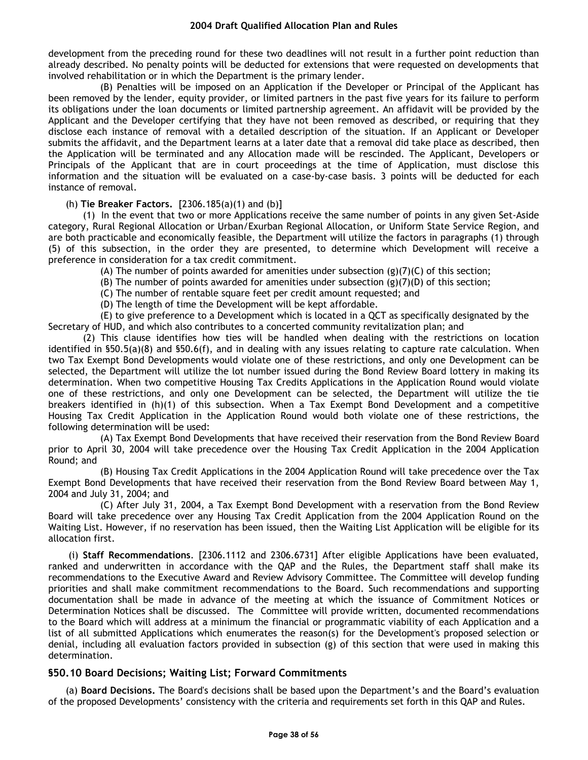development from the preceding round for these two deadlines will not result in a further point reduction than already described. No penalty points will be deducted for extensions that were requested on developments that involved rehabilitation or in which the Department is the primary lender.

(B) Penalties will be imposed on an Application if the Developer or Principal of the Applicant has been removed by the lender, equity provider, or limited partners in the past five years for its failure to perform its obligations under the loan documents or limited partnership agreement. An affidavit will be provided by the Applicant and the Developer certifying that they have not been removed as described, or requiring that they disclose each instance of removal with a detailed description of the situation. If an Applicant or Developer submits the affidavit, and the Department learns at a later date that a removal did take place as described, then the Application will be terminated and any Allocation made will be rescinded. The Applicant, Developers or Principals of the Applicant that are in court proceedings at the time of Application, must disclose this information and the situation will be evaluated on a case-by-case basis. 3 points will be deducted for each instance of removal.

(h) **Tie Breaker Factors.** [2306.185(a)(1) and (b)]

(1) In the event that two or more Applications receive the same number of points in any given Set-Aside category, Rural Regional Allocation or Urban/Exurban Regional Allocation, or Uniform State Service Region, and are both practicable and economically feasible, the Department will utilize the factors in paragraphs (1) through (5) of this subsection, in the order they are presented, to determine which Development will receive a preference in consideration for a tax credit commitment.

(A) The number of points awarded for amenities under subsection (g)(7)(C) of this section;

(B) The number of points awarded for amenities under subsection (g)(7)(D) of this section;

(C) The number of rentable square feet per credit amount requested; and

(D) The length of time the Development will be kept affordable.

(E) to give preference to a Development which is located in a QCT as specifically designated by the Secretary of HUD, and which also contributes to a concerted community revitalization plan; and

(2) This clause identifies how ties will be handled when dealing with the restrictions on location identified in §50.5(a)(8) and §50.6(f), and in dealing with any issues relating to capture rate calculation. When two Tax Exempt Bond Developments would violate one of these restrictions, and only one Development can be selected, the Department will utilize the lot number issued during the Bond Review Board lottery in making its determination. When two competitive Housing Tax Credits Applications in the Application Round would violate one of these restrictions, and only one Development can be selected, the Department will utilize the tie breakers identified in (h)(1) of this subsection. When a Tax Exempt Bond Development and a competitive Housing Tax Credit Application in the Application Round would both violate one of these restrictions, the following determination will be used:

(A) Tax Exempt Bond Developments that have received their reservation from the Bond Review Board prior to April 30, 2004 will take precedence over the Housing Tax Credit Application in the 2004 Application Round; and

(B) Housing Tax Credit Applications in the 2004 Application Round will take precedence over the Tax Exempt Bond Developments that have received their reservation from the Bond Review Board between May 1, 2004 and July 31, 2004; and

(C) After July 31, 2004, a Tax Exempt Bond Development with a reservation from the Bond Review Board will take precedence over any Housing Tax Credit Application from the 2004 Application Round on the Waiting List. However, if no reservation has been issued, then the Waiting List Application will be eligible for its allocation first.

(i) **Staff Recommendations**. [2306.1112 and 2306.6731] After eligible Applications have been evaluated, ranked and underwritten in accordance with the QAP and the Rules, the Department staff shall make its recommendations to the Executive Award and Review Advisory Committee. The Committee will develop funding priorities and shall make commitment recommendations to the Board. Such recommendations and supporting documentation shall be made in advance of the meeting at which the issuance of Commitment Notices or Determination Notices shall be discussed. The Committee will provide written, documented recommendations to the Board which will address at a minimum the financial or programmatic viability of each Application and a list of all submitted Applications which enumerates the reason(s) for the Development's proposed selection or denial, including all evaluation factors provided in subsection (g) of this section that were used in making this determination.

## §50.10 Board Decisions; Waiting List; Forward Commitments

(a) **Board Decisions.** The Board's decisions shall be based upon the Department's and the Board's evaluation of the proposed Developments' consistency with the criteria and requirements set forth in this QAP and Rules.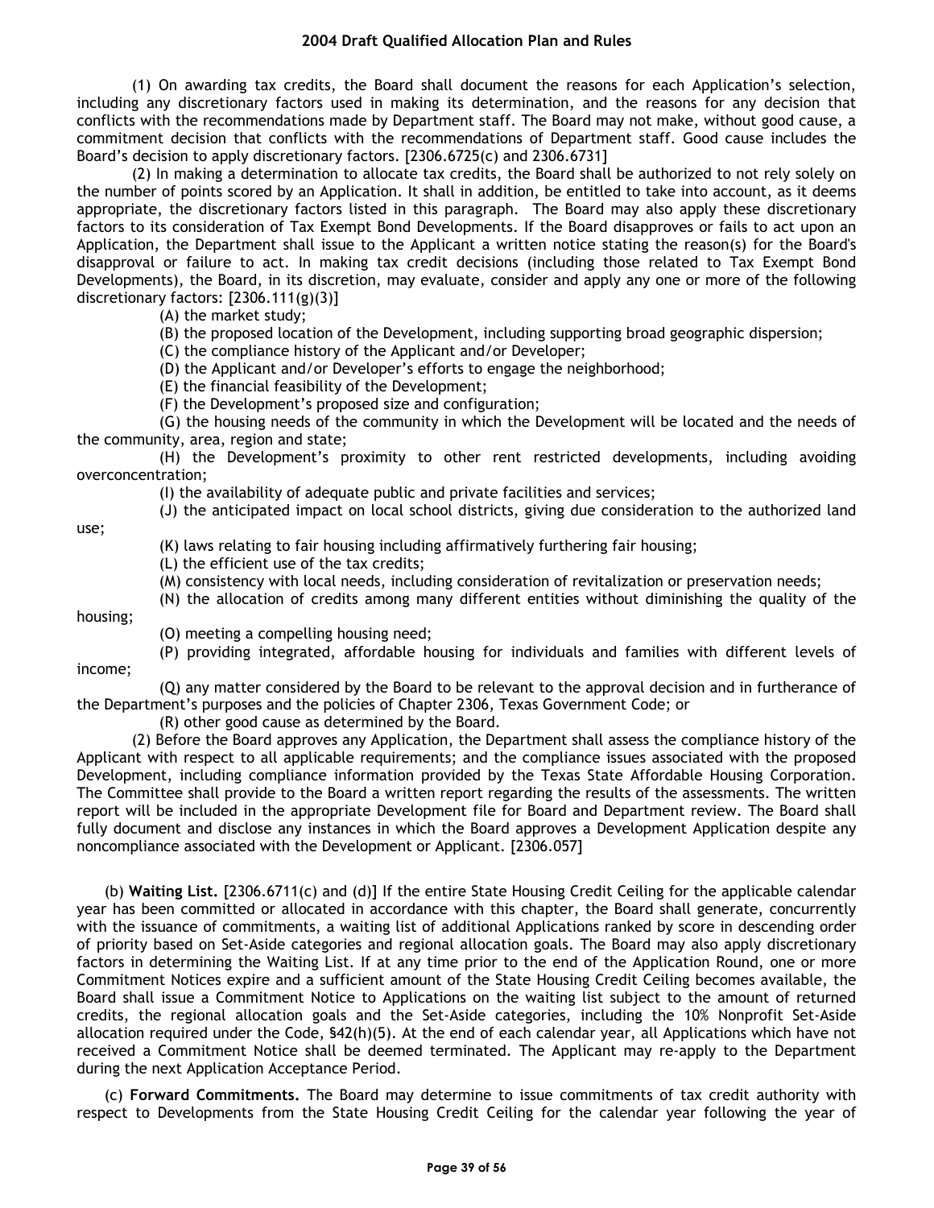(1) On awarding tax credits, the Board shall document the reasons for each Application's selection, including any discretionary factors used in making its determination, and the reasons for any decision that conflicts with the recommendations made by Department staff. The Board may not make, without good cause, a commitment decision that conflicts with the recommendations of Department staff. Good cause includes the Board's decision to apply discretionary factors. [2306.6725(c) and 2306.6731]

(2) In making a determination to allocate tax credits, the Board shall be authorized to not rely solely on the number of points scored by an Application. It shall in addition, be entitled to take into account, as it deems appropriate, the discretionary factors listed in this paragraph. The Board may also apply these discretionary factors to its consideration of Tax Exempt Bond Developments. If the Board disapproves or fails to act upon an Application, the Department shall issue to the Applicant a written notice stating the reason(s) for the Board's disapproval or failure to act. In making tax credit decisions (including those related to Tax Exempt Bond Developments), the Board, in its discretion, may evaluate, consider and apply any one or more of the following discretionary factors: [2306.111(g)(3)]

(A) the market study;

(B) the proposed location of the Development, including supporting broad geographic dispersion;

(C) the compliance history of the Applicant and/or Developer;

(D) the Applicant and/or Developer's efforts to engage the neighborhood;

(E) the financial feasibility of the Development;

(F) the Development's proposed size and configuration;

(G) the housing needs of the community in which the Development will be located and the needs of the community, area, region and state;

(H) the Development's proximity to other rent restricted developments, including avoiding overconcentration;

(I) the availability of adequate public and private facilities and services;

(J) the anticipated impact on local school districts, giving due consideration to the authorized land use;

(K) laws relating to fair housing including affirmatively furthering fair housing;

(L) the efficient use of the tax credits;

(M) consistency with local needs, including consideration of revitalization or preservation needs;

(N) the allocation of credits among many different entities without diminishing the quality of the housing;

(O) meeting a compelling housing need;

(P) providing integrated, affordable housing for individuals and families with different levels of income;

(Q) any matter considered by the Board to be relevant to the approval decision and in furtherance of the Department's purposes and the policies of Chapter 2306, Texas Government Code; or

(R) other good cause as determined by the Board.

(2) Before the Board approves any Application, the Department shall assess the compliance history of the Applicant with respect to all applicable requirements; and the compliance issues associated with the proposed Development, including compliance information provided by the Texas State Affordable Housing Corporation. The Committee shall provide to the Board a written report regarding the results of the assessments. The written report will be included in the appropriate Development file for Board and Department review. The Board shall fully document and disclose any instances in which the Board approves a Development Application despite any noncompliance associated with the Development or Applicant. [2306.057]

(b) **Waiting List.** [2306.6711(c) and (d)] If the entire State Housing Credit Ceiling for the applicable calendar year has been committed or allocated in accordance with this chapter, the Board shall generate, concurrently with the issuance of commitments, a waiting list of additional Applications ranked by score in descending order of priority based on Set-Aside categories and regional allocation goals. The Board may also apply discretionary factors in determining the Waiting List. If at any time prior to the end of the Application Round, one or more Commitment Notices expire and a sufficient amount of the State Housing Credit Ceiling becomes available, the Board shall issue a Commitment Notice to Applications on the waiting list subject to the amount of returned credits, the regional allocation goals and the Set-Aside categories, including the 10% Nonprofit Set-Aside allocation required under the Code, §42(h)(5). At the end of each calendar year, all Applications which have not received a Commitment Notice shall be deemed terminated. The Applicant may re-apply to the Department during the next Application Acceptance Period.

(c) **Forward Commitments.** The Board may determine to issue commitments of tax credit authority with respect to Developments from the State Housing Credit Ceiling for the calendar year following the year of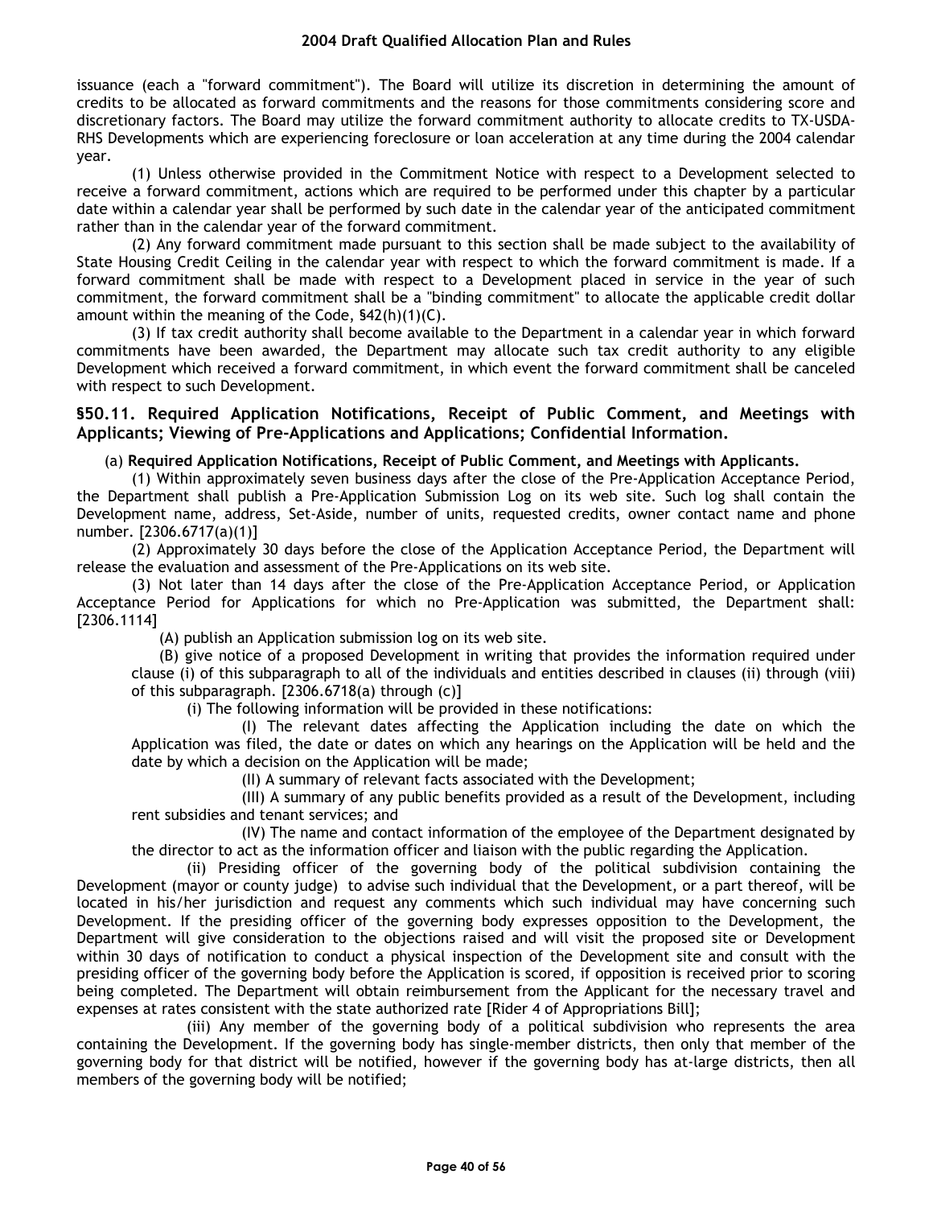issuance (each a "forward commitment"). The Board will utilize its discretion in determining the amount of credits to be allocated as forward commitments and the reasons for those commitments considering score and discretionary factors. The Board may utilize the forward commitment authority to allocate credits to TX-USDA-RHS Developments which are experiencing foreclosure or loan acceleration at any time during the 2004 calendar year.

(1) Unless otherwise provided in the Commitment Notice with respect to a Development selected to receive a forward commitment, actions which are required to be performed under this chapter by a particular date within a calendar year shall be performed by such date in the calendar year of the anticipated commitment rather than in the calendar year of the forward commitment.

(2) Any forward commitment made pursuant to this section shall be made subject to the availability of State Housing Credit Ceiling in the calendar year with respect to which the forward commitment is made. If a forward commitment shall be made with respect to a Development placed in service in the year of such commitment, the forward commitment shall be a "binding commitment" to allocate the applicable credit dollar amount within the meaning of the Code, §42(h)(1)(C).

(3) If tax credit authority shall become available to the Department in a calendar year in which forward commitments have been awarded, the Department may allocate such tax credit authority to any eligible Development which received a forward commitment, in which event the forward commitment shall be canceled with respect to such Development.

## §50.11. Required Application Notifications, Receipt of Public Comment, and Meetings with Applicants; Viewing of Pre-Applications and Applications; Confidential Information.

(a) **Required Application Notifications, Receipt of Public Comment, and Meetings with Applicants.**

(1) Within approximately seven business days after the close of the Pre-Application Acceptance Period, the Department shall publish a Pre-Application Submission Log on its web site. Such log shall contain the Development name, address, Set-Aside, number of units, requested credits, owner contact name and phone number. [2306.6717(a)(1)]

(2) Approximately 30 days before the close of the Application Acceptance Period, the Department will release the evaluation and assessment of the Pre-Applications on its web site.

(3) Not later than 14 days after the close of the Pre-Application Acceptance Period, or Application Acceptance Period for Applications for which no Pre-Application was submitted, the Department shall: [2306.1114]

(A) publish an Application submission log on its web site.

(B) give notice of a proposed Development in writing that provides the information required under clause (i) of this subparagraph to all of the individuals and entities described in clauses (ii) through (viii) of this subparagraph. [2306.6718(a) through (c)]

(i) The following information will be provided in these notifications:

(I) The relevant dates affecting the Application including the date on which the Application was filed, the date or dates on which any hearings on the Application will be held and the date by which a decision on the Application will be made;

(II) A summary of relevant facts associated with the Development;

(III) A summary of any public benefits provided as a result of the Development, including rent subsidies and tenant services; and

(IV) The name and contact information of the employee of the Department designated by the director to act as the information officer and liaison with the public regarding the Application.

(ii) Presiding officer of the governing body of the political subdivision containing the Development (mayor or county judge) to advise such individual that the Development, or a part thereof, will be located in his/her jurisdiction and request any comments which such individual may have concerning such Development. If the presiding officer of the governing body expresses opposition to the Development, the Department will give consideration to the objections raised and will visit the proposed site or Development within 30 days of notification to conduct a physical inspection of the Development site and consult with the presiding officer of the governing body before the Application is scored, if opposition is received prior to scoring being completed. The Department will obtain reimbursement from the Applicant for the necessary travel and expenses at rates consistent with the state authorized rate [Rider 4 of Appropriations Bill];

(iii) Any member of the governing body of a political subdivision who represents the area containing the Development. If the governing body has single-member districts, then only that member of the governing body for that district will be notified, however if the governing body has at-large districts, then all members of the governing body will be notified;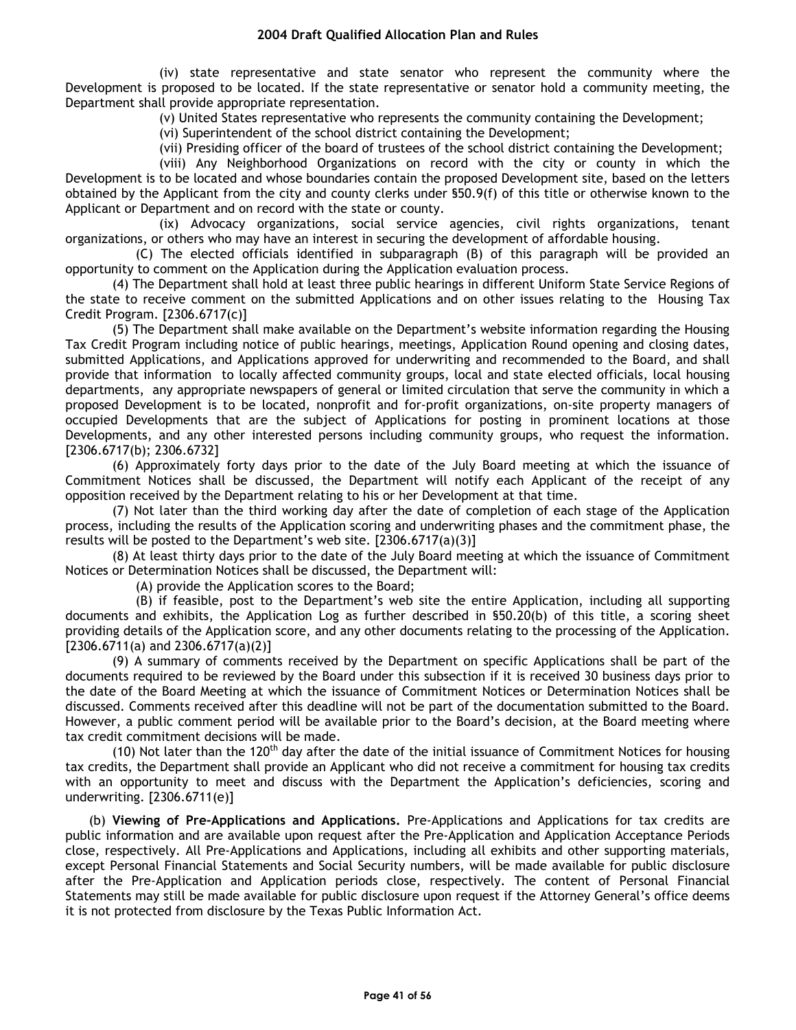(iv) state representative and state senator who represent the community where the Development is proposed to be located. If the state representative or senator hold a community meeting, the Department shall provide appropriate representation.

(v) United States representative who represents the community containing the Development;

(vi) Superintendent of the school district containing the Development;

(vii) Presiding officer of the board of trustees of the school district containing the Development;

(viii) Any Neighborhood Organizations on record with the city or county in which the Development is to be located and whose boundaries contain the proposed Development site, based on the letters obtained by the Applicant from the city and county clerks under §50.9(f) of this title or otherwise known to the Applicant or Department and on record with the state or county.

(ix) Advocacy organizations, social service agencies, civil rights organizations, tenant organizations, or others who may have an interest in securing the development of affordable housing.

(C) The elected officials identified in subparagraph (B) of this paragraph will be provided an opportunity to comment on the Application during the Application evaluation process.

(4) The Department shall hold at least three public hearings in different Uniform State Service Regions of the state to receive comment on the submitted Applications and on other issues relating to the Housing Tax Credit Program. [2306.6717(c)]

(5) The Department shall make available on the Department's website information regarding the Housing Tax Credit Program including notice of public hearings, meetings, Application Round opening and closing dates, submitted Applications, and Applications approved for underwriting and recommended to the Board, and shall provide that information to locally affected community groups, local and state elected officials, local housing departments, any appropriate newspapers of general or limited circulation that serve the community in which a proposed Development is to be located, nonprofit and for-profit organizations, on-site property managers of occupied Developments that are the subject of Applications for posting in prominent locations at those Developments, and any other interested persons including community groups, who request the information. [2306.6717(b); 2306.6732]

(6) Approximately forty days prior to the date of the July Board meeting at which the issuance of Commitment Notices shall be discussed, the Department will notify each Applicant of the receipt of any opposition received by the Department relating to his or her Development at that time.

(7) Not later than the third working day after the date of completion of each stage of the Application process, including the results of the Application scoring and underwriting phases and the commitment phase, the results will be posted to the Department's web site. [2306.6717(a)(3)]

(8) At least thirty days prior to the date of the July Board meeting at which the issuance of Commitment Notices or Determination Notices shall be discussed, the Department will:

(A) provide the Application scores to the Board;

(B) if feasible, post to the Department's web site the entire Application, including all supporting documents and exhibits, the Application Log as further described in §50.20(b) of this title, a scoring sheet providing details of the Application score, and any other documents relating to the processing of the Application. [2306.6711(a) and 2306.6717(a)(2)]

(9) A summary of comments received by the Department on specific Applications shall be part of the documents required to be reviewed by the Board under this subsection if it is received 30 business days prior to the date of the Board Meeting at which the issuance of Commitment Notices or Determination Notices shall be discussed. Comments received after this deadline will not be part of the documentation submitted to the Board. However, a public comment period will be available prior to the Board's decision, at the Board meeting where tax credit commitment decisions will be made.

(10) Not later than the 120th day after the date of the initial issuance of Commitment Notices for housing tax credits, the Department shall provide an Applicant who did not receive a commitment for housing tax credits with an opportunity to meet and discuss with the Department the Application's deficiencies, scoring and underwriting. [2306.6711(e)]

(b) **Viewing of Pre-Applications and Applications.** Pre-Applications and Applications for tax credits are public information and are available upon request after the Pre-Application and Application Acceptance Periods close, respectively. All Pre-Applications and Applications, including all exhibits and other supporting materials, except Personal Financial Statements and Social Security numbers, will be made available for public disclosure after the Pre-Application and Application periods close, respectively. The content of Personal Financial Statements may still be made available for public disclosure upon request if the Attorney General's office deems it is not protected from disclosure by the Texas Public Information Act.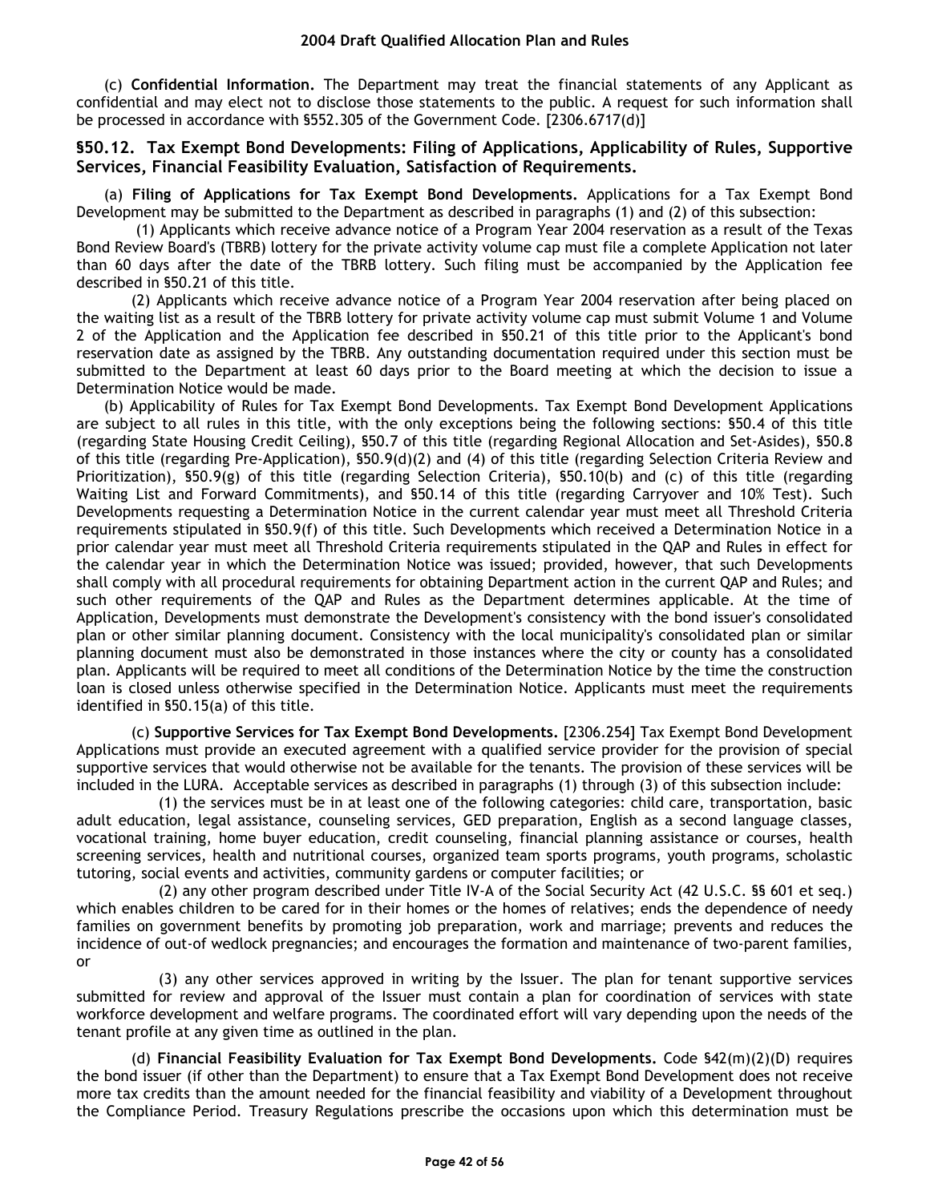(c) **Confidential Information.** The Department may treat the financial statements of any Applicant as confidential and may elect not to disclose those statements to the public. A request for such information shall be processed in accordance with §552.305 of the Government Code. [2306.6717(d)]

### §50.12. Tax Exempt Bond Developments: Filing of Applications, Applicability of Rules, Supportive Services, Financial Feasibility Evaluation, Satisfaction of Requirements.

(a) **Filing of Applications for Tax Exempt Bond Developments.** Applications for a Tax Exempt Bond Development may be submitted to the Department as described in paragraphs (1) and (2) of this subsection:

(1) Applicants which receive advance notice of a Program Year 2004 reservation as a result of the Texas Bond Review Board's (TBRB) lottery for the private activity volume cap must file a complete Application not later than 60 days after the date of the TBRB lottery. Such filing must be accompanied by the Application fee described in §50.21 of this title.

(2) Applicants which receive advance notice of a Program Year 2004 reservation after being placed on the waiting list as a result of the TBRB lottery for private activity volume cap must submit Volume 1 and Volume 2 of the Application and the Application fee described in §50.21 of this title prior to the Applicant's bond reservation date as assigned by the TBRB. Any outstanding documentation required under this section must be submitted to the Department at least 60 days prior to the Board meeting at which the decision to issue a Determination Notice would be made.

(b) Applicability of Rules for Tax Exempt Bond Developments. Tax Exempt Bond Development Applications are subject to all rules in this title, with the only exceptions being the following sections: §50.4 of this title (regarding State Housing Credit Ceiling), §50.7 of this title (regarding Regional Allocation and Set-Asides), §50.8 of this title (regarding Pre-Application), §50.9(d)(2) and (4) of this title (regarding Selection Criteria Review and Prioritization), §50.9(g) of this title (regarding Selection Criteria), §50.10(b) and (c) of this title (regarding Waiting List and Forward Commitments), and §50.14 of this title (regarding Carryover and 10% Test). Such Developments requesting a Determination Notice in the current calendar year must meet all Threshold Criteria requirements stipulated in §50.9(f) of this title. Such Developments which received a Determination Notice in a prior calendar year must meet all Threshold Criteria requirements stipulated in the QAP and Rules in effect for the calendar year in which the Determination Notice was issued; provided, however, that such Developments shall comply with all procedural requirements for obtaining Department action in the current QAP and Rules; and such other requirements of the QAP and Rules as the Department determines applicable. At the time of Application, Developments must demonstrate the Development's consistency with the bond issuer's consolidated plan or other similar planning document. Consistency with the local municipality's consolidated plan or similar planning document must also be demonstrated in those instances where the city or county has a consolidated plan. Applicants will be required to meet all conditions of the Determination Notice by the time the construction loan is closed unless otherwise specified in the Determination Notice. Applicants must meet the requirements identified in §50.15(a) of this title.

(c) **Supportive Services for Tax Exempt Bond Developments.** [2306.254] Tax Exempt Bond Development Applications must provide an executed agreement with a qualified service provider for the provision of special supportive services that would otherwise not be available for the tenants. The provision of these services will be included in the LURA. Acceptable services as described in paragraphs (1) through (3) of this subsection include:

(1) the services must be in at least one of the following categories: child care, transportation, basic adult education, legal assistance, counseling services, GED preparation, English as a second language classes, vocational training, home buyer education, credit counseling, financial planning assistance or courses, health screening services, health and nutritional courses, organized team sports programs, youth programs, scholastic tutoring, social events and activities, community gardens or computer facilities; or

(2) any other program described under Title IV-A of the Social Security Act (42 U.S.C. §§ 601 et seq.) which enables children to be cared for in their homes or the homes of relatives; ends the dependence of needy families on government benefits by promoting job preparation, work and marriage; prevents and reduces the incidence of out-of wedlock pregnancies; and encourages the formation and maintenance of two-parent families, or

(3) any other services approved in writing by the Issuer. The plan for tenant supportive services submitted for review and approval of the Issuer must contain a plan for coordination of services with state workforce development and welfare programs. The coordinated effort will vary depending upon the needs of the tenant profile at any given time as outlined in the plan.

(d) **Financial Feasibility Evaluation for Tax Exempt Bond Developments.** Code §42(m)(2)(D) requires the bond issuer (if other than the Department) to ensure that a Tax Exempt Bond Development does not receive more tax credits than the amount needed for the financial feasibility and viability of a Development throughout the Compliance Period. Treasury Regulations prescribe the occasions upon which this determination must be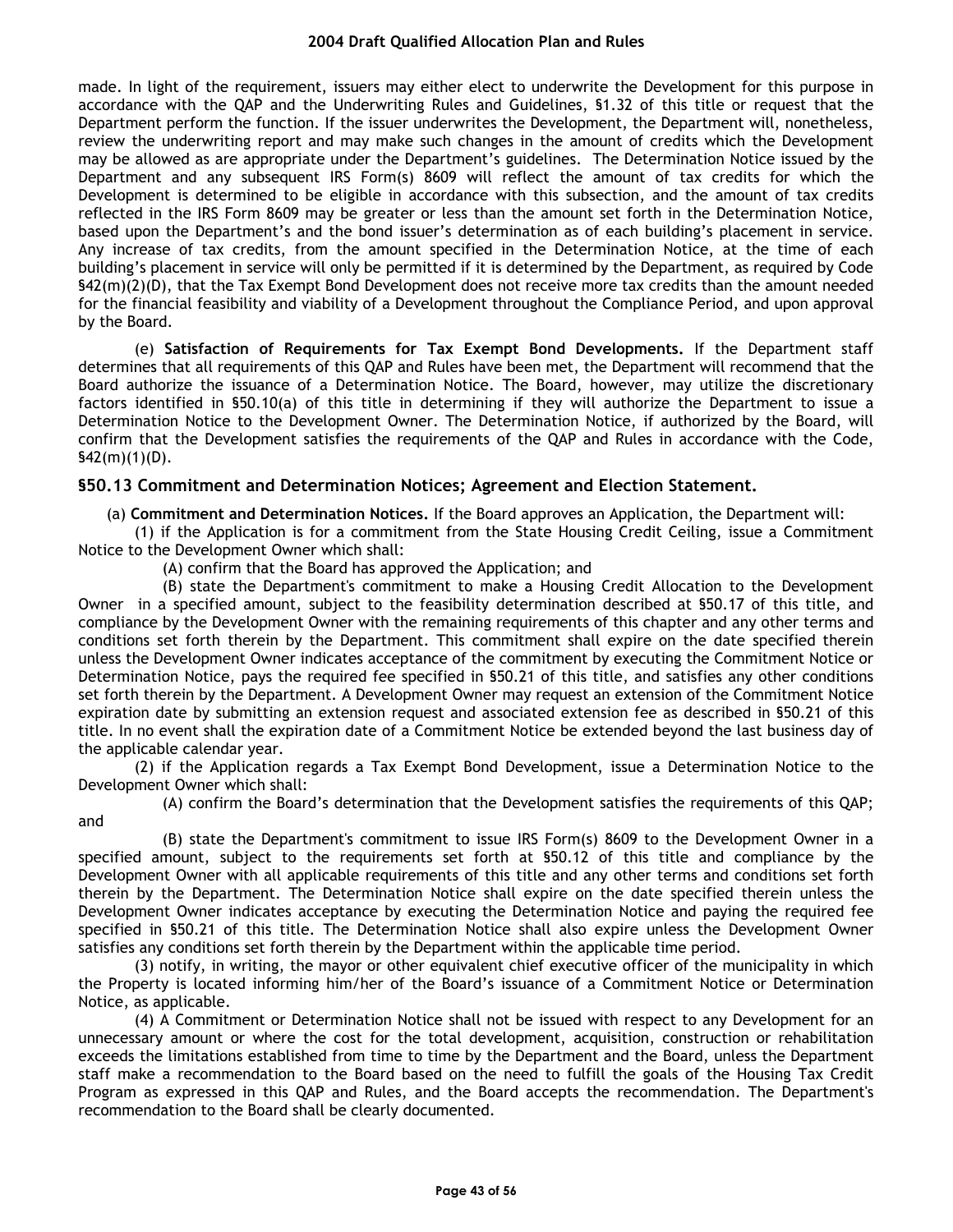made. In light of the requirement, issuers may either elect to underwrite the Development for this purpose in accordance with the QAP and the Underwriting Rules and Guidelines, §1.32 of this title or request that the Department perform the function. If the issuer underwrites the Development, the Department will, nonetheless, review the underwriting report and may make such changes in the amount of credits which the Development may be allowed as are appropriate under the Department's guidelines. The Determination Notice issued by the Department and any subsequent IRS Form(s) 8609 will reflect the amount of tax credits for which the Development is determined to be eligible in accordance with this subsection, and the amount of tax credits reflected in the IRS Form 8609 may be greater or less than the amount set forth in the Determination Notice, based upon the Department's and the bond issuer's determination as of each building's placement in service. Any increase of tax credits, from the amount specified in the Determination Notice, at the time of each building's placement in service will only be permitted if it is determined by the Department, as required by Code §42(m)(2)(D), that the Tax Exempt Bond Development does not receive more tax credits than the amount needed for the financial feasibility and viability of a Development throughout the Compliance Period, and upon approval by the Board.

(e) **Satisfaction of Requirements for Tax Exempt Bond Developments.** If the Department staff determines that all requirements of this QAP and Rules have been met, the Department will recommend that the Board authorize the issuance of a Determination Notice. The Board, however, may utilize the discretionary factors identified in §50.10(a) of this title in determining if they will authorize the Department to issue a Determination Notice to the Development Owner. The Determination Notice, if authorized by the Board, will confirm that the Development satisfies the requirements of the QAP and Rules in accordance with the Code, §42(m)(1)(D).

## §50.13 Commitment and Determination Notices; Agreement and Election Statement.

(a) **Commitment and Determination Notices.** If the Board approves an Application, the Department will:

(1) if the Application is for a commitment from the State Housing Credit Ceiling, issue a Commitment Notice to the Development Owner which shall:

(A) confirm that the Board has approved the Application; and

(B) state the Department's commitment to make a Housing Credit Allocation to the Development Owner in a specified amount, subject to the feasibility determination described at §50.17 of this title, and compliance by the Development Owner with the remaining requirements of this chapter and any other terms and conditions set forth therein by the Department. This commitment shall expire on the date specified therein unless the Development Owner indicates acceptance of the commitment by executing the Commitment Notice or Determination Notice, pays the required fee specified in §50.21 of this title, and satisfies any other conditions set forth therein by the Department. A Development Owner may request an extension of the Commitment Notice expiration date by submitting an extension request and associated extension fee as described in §50.21 of this title. In no event shall the expiration date of a Commitment Notice be extended beyond the last business day of the applicable calendar year.

(2) if the Application regards a Tax Exempt Bond Development, issue a Determination Notice to the Development Owner which shall:

(A) confirm the Board's determination that the Development satisfies the requirements of this QAP; and

(B) state the Department's commitment to issue IRS Form(s) 8609 to the Development Owner in a specified amount, subject to the requirements set forth at §50.12 of this title and compliance by the Development Owner with all applicable requirements of this title and any other terms and conditions set forth therein by the Department. The Determination Notice shall expire on the date specified therein unless the Development Owner indicates acceptance by executing the Determination Notice and paying the required fee specified in §50.21 of this title. The Determination Notice shall also expire unless the Development Owner satisfies any conditions set forth therein by the Department within the applicable time period.

(3) notify, in writing, the mayor or other equivalent chief executive officer of the municipality in which the Property is located informing him/her of the Board's issuance of a Commitment Notice or Determination Notice, as applicable.

(4) A Commitment or Determination Notice shall not be issued with respect to any Development for an unnecessary amount or where the cost for the total development, acquisition, construction or rehabilitation exceeds the limitations established from time to time by the Department and the Board, unless the Department staff make a recommendation to the Board based on the need to fulfill the goals of the Housing Tax Credit Program as expressed in this QAP and Rules, and the Board accepts the recommendation. The Department's recommendation to the Board shall be clearly documented.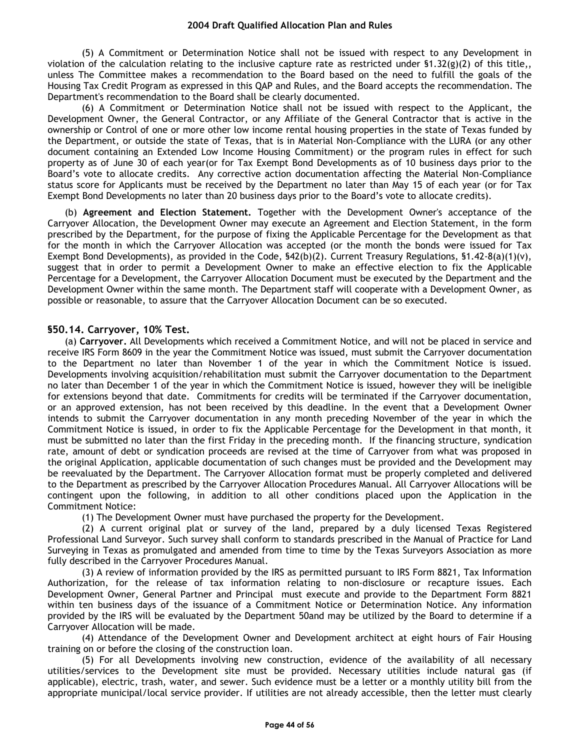(5) A Commitment or Determination Notice shall not be issued with respect to any Development in violation of the calculation relating to the inclusive capture rate as restricted under §1.32(g)(2) of this title,, unless The Committee makes a recommendation to the Board based on the need to fulfill the goals of the Housing Tax Credit Program as expressed in this QAP and Rules, and the Board accepts the recommendation. The Department's recommendation to the Board shall be clearly documented.

(6) A Commitment or Determination Notice shall not be issued with respect to the Applicant, the Development Owner, the General Contractor, or any Affiliate of the General Contractor that is active in the ownership or Control of one or more other low income rental housing properties in the state of Texas funded by the Department, or outside the state of Texas, that is in Material Non-Compliance with the LURA (or any other document containing an Extended Low Income Housing Commitment) or the program rules in effect for such property as of June 30 of each year(or for Tax Exempt Bond Developments as of 10 business days prior to the Board's vote to allocate credits. Any corrective action documentation affecting the Material Non-Compliance status score for Applicants must be received by the Department no later than May 15 of each year (or for Tax Exempt Bond Developments no later than 20 business days prior to the Board's vote to allocate credits).

(b) **Agreement and Election Statement.** Together with the Development Owner's acceptance of the Carryover Allocation, the Development Owner may execute an Agreement and Election Statement, in the form prescribed by the Department, for the purpose of fixing the Applicable Percentage for the Development as that for the month in which the Carryover Allocation was accepted (or the month the bonds were issued for Tax Exempt Bond Developments), as provided in the Code, §42(b)(2). Current Treasury Regulations, §1.42-8(a)(1)(v), suggest that in order to permit a Development Owner to make an effective election to fix the Applicable Percentage for a Development, the Carryover Allocation Document must be executed by the Department and the Development Owner within the same month. The Department staff will cooperate with a Development Owner, as possible or reasonable, to assure that the Carryover Allocation Document can be so executed.

### §50.14. Carryover, 10% Test.

(a) **Carryover.** All Developments which received a Commitment Notice, and will not be placed in service and receive IRS Form 8609 in the year the Commitment Notice was issued, must submit the Carryover documentation to the Department no later than November 1 of the year in which the Commitment Notice is issued. Developments involving acquisition/rehabilitation must submit the Carryover documentation to the Department no later than December 1 of the year in which the Commitment Notice is issued, however they will be ineligible for extensions beyond that date. Commitments for credits will be terminated if the Carryover documentation, or an approved extension, has not been received by this deadline. In the event that a Development Owner intends to submit the Carryover documentation in any month preceding November of the year in which the Commitment Notice is issued, in order to fix the Applicable Percentage for the Development in that month, it must be submitted no later than the first Friday in the preceding month. If the financing structure, syndication rate, amount of debt or syndication proceeds are revised at the time of Carryover from what was proposed in the original Application, applicable documentation of such changes must be provided and the Development may be reevaluated by the Department. The Carryover Allocation format must be properly completed and delivered to the Department as prescribed by the Carryover Allocation Procedures Manual. All Carryover Allocations will be contingent upon the following, in addition to all other conditions placed upon the Application in the Commitment Notice:

(1) The Development Owner must have purchased the property for the Development.

(2) A current original plat or survey of the land, prepared by a duly licensed Texas Registered Professional Land Surveyor. Such survey shall conform to standards prescribed in the Manual of Practice for Land Surveying in Texas as promulgated and amended from time to time by the Texas Surveyors Association as more fully described in the Carryover Procedures Manual.

(3) A review of information provided by the IRS as permitted pursuant to IRS Form 8821, Tax Information Authorization, for the release of tax information relating to non-disclosure or recapture issues. Each Development Owner, General Partner and Principal must execute and provide to the Department Form 8821 within ten business days of the issuance of a Commitment Notice or Determination Notice. Any information provided by the IRS will be evaluated by the Department 50and may be utilized by the Board to determine if a Carryover Allocation will be made.

(4) Attendance of the Development Owner and Development architect at eight hours of Fair Housing training on or before the closing of the construction loan.

(5) For all Developments involving new construction, evidence of the availability of all necessary utilities/services to the Development site must be provided. Necessary utilities include natural gas (if applicable), electric, trash, water, and sewer. Such evidence must be a letter or a monthly utility bill from the appropriate municipal/local service provider. If utilities are not already accessible, then the letter must clearly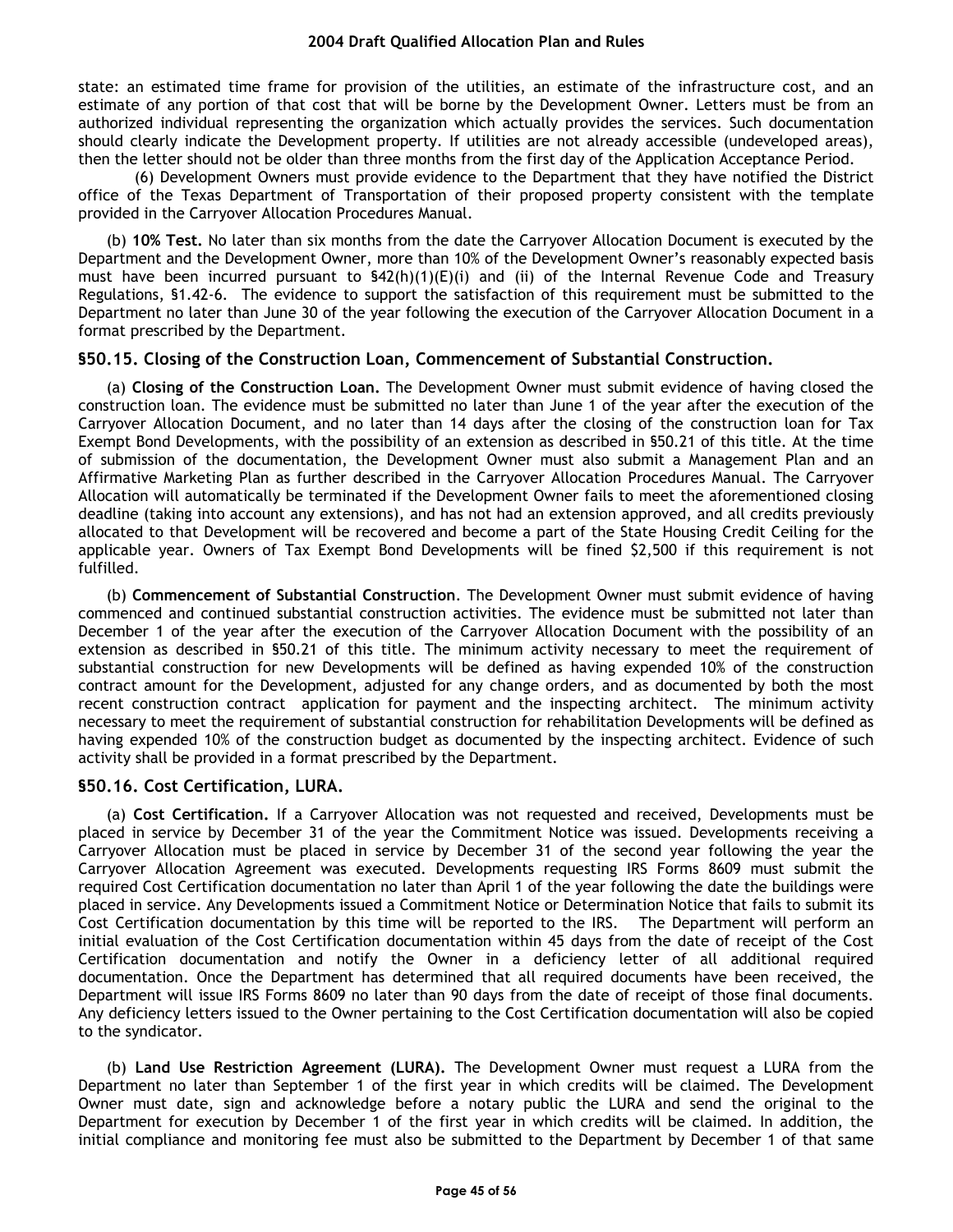state: an estimated time frame for provision of the utilities, an estimate of the infrastructure cost, and an estimate of any portion of that cost that will be borne by the Development Owner. Letters must be from an authorized individual representing the organization which actually provides the services. Such documentation should clearly indicate the Development property. If utilities are not already accessible (undeveloped areas), then the letter should not be older than three months from the first day of the Application Acceptance Period.

(6) Development Owners must provide evidence to the Department that they have notified the District office of the Texas Department of Transportation of their proposed property consistent with the template provided in the Carryover Allocation Procedures Manual.

(b) **10% Test.** No later than six months from the date the Carryover Allocation Document is executed by the Department and the Development Owner, more than 10% of the Development Owner's reasonably expected basis must have been incurred pursuant to §42(h)(1)(E)(i) and (ii) of the Internal Revenue Code and Treasury Regulations, §1.42-6. The evidence to support the satisfaction of this requirement must be submitted to the Department no later than June 30 of the year following the execution of the Carryover Allocation Document in a format prescribed by the Department.

### §50.15. Closing of the Construction Loan, Commencement of Substantial Construction.

(a) **Closing of the Construction Loan.** The Development Owner must submit evidence of having closed the construction loan. The evidence must be submitted no later than June 1 of the year after the execution of the Carryover Allocation Document, and no later than 14 days after the closing of the construction loan for Tax Exempt Bond Developments, with the possibility of an extension as described in §50.21 of this title. At the time of submission of the documentation, the Development Owner must also submit a Management Plan and an Affirmative Marketing Plan as further described in the Carryover Allocation Procedures Manual. The Carryover Allocation will automatically be terminated if the Development Owner fails to meet the aforementioned closing deadline (taking into account any extensions), and has not had an extension approved, and all credits previously allocated to that Development will be recovered and become a part of the State Housing Credit Ceiling for the applicable year. Owners of Tax Exempt Bond Developments will be fined $2,500 if this requirement is not fulfilled.

(b) **Commencement of Substantial Construction**. The Development Owner must submit evidence of having commenced and continued substantial construction activities. The evidence must be submitted not later than December 1 of the year after the execution of the Carryover Allocation Document with the possibility of an extension as described in §50.21 of this title. The minimum activity necessary to meet the requirement of substantial construction for new Developments will be defined as having expended 10% of the construction contract amount for the Development, adjusted for any change orders, and as documented by both the most recent construction contract application for payment and the inspecting architect. The minimum activity necessary to meet the requirement of substantial construction for rehabilitation Developments will be defined as having expended 10% of the construction budget as documented by the inspecting architect. Evidence of such activity shall be provided in a format prescribed by the Department.

### §50.16. Cost Certification, LURA.

(a) **Cost Certification.** If a Carryover Allocation was not requested and received, Developments must be placed in service by December 31 of the year the Commitment Notice was issued. Developments receiving a Carryover Allocation must be placed in service by December 31 of the second year following the year the Carryover Allocation Agreement was executed. Developments requesting IRS Forms 8609 must submit the required Cost Certification documentation no later than April 1 of the year following the date the buildings were placed in service. Any Developments issued a Commitment Notice or Determination Notice that fails to submit its Cost Certification documentation by this time will be reported to the IRS. The Department will perform an initial evaluation of the Cost Certification documentation within 45 days from the date of receipt of the Cost Certification documentation and notify the Owner in a deficiency letter of all additional required documentation. Once the Department has determined that all required documents have been received, the Department will issue IRS Forms 8609 no later than 90 days from the date of receipt of those final documents. Any deficiency letters issued to the Owner pertaining to the Cost Certification documentation will also be copied to the syndicator.

(b) **Land Use Restriction Agreement (LURA).** The Development Owner must request a LURA from the Department no later than September 1 of the first year in which credits will be claimed. The Development Owner must date, sign and acknowledge before a notary public the LURA and send the original to the Department for execution by December 1 of the first year in which credits will be claimed. In addition, the initial compliance and monitoring fee must also be submitted to the Department by December 1 of that same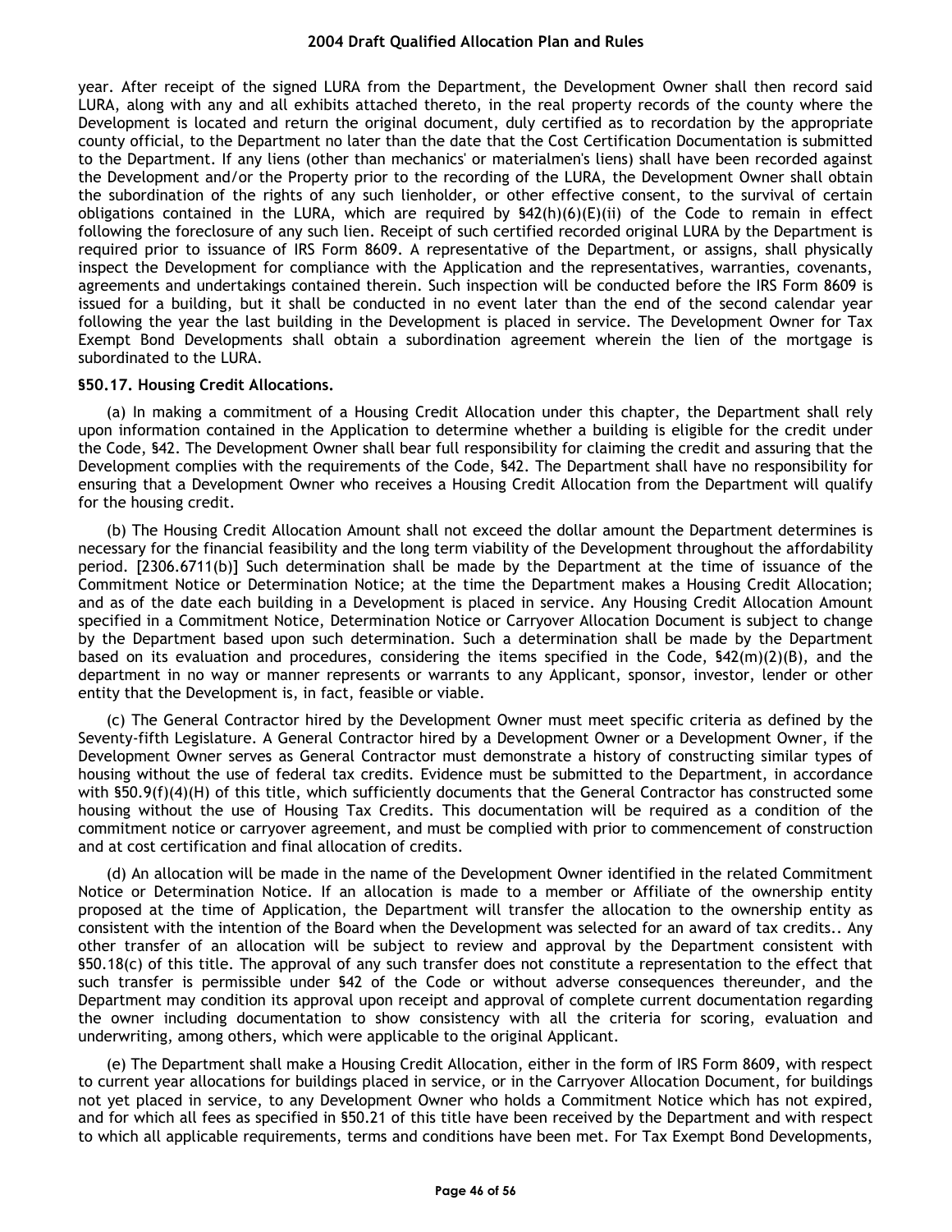year. After receipt of the signed LURA from the Department, the Development Owner shall then record said LURA, along with any and all exhibits attached thereto, in the real property records of the county where the Development is located and return the original document, duly certified as to recordation by the appropriate county official, to the Department no later than the date that the Cost Certification Documentation is submitted to the Department. If any liens (other than mechanics' or materialmen's liens) shall have been recorded against the Development and/or the Property prior to the recording of the LURA, the Development Owner shall obtain the subordination of the rights of any such lienholder, or other effective consent, to the survival of certain obligations contained in the LURA, which are required by §42(h)(6)(E)(ii) of the Code to remain in effect following the foreclosure of any such lien. Receipt of such certified recorded original LURA by the Department is required prior to issuance of IRS Form 8609. A representative of the Department, or assigns, shall physically inspect the Development for compliance with the Application and the representatives, warranties, covenants, agreements and undertakings contained therein. Such inspection will be conducted before the IRS Form 8609 is issued for a building, but it shall be conducted in no event later than the end of the second calendar year following the year the last building in the Development is placed in service. The Development Owner for Tax Exempt Bond Developments shall obtain a subordination agreement wherein the lien of the mortgage is subordinated to the LURA.

**§50.17. Housing Credit Allocations.**

(a) In making a commitment of a Housing Credit Allocation under this chapter, the Department shall rely upon information contained in the Application to determine whether a building is eligible for the credit under the Code, §42. The Development Owner shall bear full responsibility for claiming the credit and assuring that the Development complies with the requirements of the Code, §42. The Department shall have no responsibility for ensuring that a Development Owner who receives a Housing Credit Allocation from the Department will qualify for the housing credit.

(b) The Housing Credit Allocation Amount shall not exceed the dollar amount the Department determines is necessary for the financial feasibility and the long term viability of the Development throughout the affordability period. [2306.6711(b)] Such determination shall be made by the Department at the time of issuance of the Commitment Notice or Determination Notice; at the time the Department makes a Housing Credit Allocation; and as of the date each building in a Development is placed in service. Any Housing Credit Allocation Amount specified in a Commitment Notice, Determination Notice or Carryover Allocation Document is subject to change by the Department based upon such determination. Such a determination shall be made by the Department based on its evaluation and procedures, considering the items specified in the Code, §42(m)(2)(B), and the department in no way or manner represents or warrants to any Applicant, sponsor, investor, lender or other entity that the Development is, in fact, feasible or viable.

(c) The General Contractor hired by the Development Owner must meet specific criteria as defined by the Seventy-fifth Legislature. A General Contractor hired by a Development Owner or a Development Owner, if the Development Owner serves as General Contractor must demonstrate a history of constructing similar types of housing without the use of federal tax credits. Evidence must be submitted to the Department, in accordance with §50.9(f)(4)(H) of this title, which sufficiently documents that the General Contractor has constructed some housing without the use of Housing Tax Credits. This documentation will be required as a condition of the commitment notice or carryover agreement, and must be complied with prior to commencement of construction and at cost certification and final allocation of credits.

(d) An allocation will be made in the name of the Development Owner identified in the related Commitment Notice or Determination Notice. If an allocation is made to a member or Affiliate of the ownership entity proposed at the time of Application, the Department will transfer the allocation to the ownership entity as consistent with the intention of the Board when the Development was selected for an award of tax credits.. Any other transfer of an allocation will be subject to review and approval by the Department consistent with §50.18(c) of this title. The approval of any such transfer does not constitute a representation to the effect that such transfer is permissible under §42 of the Code or without adverse consequences thereunder, and the Department may condition its approval upon receipt and approval of complete current documentation regarding the owner including documentation to show consistency with all the criteria for scoring, evaluation and underwriting, among others, which were applicable to the original Applicant.

(e) The Department shall make a Housing Credit Allocation, either in the form of IRS Form 8609, with respect to current year allocations for buildings placed in service, or in the Carryover Allocation Document, for buildings not yet placed in service, to any Development Owner who holds a Commitment Notice which has not expired, and for which all fees as specified in §50.21 of this title have been received by the Department and with respect to which all applicable requirements, terms and conditions have been met. For Tax Exempt Bond Developments,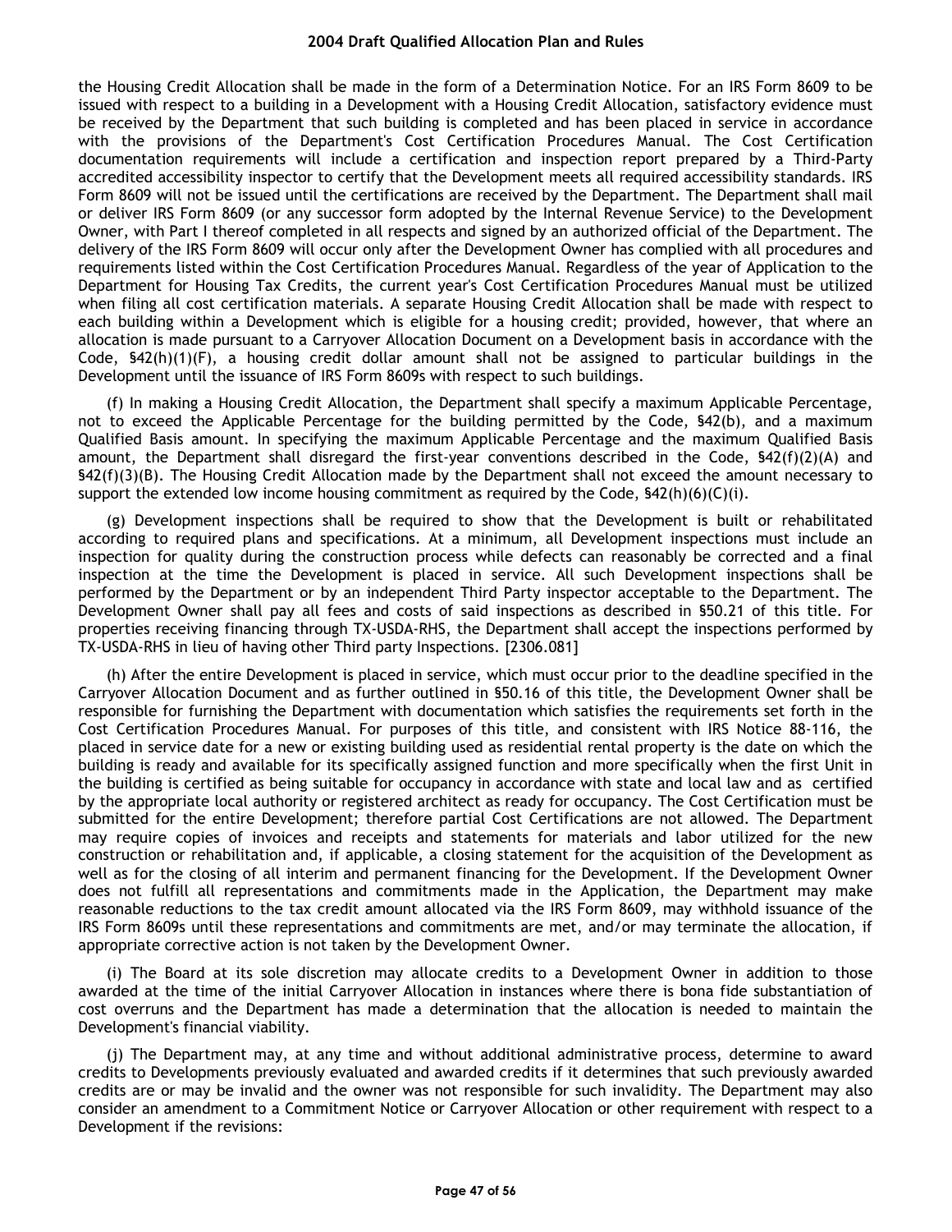the Housing Credit Allocation shall be made in the form of a Determination Notice. For an IRS Form 8609 to be issued with respect to a building in a Development with a Housing Credit Allocation, satisfactory evidence must be received by the Department that such building is completed and has been placed in service in accordance with the provisions of the Department's Cost Certification Procedures Manual. The Cost Certification documentation requirements will include a certification and inspection report prepared by a Third-Party accredited accessibility inspector to certify that the Development meets all required accessibility standards. IRS Form 8609 will not be issued until the certifications are received by the Department. The Department shall mail or deliver IRS Form 8609 (or any successor form adopted by the Internal Revenue Service) to the Development Owner, with Part I thereof completed in all respects and signed by an authorized official of the Department. The delivery of the IRS Form 8609 will occur only after the Development Owner has complied with all procedures and requirements listed within the Cost Certification Procedures Manual. Regardless of the year of Application to the Department for Housing Tax Credits, the current year's Cost Certification Procedures Manual must be utilized when filing all cost certification materials. A separate Housing Credit Allocation shall be made with respect to each building within a Development which is eligible for a housing credit; provided, however, that where an allocation is made pursuant to a Carryover Allocation Document on a Development basis in accordance with the Code, §42(h)(1)(F), a housing credit dollar amount shall not be assigned to particular buildings in the Development until the issuance of IRS Form 8609s with respect to such buildings.

(f) In making a Housing Credit Allocation, the Department shall specify a maximum Applicable Percentage, not to exceed the Applicable Percentage for the building permitted by the Code, §42(b), and a maximum Qualified Basis amount. In specifying the maximum Applicable Percentage and the maximum Qualified Basis amount, the Department shall disregard the first-year conventions described in the Code, §42(f)(2)(A) and §42(f)(3)(B). The Housing Credit Allocation made by the Department shall not exceed the amount necessary to support the extended low income housing commitment as required by the Code, §42(h)(6)(C)(i).

(g) Development inspections shall be required to show that the Development is built or rehabilitated according to required plans and specifications. At a minimum, all Development inspections must include an inspection for quality during the construction process while defects can reasonably be corrected and a final inspection at the time the Development is placed in service. All such Development inspections shall be performed by the Department or by an independent Third Party inspector acceptable to the Department. The Development Owner shall pay all fees and costs of said inspections as described in §50.21 of this title. For properties receiving financing through TX-USDA-RHS, the Department shall accept the inspections performed by TX-USDA-RHS in lieu of having other Third party Inspections. [2306.081]

(h) After the entire Development is placed in service, which must occur prior to the deadline specified in the Carryover Allocation Document and as further outlined in §50.16 of this title, the Development Owner shall be responsible for furnishing the Department with documentation which satisfies the requirements set forth in the Cost Certification Procedures Manual. For purposes of this title, and consistent with IRS Notice 88-116, the placed in service date for a new or existing building used as residential rental property is the date on which the building is ready and available for its specifically assigned function and more specifically when the first Unit in the building is certified as being suitable for occupancy in accordance with state and local law and as certified by the appropriate local authority or registered architect as ready for occupancy. The Cost Certification must be submitted for the entire Development; therefore partial Cost Certifications are not allowed. The Department may require copies of invoices and receipts and statements for materials and labor utilized for the new construction or rehabilitation and, if applicable, a closing statement for the acquisition of the Development as well as for the closing of all interim and permanent financing for the Development. If the Development Owner does not fulfill all representations and commitments made in the Application, the Department may make reasonable reductions to the tax credit amount allocated via the IRS Form 8609, may withhold issuance of the IRS Form 8609s until these representations and commitments are met, and/or may terminate the allocation, if appropriate corrective action is not taken by the Development Owner.

(i) The Board at its sole discretion may allocate credits to a Development Owner in addition to those awarded at the time of the initial Carryover Allocation in instances where there is bona fide substantiation of cost overruns and the Department has made a determination that the allocation is needed to maintain the Development's financial viability.

(j) The Department may, at any time and without additional administrative process, determine to award credits to Developments previously evaluated and awarded credits if it determines that such previously awarded credits are or may be invalid and the owner was not responsible for such invalidity. The Department may also consider an amendment to a Commitment Notice or Carryover Allocation or other requirement with respect to a Development if the revisions: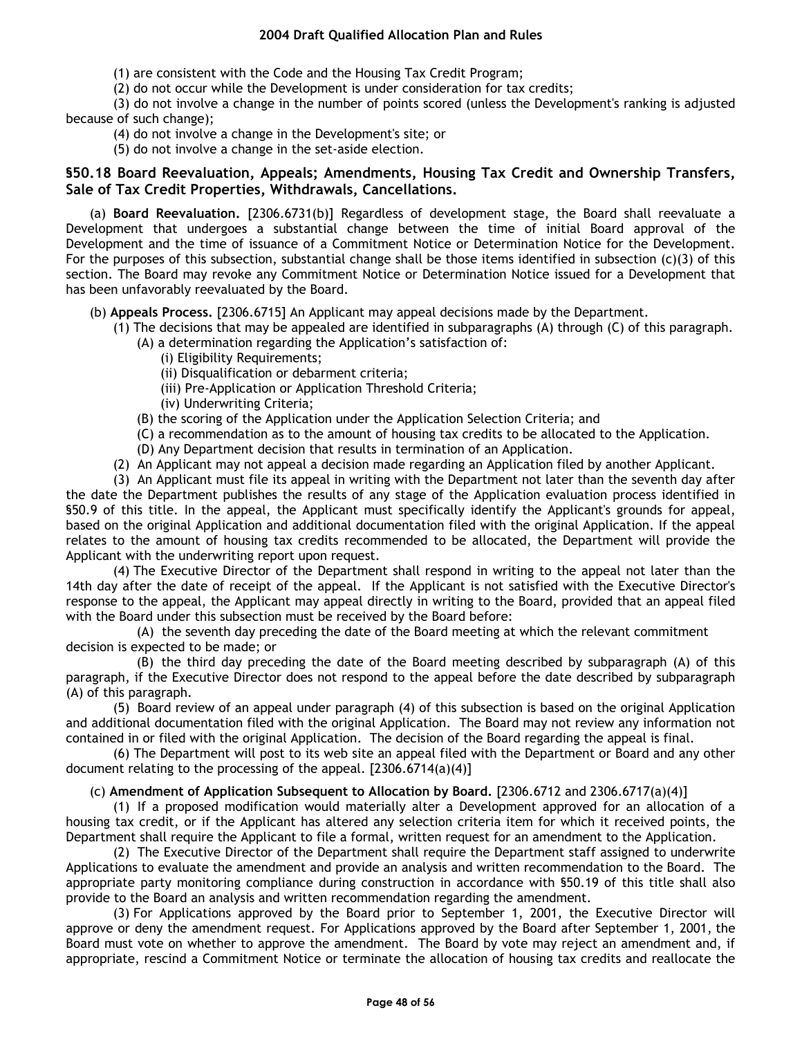(1) are consistent with the Code and the Housing Tax Credit Program;

(2) do not occur while the Development is under consideration for tax credits;

(3) do not involve a change in the number of points scored (unless the Development's ranking is adjusted because of such change);

(4) do not involve a change in the Development's site; or

(5) do not involve a change in the set-aside election.

### §50.18 Board Reevaluation, Appeals; Amendments, Housing Tax Credit and Ownership Transfers, Sale of Tax Credit Properties, Withdrawals, Cancellations.

(a) **Board Reevaluation.** [2306.6731(b)] Regardless of development stage, the Board shall reevaluate a Development that undergoes a substantial change between the time of initial Board approval of the Development and the time of issuance of a Commitment Notice or Determination Notice for the Development. For the purposes of this subsection, substantial change shall be those items identified in subsection (c)(3) of this section. The Board may revoke any Commitment Notice or Determination Notice issued for a Development that has been unfavorably reevaluated by the Board.

(b) **Appeals Process.** [2306.6715] An Applicant may appeal decisions made by the Department.

(1) The decisions that may be appealed are identified in subparagraphs (A) through (C) of this paragraph.

(A) a determination regarding the Application's satisfaction of:

(i) Eligibility Requirements;

(ii) Disqualification or debarment criteria;

(iii) Pre-Application or Application Threshold Criteria;

(iv) Underwriting Criteria;

(B) the scoring of the Application under the Application Selection Criteria; and

(C) a recommendation as to the amount of housing tax credits to be allocated to the Application.

(D) Any Department decision that results in termination of an Application.

(2) An Applicant may not appeal a decision made regarding an Application filed by another Applicant.

(3) An Applicant must file its appeal in writing with the Department not later than the seventh day after the date the Department publishes the results of any stage of the Application evaluation process identified in §50.9 of this title. In the appeal, the Applicant must specifically identify the Applicant's grounds for appeal, based on the original Application and additional documentation filed with the original Application. If the appeal relates to the amount of housing tax credits recommended to be allocated, the Department will provide the Applicant with the underwriting report upon request.

(4) The Executive Director of the Department shall respond in writing to the appeal not later than the 14th day after the date of receipt of the appeal. If the Applicant is not satisfied with the Executive Director's response to the appeal, the Applicant may appeal directly in writing to the Board, provided that an appeal filed with the Board under this subsection must be received by the Board before:

(A) the seventh day preceding the date of the Board meeting at which the relevant commitment decision is expected to be made; or

(B) the third day preceding the date of the Board meeting described by subparagraph (A) of this paragraph, if the Executive Director does not respond to the appeal before the date described by subparagraph (A) of this paragraph.

(5) Board review of an appeal under paragraph (4) of this subsection is based on the original Application and additional documentation filed with the original Application. The Board may not review any information not contained in or filed with the original Application. The decision of the Board regarding the appeal is final.

(6) The Department will post to its web site an appeal filed with the Department or Board and any other document relating to the processing of the appeal. [2306.6714(a)(4)]

(c) **Amendment of Application Subsequent to Allocation by Board.** [2306.6712 and 2306.6717(a)(4)]

(1) If a proposed modification would materially alter a Development approved for an allocation of a housing tax credit, or if the Applicant has altered any selection criteria item for which it received points, the Department shall require the Applicant to file a formal, written request for an amendment to the Application.

(2) The Executive Director of the Department shall require the Department staff assigned to underwrite Applications to evaluate the amendment and provide an analysis and written recommendation to the Board. The appropriate party monitoring compliance during construction in accordance with §50.19 of this title shall also provide to the Board an analysis and written recommendation regarding the amendment.

(3) For Applications approved by the Board prior to September 1, 2001, the Executive Director will approve or deny the amendment request. For Applications approved by the Board after September 1, 2001, the Board must vote on whether to approve the amendment. The Board by vote may reject an amendment and, if appropriate, rescind a Commitment Notice or terminate the allocation of housing tax credits and reallocate the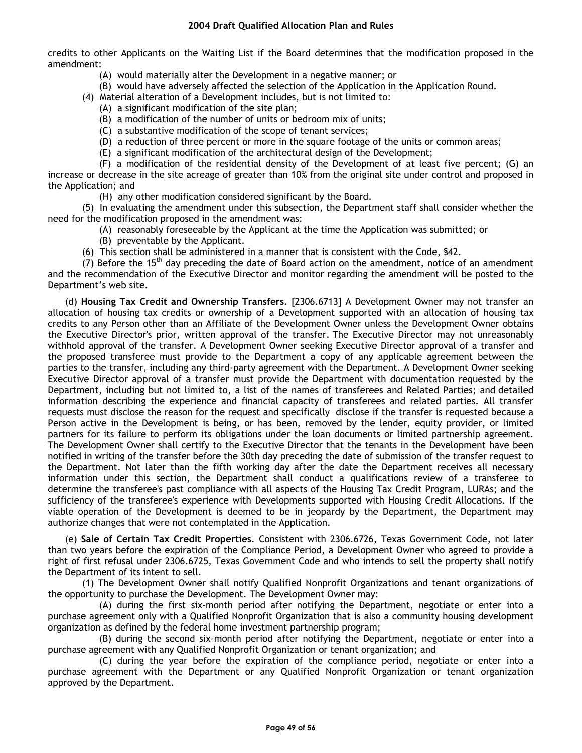credits to other Applicants on the Waiting List if the Board determines that the modification proposed in the amendment:

(A) would materially alter the Development in a negative manner; or

(B) would have adversely affected the selection of the Application in the Application Round.

(4) Material alteration of a Development includes, but is not limited to:

(A) a significant modification of the site plan;

(B) a modification of the number of units or bedroom mix of units;

(C) a substantive modification of the scope of tenant services;

(D) a reduction of three percent or more in the square footage of the units or common areas;

(E) a significant modification of the architectural design of the Development;

(F) a modification of the residential density of the Development of at least five percent; (G) an increase or decrease in the site acreage of greater than 10% from the original site under control and proposed in the Application; and

(H) any other modification considered significant by the Board.

(5) In evaluating the amendment under this subsection, the Department staff shall consider whether the need for the modification proposed in the amendment was:

(A) reasonably foreseeable by the Applicant at the time the Application was submitted; or

(B) preventable by the Applicant.

(6) This section shall be administered in a manner that is consistent with the Code, §42.

(7) Before the 15th day preceding the date of Board action on the amendment, notice of an amendment and the recommendation of the Executive Director and monitor regarding the amendment will be posted to the Department's web site.

(d) **Housing Tax Credit and Ownership Transfers.** [2306.6713] A Development Owner may not transfer an allocation of housing tax credits or ownership of a Development supported with an allocation of housing tax credits to any Person other than an Affiliate of the Development Owner unless the Development Owner obtains the Executive Director's prior, written approval of the transfer. The Executive Director may not unreasonably withhold approval of the transfer. A Development Owner seeking Executive Director approval of a transfer and the proposed transferee must provide to the Department a copy of any applicable agreement between the parties to the transfer, including any third-party agreement with the Department. A Development Owner seeking Executive Director approval of a transfer must provide the Department with documentation requested by the Department, including but not limited to, a list of the names of transferees and Related Parties; and detailed information describing the experience and financial capacity of transferees and related parties. All transfer requests must disclose the reason for the request and specifically disclose if the transfer is requested because a Person active in the Development is being, or has been, removed by the lender, equity provider, or limited partners for its failure to perform its obligations under the loan documents or limited partnership agreement. The Development Owner shall certify to the Executive Director that the tenants in the Development have been notified in writing of the transfer before the 30th day preceding the date of submission of the transfer request to the Department. Not later than the fifth working day after the date the Department receives all necessary information under this section, the Department shall conduct a qualifications review of a transferee to determine the transferee's past compliance with all aspects of the Housing Tax Credit Program, LURAs; and the sufficiency of the transferee's experience with Developments supported with Housing Credit Allocations. If the viable operation of the Development is deemed to be in jeopardy by the Department, the Department may authorize changes that were not contemplated in the Application.

(e) **Sale of Certain Tax Credit Properties**. Consistent with 2306.6726, Texas Government Code, not later than two years before the expiration of the Compliance Period, a Development Owner who agreed to provide a right of first refusal under 2306.6725, Texas Government Code and who intends to sell the property shall notify the Department of its intent to sell.

(1) The Development Owner shall notify Qualified Nonprofit Organizations and tenant organizations of the opportunity to purchase the Development. The Development Owner may:

(A) during the first six-month period after notifying the Department, negotiate or enter into a purchase agreement only with a Qualified Nonprofit Organization that is also a community housing development organization as defined by the federal home investment partnership program;

(B) during the second six-month period after notifying the Department, negotiate or enter into a purchase agreement with any Qualified Nonprofit Organization or tenant organization; and

(C) during the year before the expiration of the compliance period, negotiate or enter into a purchase agreement with the Department or any Qualified Nonprofit Organization or tenant organization approved by the Department.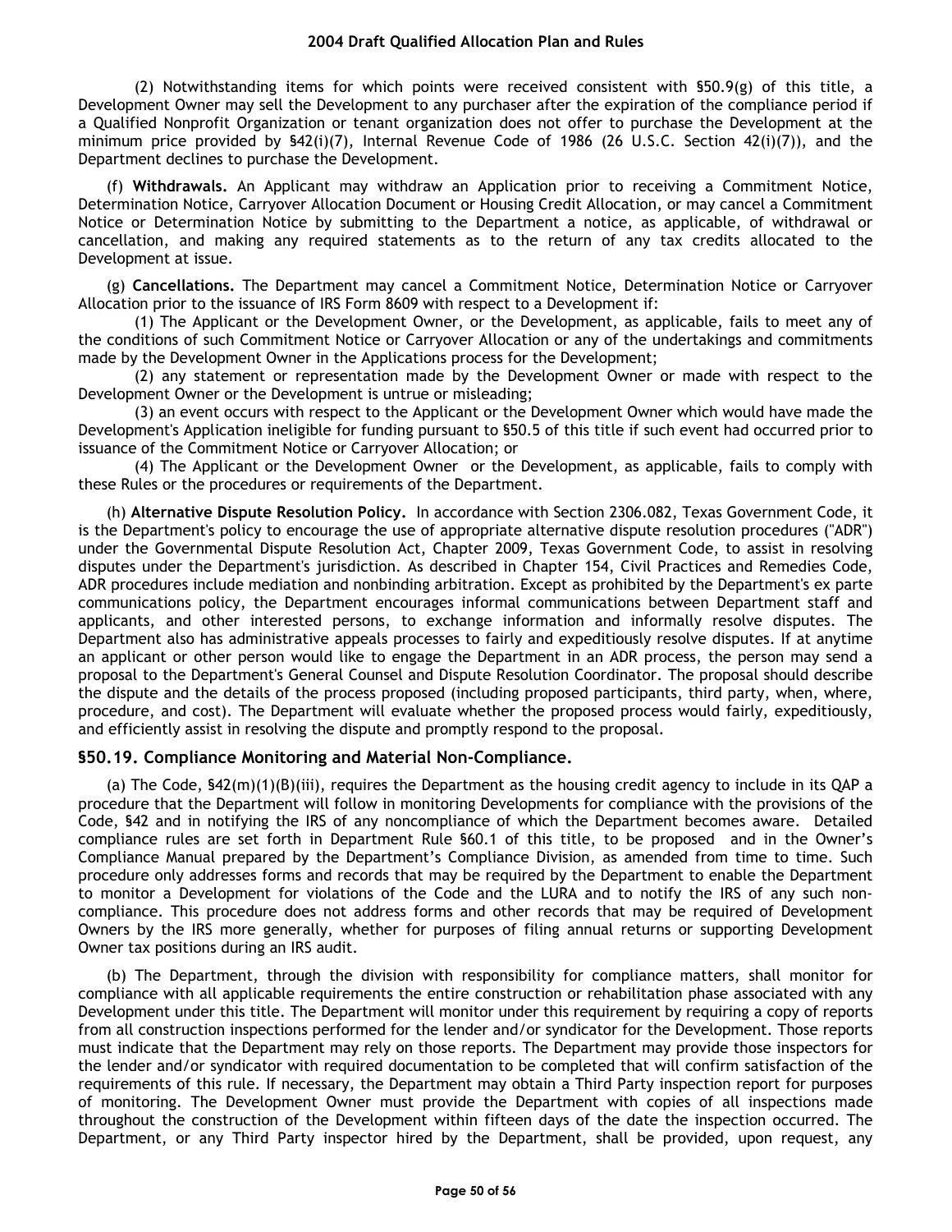(2) Notwithstanding items for which points were received consistent with §50.9(g) of this title, a Development Owner may sell the Development to any purchaser after the expiration of the compliance period if a Qualified Nonprofit Organization or tenant organization does not offer to purchase the Development at the minimum price provided by §42(i)(7), Internal Revenue Code of 1986 (26 U.S.C. Section 42(i)(7)), and the Department declines to purchase the Development.

(f) **Withdrawals.** An Applicant may withdraw an Application prior to receiving a Commitment Notice, Determination Notice, Carryover Allocation Document or Housing Credit Allocation, or may cancel a Commitment Notice or Determination Notice by submitting to the Department a notice, as applicable, of withdrawal or cancellation, and making any required statements as to the return of any tax credits allocated to the Development at issue.

(g) **Cancellations.** The Department may cancel a Commitment Notice, Determination Notice or Carryover Allocation prior to the issuance of IRS Form 8609 with respect to a Development if:

(1) The Applicant or the Development Owner, or the Development, as applicable, fails to meet any of the conditions of such Commitment Notice or Carryover Allocation or any of the undertakings and commitments made by the Development Owner in the Applications process for the Development;

(2) any statement or representation made by the Development Owner or made with respect to the Development Owner or the Development is untrue or misleading;

(3) an event occurs with respect to the Applicant or the Development Owner which would have made the Development's Application ineligible for funding pursuant to §50.5 of this title if such event had occurred prior to issuance of the Commitment Notice or Carryover Allocation; or

(4) The Applicant or the Development Owner or the Development, as applicable, fails to comply with these Rules or the procedures or requirements of the Department.

(h) **Alternative Dispute Resolution Policy.** In accordance with Section 2306.082, Texas Government Code, it is the Department's policy to encourage the use of appropriate alternative dispute resolution procedures ("ADR") under the Governmental Dispute Resolution Act, Chapter 2009, Texas Government Code, to assist in resolving disputes under the Department's jurisdiction. As described in Chapter 154, Civil Practices and Remedies Code, ADR procedures include mediation and nonbinding arbitration. Except as prohibited by the Department's ex parte communications policy, the Department encourages informal communications between Department staff and applicants, and other interested persons, to exchange information and informally resolve disputes. The Department also has administrative appeals processes to fairly and expeditiously resolve disputes. If at anytime an applicant or other person would like to engage the Department in an ADR process, the person may send a proposal to the Department's General Counsel and Dispute Resolution Coordinator. The proposal should describe the dispute and the details of the process proposed (including proposed participants, third party, when, where, procedure, and cost). The Department will evaluate whether the proposed process would fairly, expeditiously, and efficiently assist in resolving the dispute and promptly respond to the proposal.

### §50.19. Compliance Monitoring and Material Non-Compliance.

(a) The Code, §42(m)(1)(B)(iii), requires the Department as the housing credit agency to include in its QAP a procedure that the Department will follow in monitoring Developments for compliance with the provisions of the Code, §42 and in notifying the IRS of any noncompliance of which the Department becomes aware. Detailed compliance rules are set forth in Department Rule §60.1 of this title, to be proposed and in the Owner's Compliance Manual prepared by the Department's Compliance Division, as amended from time to time. Such procedure only addresses forms and records that may be required by the Department to enable the Department to monitor a Development for violations of the Code and the LURA and to notify the IRS of any such non-compliance. This procedure does not address forms and other records that may be required of Development Owners by the IRS more generally, whether for purposes of filing annual returns or supporting Development Owner tax positions during an IRS audit.

(b) The Department, through the division with responsibility for compliance matters, shall monitor for compliance with all applicable requirements the entire construction or rehabilitation phase associated with any Development under this title. The Department will monitor under this requirement by requiring a copy of reports from all construction inspections performed for the lender and/or syndicator for the Development. Those reports must indicate that the Department may rely on those reports. The Department may provide those inspectors for the lender and/or syndicator with required documentation to be completed that will confirm satisfaction of the requirements of this rule. If necessary, the Department may obtain a Third Party inspection report for purposes of monitoring. The Development Owner must provide the Department with copies of all inspections made throughout the construction of the Development within fifteen days of the date the inspection occurred. The Department, or any Third Party inspector hired by the Department, shall be provided, upon request, any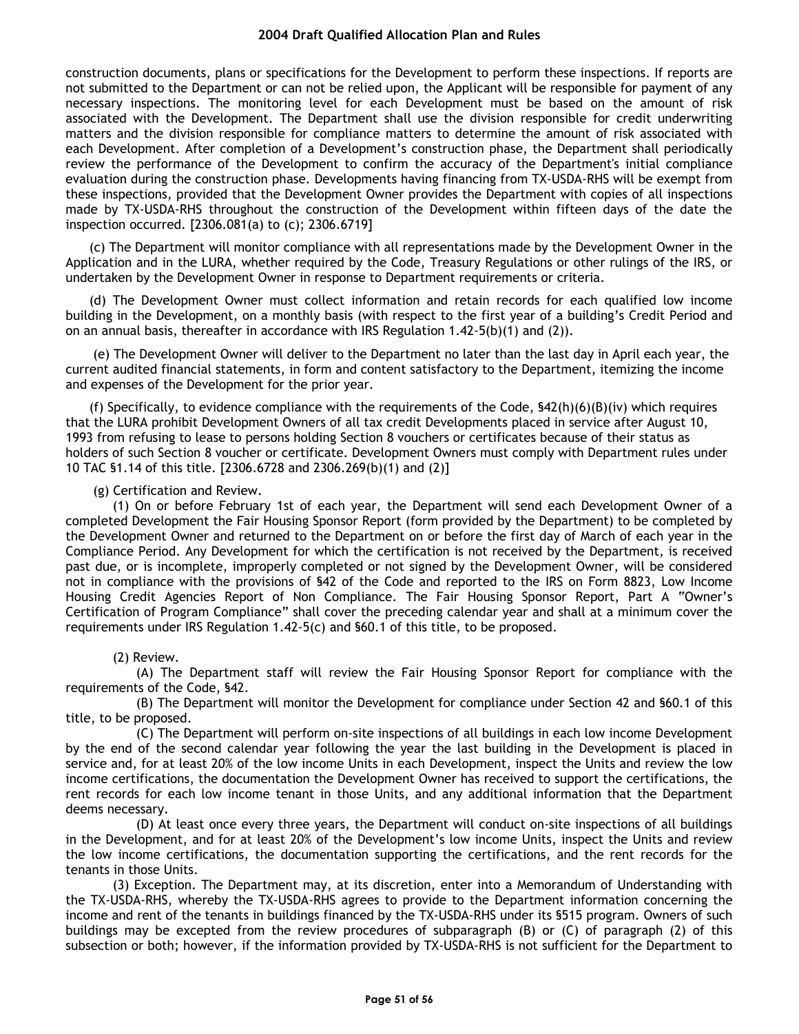construction documents, plans or specifications for the Development to perform these inspections. If reports are not submitted to the Department or can not be relied upon, the Applicant will be responsible for payment of any necessary inspections. The monitoring level for each Development must be based on the amount of risk associated with the Development. The Department shall use the division responsible for credit underwriting matters and the division responsible for compliance matters to determine the amount of risk associated with each Development. After completion of a Development's construction phase, the Department shall periodically review the performance of the Development to confirm the accuracy of the Department's initial compliance evaluation during the construction phase. Developments having financing from TX-USDA-RHS will be exempt from these inspections, provided that the Development Owner provides the Department with copies of all inspections made by TX-USDA-RHS throughout the construction of the Development within fifteen days of the date the inspection occurred. [2306.081(a) to (c); 2306.6719]

(c) The Department will monitor compliance with all representations made by the Development Owner in the Application and in the LURA, whether required by the Code, Treasury Regulations or other rulings of the IRS, or undertaken by the Development Owner in response to Department requirements or criteria.

(d) The Development Owner must collect information and retain records for each qualified low income building in the Development, on a monthly basis (with respect to the first year of a building's Credit Period and on an annual basis, thereafter in accordance with IRS Regulation 1.42-5(b)(1) and (2)).

(e) The Development Owner will deliver to the Department no later than the last day in April each year, the current audited financial statements, in form and content satisfactory to the Department, itemizing the income and expenses of the Development for the prior year.

(f) Specifically, to evidence compliance with the requirements of the Code, §42(h)(6)(B)(iv) which requires that the LURA prohibit Development Owners of all tax credit Developments placed in service after August 10, 1993 from refusing to lease to persons holding Section 8 vouchers or certificates because of their status as holders of such Section 8 voucher or certificate. Development Owners must comply with Department rules under 10 TAC §1.14 of this title. [2306.6728 and 2306.269(b)(1) and (2)]

(g) Certification and Review.

(1) On or before February 1st of each year, the Department will send each Development Owner of a completed Development the Fair Housing Sponsor Report (form provided by the Department) to be completed by the Development Owner and returned to the Department on or before the first day of March of each year in the Compliance Period. Any Development for which the certification is not received by the Department, is received past due, or is incomplete, improperly completed or not signed by the Development Owner, will be considered not in compliance with the provisions of §42 of the Code and reported to the IRS on Form 8823, Low Income Housing Credit Agencies Report of Non Compliance. The Fair Housing Sponsor Report, Part A "Owner's Certification of Program Compliance" shall cover the preceding calendar year and shall at a minimum cover the requirements under IRS Regulation 1.42-5(c) and §60.1 of this title, to be proposed.

(2) Review.

(A) The Department staff will review the Fair Housing Sponsor Report for compliance with the requirements of the Code, §42.

(B) The Department will monitor the Development for compliance under Section 42 and §60.1 of this title, to be proposed.

(C) The Department will perform on-site inspections of all buildings in each low income Development by the end of the second calendar year following the year the last building in the Development is placed in service and, for at least 20% of the low income Units in each Development, inspect the Units and review the low income certifications, the documentation the Development Owner has received to support the certifications, the rent records for each low income tenant in those Units, and any additional information that the Department deems necessary.

(D) At least once every three years, the Department will conduct on-site inspections of all buildings in the Development, and for at least 20% of the Development's low income Units, inspect the Units and review the low income certifications, the documentation supporting the certifications, and the rent records for the tenants in those Units.

(3) Exception. The Department may, at its discretion, enter into a Memorandum of Understanding with the TX-USDA-RHS, whereby the TX-USDA-RHS agrees to provide to the Department information concerning the income and rent of the tenants in buildings financed by the TX-USDA-RHS under its §515 program. Owners of such buildings may be excepted from the review procedures of subparagraph (B) or (C) of paragraph (2) of this subsection or both; however, if the information provided by TX-USDA-RHS is not sufficient for the Department to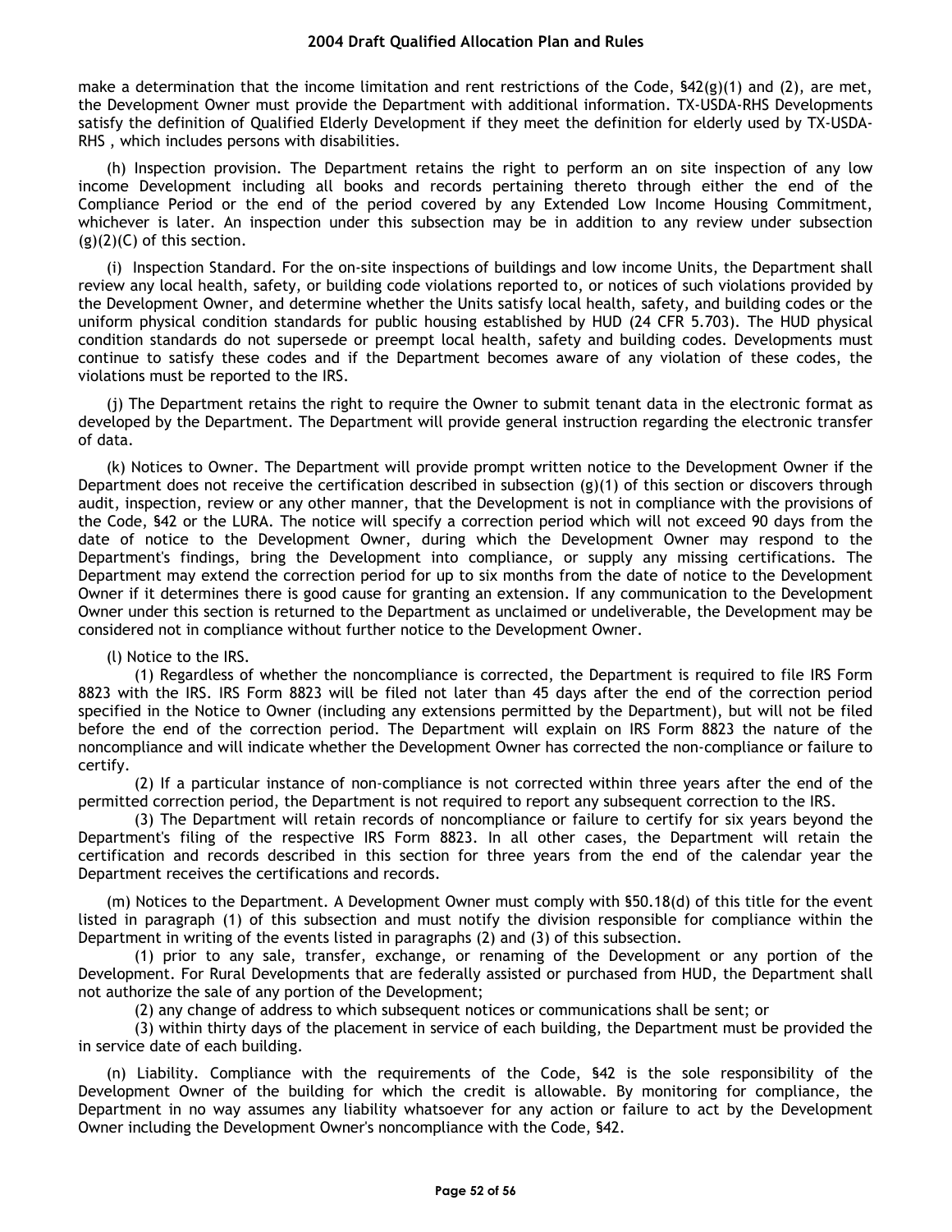make a determination that the income limitation and rent restrictions of the Code, §42(g)(1) and (2), are met, the Development Owner must provide the Department with additional information. TX-USDA-RHS Developments satisfy the definition of Qualified Elderly Development if they meet the definition for elderly used by TX-USDA-RHS , which includes persons with disabilities.

(h) Inspection provision. The Department retains the right to perform an on site inspection of any low income Development including all books and records pertaining thereto through either the end of the Compliance Period or the end of the period covered by any Extended Low Income Housing Commitment, whichever is later. An inspection under this subsection may be in addition to any review under subsection (g)(2)(C) of this section.

(i) Inspection Standard. For the on-site inspections of buildings and low income Units, the Department shall review any local health, safety, or building code violations reported to, or notices of such violations provided by the Development Owner, and determine whether the Units satisfy local health, safety, and building codes or the uniform physical condition standards for public housing established by HUD (24 CFR 5.703). The HUD physical condition standards do not supersede or preempt local health, safety and building codes. Developments must continue to satisfy these codes and if the Department becomes aware of any violation of these codes, the violations must be reported to the IRS.

(j) The Department retains the right to require the Owner to submit tenant data in the electronic format as developed by the Department. The Department will provide general instruction regarding the electronic transfer of data.

(k) Notices to Owner. The Department will provide prompt written notice to the Development Owner if the Department does not receive the certification described in subsection (g)(1) of this section or discovers through audit, inspection, review or any other manner, that the Development is not in compliance with the provisions of the Code, §42 or the LURA. The notice will specify a correction period which will not exceed 90 days from the date of notice to the Development Owner, during which the Development Owner may respond to the Department's findings, bring the Development into compliance, or supply any missing certifications. The Department may extend the correction period for up to six months from the date of notice to the Development Owner if it determines there is good cause for granting an extension. If any communication to the Development Owner under this section is returned to the Department as unclaimed or undeliverable, the Development may be considered not in compliance without further notice to the Development Owner.

(l) Notice to the IRS.

(1) Regardless of whether the noncompliance is corrected, the Department is required to file IRS Form 8823 with the IRS. IRS Form 8823 will be filed not later than 45 days after the end of the correction period specified in the Notice to Owner (including any extensions permitted by the Department), but will not be filed before the end of the correction period. The Department will explain on IRS Form 8823 the nature of the noncompliance and will indicate whether the Development Owner has corrected the non-compliance or failure to certify.

(2) If a particular instance of non-compliance is not corrected within three years after the end of the permitted correction period, the Department is not required to report any subsequent correction to the IRS.

(3) The Department will retain records of noncompliance or failure to certify for six years beyond the Department's filing of the respective IRS Form 8823. In all other cases, the Department will retain the certification and records described in this section for three years from the end of the calendar year the Department receives the certifications and records.

(m) Notices to the Department. A Development Owner must comply with §50.18(d) of this title for the event listed in paragraph (1) of this subsection and must notify the division responsible for compliance within the Department in writing of the events listed in paragraphs (2) and (3) of this subsection.

(1) prior to any sale, transfer, exchange, or renaming of the Development or any portion of the Development. For Rural Developments that are federally assisted or purchased from HUD, the Department shall not authorize the sale of any portion of the Development;

(2) any change of address to which subsequent notices or communications shall be sent; or

(3) within thirty days of the placement in service of each building, the Department must be provided the in service date of each building.

(n) Liability. Compliance with the requirements of the Code, §42 is the sole responsibility of the Development Owner of the building for which the credit is allowable. By monitoring for compliance, the Department in no way assumes any liability whatsoever for any action or failure to act by the Development Owner including the Development Owner's noncompliance with the Code, §42.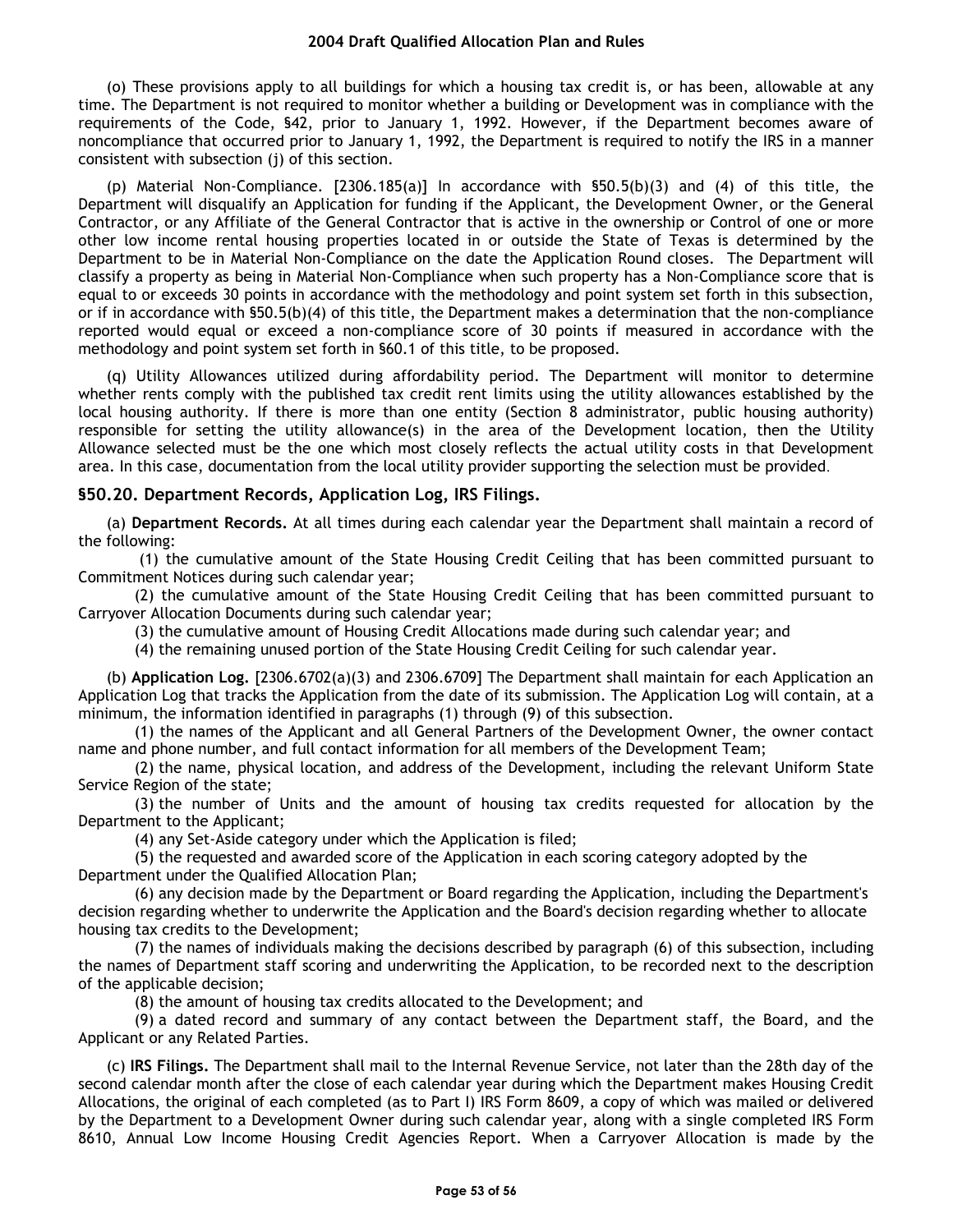(o) These provisions apply to all buildings for which a housing tax credit is, or has been, allowable at any time. The Department is not required to monitor whether a building or Development was in compliance with the requirements of the Code, §42, prior to January 1, 1992. However, if the Department becomes aware of noncompliance that occurred prior to January 1, 1992, the Department is required to notify the IRS in a manner consistent with subsection (j) of this section.

(p) Material Non-Compliance. [2306.185(a)] In accordance with §50.5(b)(3) and (4) of this title, the Department will disqualify an Application for funding if the Applicant, the Development Owner, or the General Contractor, or any Affiliate of the General Contractor that is active in the ownership or Control of one or more other low income rental housing properties located in or outside the State of Texas is determined by the Department to be in Material Non-Compliance on the date the Application Round closes. The Department will classify a property as being in Material Non-Compliance when such property has a Non-Compliance score that is equal to or exceeds 30 points in accordance with the methodology and point system set forth in this subsection, or if in accordance with §50.5(b)(4) of this title, the Department makes a determination that the non-compliance reported would equal or exceed a non-compliance score of 30 points if measured in accordance with the methodology and point system set forth in §60.1 of this title, to be proposed.

(q) Utility Allowances utilized during affordability period. The Department will monitor to determine whether rents comply with the published tax credit rent limits using the utility allowances established by the local housing authority. If there is more than one entity (Section 8 administrator, public housing authority) responsible for setting the utility allowance(s) in the area of the Development location, then the Utility Allowance selected must be the one which most closely reflects the actual utility costs in that Development area. In this case, documentation from the local utility provider supporting the selection must be provided.

## §50.20. Department Records, Application Log, IRS Filings.

(a) **Department Records.** At all times during each calendar year the Department shall maintain a record of the following:

(1) the cumulative amount of the State Housing Credit Ceiling that has been committed pursuant to Commitment Notices during such calendar year;

(2) the cumulative amount of the State Housing Credit Ceiling that has been committed pursuant to Carryover Allocation Documents during such calendar year;

(3) the cumulative amount of Housing Credit Allocations made during such calendar year; and

(4) the remaining unused portion of the State Housing Credit Ceiling for such calendar year.

(b) **Application Log.** [2306.6702(a)(3) and 2306.6709] The Department shall maintain for each Application an Application Log that tracks the Application from the date of its submission. The Application Log will contain, at a minimum, the information identified in paragraphs (1) through (9) of this subsection.

(1) the names of the Applicant and all General Partners of the Development Owner, the owner contact name and phone number, and full contact information for all members of the Development Team;

(2) the name, physical location, and address of the Development, including the relevant Uniform State Service Region of the state;

(3) the number of Units and the amount of housing tax credits requested for allocation by the Department to the Applicant;

(4) any Set-Aside category under which the Application is filed;

(5) the requested and awarded score of the Application in each scoring category adopted by the Department under the Qualified Allocation Plan;

(6) any decision made by the Department or Board regarding the Application, including the Department's decision regarding whether to underwrite the Application and the Board's decision regarding whether to allocate housing tax credits to the Development;

(7) the names of individuals making the decisions described by paragraph (6) of this subsection, including the names of Department staff scoring and underwriting the Application, to be recorded next to the description of the applicable decision;

(8) the amount of housing tax credits allocated to the Development; and

(9) a dated record and summary of any contact between the Department staff, the Board, and the Applicant or any Related Parties.

(c) **IRS Filings.** The Department shall mail to the Internal Revenue Service, not later than the 28th day of the second calendar month after the close of each calendar year during which the Department makes Housing Credit Allocations, the original of each completed (as to Part I) IRS Form 8609, a copy of which was mailed or delivered by the Department to a Development Owner during such calendar year, along with a single completed IRS Form 8610, Annual Low Income Housing Credit Agencies Report. When a Carryover Allocation is made by the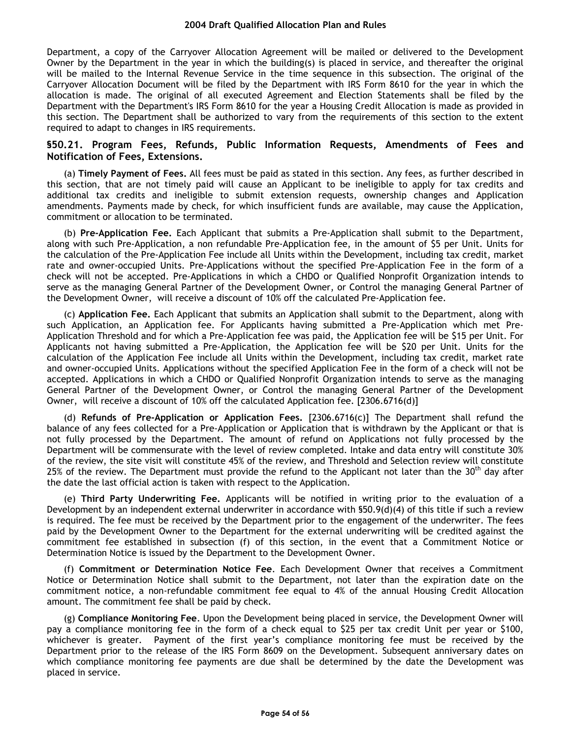Department, a copy of the Carryover Allocation Agreement will be mailed or delivered to the Development Owner by the Department in the year in which the building(s) is placed in service, and thereafter the original will be mailed to the Internal Revenue Service in the time sequence in this subsection. The original of the Carryover Allocation Document will be filed by the Department with IRS Form 8610 for the year in which the allocation is made. The original of all executed Agreement and Election Statements shall be filed by the Department with the Department's IRS Form 8610 for the year a Housing Credit Allocation is made as provided in this section. The Department shall be authorized to vary from the requirements of this section to the extent required to adapt to changes in IRS requirements.

### §50.21. Program Fees, Refunds, Public Information Requests, Amendments of Fees and Notification of Fees, Extensions.

(a) **Timely Payment of Fees.** All fees must be paid as stated in this section. Any fees, as further described in this section, that are not timely paid will cause an Applicant to be ineligible to apply for tax credits and additional tax credits and ineligible to submit extension requests, ownership changes and Application amendments. Payments made by check, for which insufficient funds are available, may cause the Application, commitment or allocation to be terminated.

(b) **Pre-Application Fee.** Each Applicant that submits a Pre-Application shall submit to the Department, along with such Pre-Application, a non refundable Pre-Application fee, in the amount of $5 per Unit. Units for the calculation of the Pre-Application Fee include all Units within the Development, including tax credit, market rate and owner-occupied Units. Pre-Applications without the specified Pre-Application Fee in the form of a check will not be accepted. Pre-Applications in which a CHDO or Qualified Nonprofit Organization intends to serve as the managing General Partner of the Development Owner, or Control the managing General Partner of the Development Owner, will receive a discount of 10% off the calculated Pre-Application fee.

(c) **Application Fee.** Each Applicant that submits an Application shall submit to the Department, along with such Application, an Application fee. For Applicants having submitted a Pre-Application which met Pre-Application Threshold and for which a Pre-Application fee was paid, the Application fee will be $15 per Unit. For Applicants not having submitted a Pre-Application, the Application fee will be $20 per Unit. Units for the calculation of the Application Fee include all Units within the Development, including tax credit, market rate and owner-occupied Units. Applications without the specified Application Fee in the form of a check will not be accepted. Applications in which a CHDO or Qualified Nonprofit Organization intends to serve as the managing General Partner of the Development Owner, or Control the managing General Partner of the Development Owner, will receive a discount of 10% off the calculated Application fee. [2306.6716(d)]

(d) **Refunds of Pre-Application or Application Fees.** [2306.6716(c)] The Department shall refund the balance of any fees collected for a Pre-Application or Application that is withdrawn by the Applicant or that is not fully processed by the Department. The amount of refund on Applications not fully processed by the Department will be commensurate with the level of review completed. Intake and data entry will constitute 30% of the review, the site visit will constitute 45% of the review, and Threshold and Selection review will constitute 25% of the review. The Department must provide the refund to the Applicant not later than the 30th day after the date the last official action is taken with respect to the Application.

(e) **Third Party Underwriting Fee.** Applicants will be notified in writing prior to the evaluation of a Development by an independent external underwriter in accordance with §50.9(d)(4) of this title if such a review is required. The fee must be received by the Department prior to the engagement of the underwriter. The fees paid by the Development Owner to the Department for the external underwriting will be credited against the commitment fee established in subsection (f) of this section, in the event that a Commitment Notice or Determination Notice is issued by the Department to the Development Owner.

(f) **Commitment or Determination Notice Fee**. Each Development Owner that receives a Commitment Notice or Determination Notice shall submit to the Department, not later than the expiration date on the commitment notice, a non-refundable commitment fee equal to 4% of the annual Housing Credit Allocation amount. The commitment fee shall be paid by check.

(g) **Compliance Monitoring Fee**. Upon the Development being placed in service, the Development Owner will pay a compliance monitoring fee in the form of a check equal to $25 per tax credit Unit per year or $100, whichever is greater. Payment of the first year's compliance monitoring fee must be received by the Department prior to the release of the IRS Form 8609 on the Development. Subsequent anniversary dates on which compliance monitoring fee payments are due shall be determined by the date the Development was placed in service.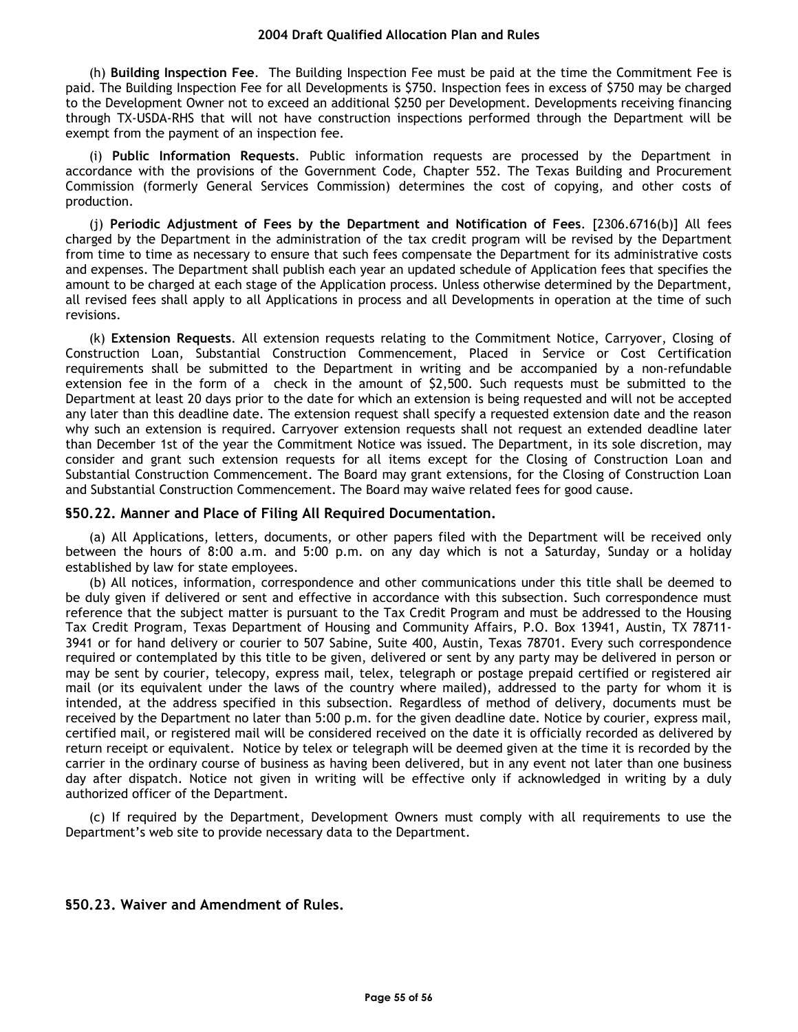(h) **Building Inspection Fee**. The Building Inspection Fee must be paid at the time the Commitment Fee is paid. The Building Inspection Fee for all Developments is $750. Inspection fees in excess of $750 may be charged to the Development Owner not to exceed an additional $250 per Development. Developments receiving financing through TX-USDA-RHS that will not have construction inspections performed through the Department will be exempt from the payment of an inspection fee.

(i) **Public Information Requests**. Public information requests are processed by the Department in accordance with the provisions of the Government Code, Chapter 552. The Texas Building and Procurement Commission (formerly General Services Commission) determines the cost of copying, and other costs of production.

(j) **Periodic Adjustment of Fees by the Department and Notification of Fees**. [2306.6716(b)] All fees charged by the Department in the administration of the tax credit program will be revised by the Department from time to time as necessary to ensure that such fees compensate the Department for its administrative costs and expenses. The Department shall publish each year an updated schedule of Application fees that specifies the amount to be charged at each stage of the Application process. Unless otherwise determined by the Department, all revised fees shall apply to all Applications in process and all Developments in operation at the time of such revisions.

(k) **Extension Requests**. All extension requests relating to the Commitment Notice, Carryover, Closing of Construction Loan, Substantial Construction Commencement, Placed in Service or Cost Certification requirements shall be submitted to the Department in writing and be accompanied by a non-refundable extension fee in the form of a check in the amount of $2,500. Such requests must be submitted to the Department at least 20 days prior to the date for which an extension is being requested and will not be accepted any later than this deadline date. The extension request shall specify a requested extension date and the reason why such an extension is required. Carryover extension requests shall not request an extended deadline later than December 1st of the year the Commitment Notice was issued. The Department, in its sole discretion, may consider and grant such extension requests for all items except for the Closing of Construction Loan and Substantial Construction Commencement. The Board may grant extensions, for the Closing of Construction Loan and Substantial Construction Commencement. The Board may waive related fees for good cause.

### §50.22. Manner and Place of Filing All Required Documentation.

(a) All Applications, letters, documents, or other papers filed with the Department will be received only between the hours of 8:00 a.m. and 5:00 p.m. on any day which is not a Saturday, Sunday or a holiday established by law for state employees.

(b) All notices, information, correspondence and other communications under this title shall be deemed to be duly given if delivered or sent and effective in accordance with this subsection. Such correspondence must reference that the subject matter is pursuant to the Tax Credit Program and must be addressed to the Housing Tax Credit Program, Texas Department of Housing and Community Affairs, P.O. Box 13941, Austin, TX 78711-3941 or for hand delivery or courier to 507 Sabine, Suite 400, Austin, Texas 78701. Every such correspondence required or contemplated by this title to be given, delivered or sent by any party may be delivered in person or may be sent by courier, telecopy, express mail, telex, telegraph or postage prepaid certified or registered air mail (or its equivalent under the laws of the country where mailed), addressed to the party for whom it is intended, at the address specified in this subsection. Regardless of method of delivery, documents must be received by the Department no later than 5:00 p.m. for the given deadline date. Notice by courier, express mail, certified mail, or registered mail will be considered received on the date it is officially recorded as delivered by return receipt or equivalent. Notice by telex or telegraph will be deemed given at the time it is recorded by the carrier in the ordinary course of business as having been delivered, but in any event not later than one business day after dispatch. Notice not given in writing will be effective only if acknowledged in writing by a duly authorized officer of the Department.

(c) If required by the Department, Development Owners must comply with all requirements to use the Department's web site to provide necessary data to the Department.

### §50.23. Waiver and Amendment of Rules.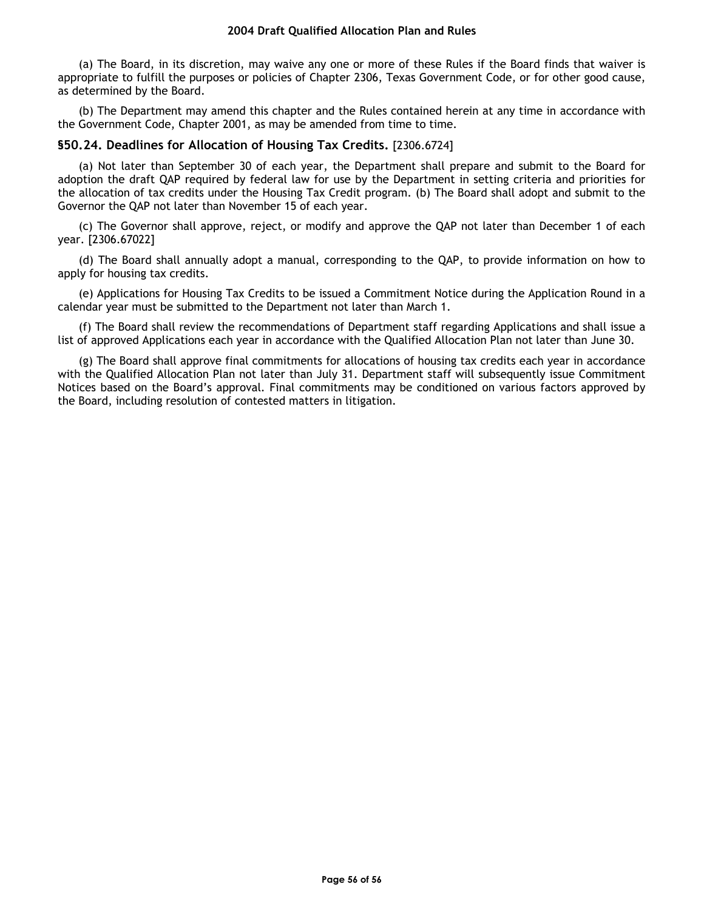(a) The Board, in its discretion, may waive any one or more of these Rules if the Board finds that waiver is appropriate to fulfill the purposes or policies of Chapter 2306, Texas Government Code, or for other good cause, as determined by the Board.

(b) The Department may amend this chapter and the Rules contained herein at any time in accordance with the Government Code, Chapter 2001, as may be amended from time to time.

### §50.24. Deadlines for Allocation of Housing Tax Credits. [2306.6724]

(a) Not later than September 30 of each year, the Department shall prepare and submit to the Board for adoption the draft QAP required by federal law for use by the Department in setting criteria and priorities for the allocation of tax credits under the Housing Tax Credit program. (b) The Board shall adopt and submit to the Governor the QAP not later than November 15 of each year.

(c) The Governor shall approve, reject, or modify and approve the QAP not later than December 1 of each year. [2306.67022]

(d) The Board shall annually adopt a manual, corresponding to the QAP, to provide information on how to apply for housing tax credits.

(e) Applications for Housing Tax Credits to be issued a Commitment Notice during the Application Round in a calendar year must be submitted to the Department not later than March 1.

(f) The Board shall review the recommendations of Department staff regarding Applications and shall issue a list of approved Applications each year in accordance with the Qualified Allocation Plan not later than June 30.

(g) The Board shall approve final commitments for allocations of housing tax credits each year in accordance with the Qualified Allocation Plan not later than July 31. Department staff will subsequently issue Commitment Notices based on the Board's approval. Final commitments may be conditioned on various factors approved by the Board, including resolution of contested matters in litigation.